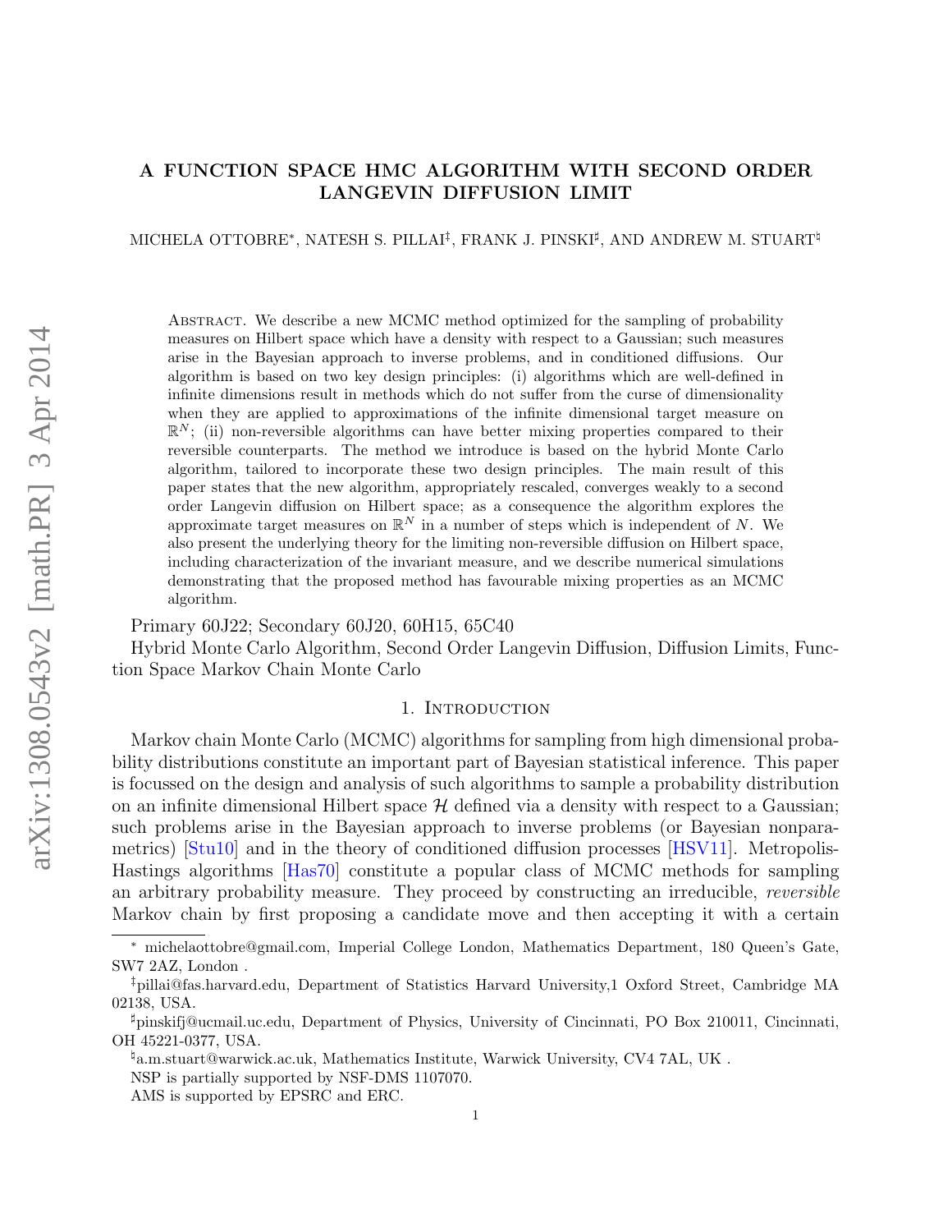# A FUNCTION SPACE HMC ALGORITHM WITH SECOND ORDER LANGEVIN DIFFUSION LIMIT

MICHELA OTTOBRE[*], NATESH S. PILLAI[‡], FRANK J. PINSKI[♯], AND ANDREW M. STUART[♮]

Abstract. We describe a new MCMC method optimized for the sampling of probability measures on Hilbert space which have a density with respect to a Gaussian; such measures arise in the Bayesian approach to inverse problems, and in conditioned diffusions. Our algorithm is based on two key design principles: (i) algorithms which are well-defined in infinite dimensions result in methods which do not suffer from the curse of dimensionality when they are applied to approximations of the infinite dimensional target measure on $\mathbb{R}^N$; (ii) non-reversible algorithms can have better mixing properties compared to their reversible counterparts. The method we introduce is based on the hybrid Monte Carlo algorithm, tailored to incorporate these two design principles. The main result of this paper states that the new algorithm, appropriately rescaled, converges weakly to a second order Langevin diffusion on Hilbert space; as a consequence the algorithm explores the approximate target measures on $\mathbb{R}^N$ in a number of steps which is independent of $N$. We also present the underlying theory for the limiting non-reversible diffusion on Hilbert space, including characterization of the invariant measure, and we describe numerical simulations demonstrating that the proposed method has favourable mixing properties as an MCMC algorithm.

Primary 60J22; Secondary 60J20, 60H15, 65C40

Hybrid Monte Carlo Algorithm, Second Order Langevin Diffusion, Diffusion Limits, Function Space Markov Chain Monte Carlo

## 1. Introduction

Markov chain Monte Carlo (MCMC) algorithms for sampling from high dimensional probability distributions constitute an important part of Bayesian statistical inference. This paper is focussed on the design and analysis of such algorithms to sample a probability distribution on an infinite dimensional Hilbert space $\mathcal{H}$ defined via a density with respect to a Gaussian; such problems arise in the Bayesian approach to inverse problems (or Bayesian nonparametrics) [Stu10] and in the theory of conditioned diffusion processes [HSV11]. Metropolis-Hastings algorithms [Has70] constitute a popular class of MCMC methods for sampling an arbitrary probability measure. They proceed by constructing an irreducible, *reversible* Markov chain by first proposing a candidate move and then accepting it with a certain

[*] michelaottobre@gmail.com, Imperial College London, Mathematics Department, 180 Queen's Gate, SW7 2AZ, London .

[‡] pillai@fas.harvard.edu, Department of Statistics Harvard University,1 Oxford Street, Cambridge MA 02138, USA.

[♯] pinskifj@ucmail.uc.edu, Department of Physics, University of Cincinnati, PO Box 210011, Cincinnati, OH 45221-0377, USA.

[♮] a.m.stuart@warwick.ac.uk, Mathematics Institute, Warwick University, CV4 7AL, UK .

NSP is partially supported by NSF-DMS 1107070.

AMS is supported by EPSRC and ERC.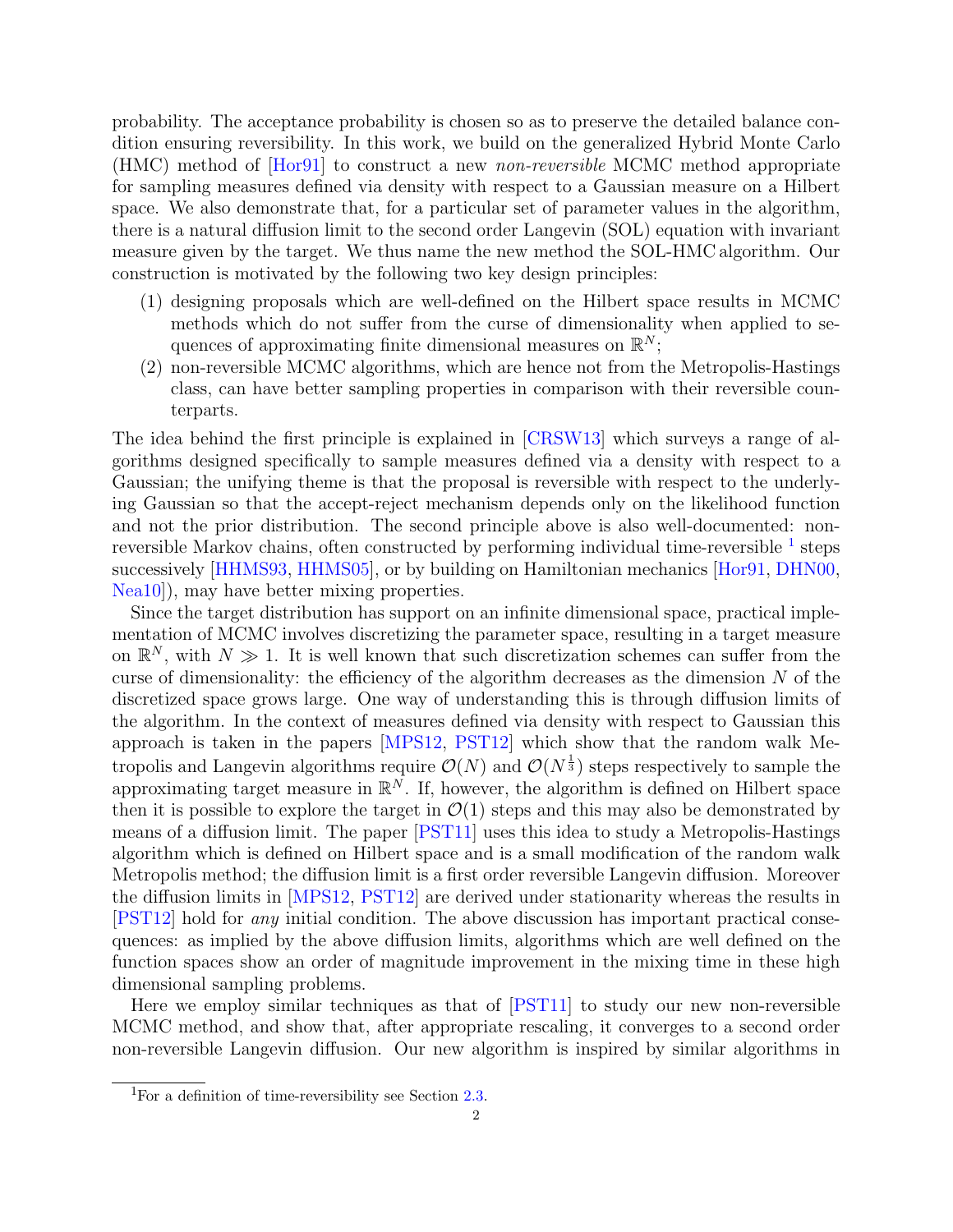probability. The acceptance probability is chosen so as to preserve the detailed balance condition ensuring reversibility. In this work, we build on the generalized Hybrid Monte Carlo (HMC) method of [Hor91] to construct a new *non-reversible* MCMC method appropriate for sampling measures defined via density with respect to a Gaussian measure on a Hilbert space. We also demonstrate that, for a particular set of parameter values in the algorithm, there is a natural diffusion limit to the second order Langevin (SOL) equation with invariant measure given by the target. We thus name the new method the SOL-HMC algorithm. Our construction is motivated by the following two key design principles:

1. designing proposals which are well-defined on the Hilbert space results in MCMC methods which do not suffer from the curse of dimensionality when applied to sequences of approximating finite dimensional measures on $\mathbb{R}^N$;
2. non-reversible MCMC algorithms, which are hence not from the Metropolis-Hastings class, can have better sampling properties in comparison with their reversible counterparts.

The idea behind the first principle is explained in [CRSW13] which surveys a range of algorithms designed specifically to sample measures defined via a density with respect to a Gaussian; the unifying theme is that the proposal is reversible with respect to the underlying Gaussian so that the accept-reject mechanism depends only on the likelihood function and not the prior distribution. The second principle above is also well-documented: non-reversible Markov chains, often constructed by performing individual time-reversible [1] steps successively [HHMS93, HHMS05], or by building on Hamiltonian mechanics [Hor91, DHN00, Nea10]), may have better mixing properties.

Since the target distribution has support on an infinite dimensional space, practical implementation of MCMC involves discretizing the parameter space, resulting in a target measure on $\mathbb{R}^N$, with $N \gg 1$. It is well known that such discretization schemes can suffer from the curse of dimensionality: the efficiency of the algorithm decreases as the dimension $N$ of the discretized space grows large. One way of understanding this is through diffusion limits of the algorithm. In the context of measures defined via density with respect to Gaussian this approach is taken in the papers [MPS12, PST12] which show that the random walk Metropolis and Langevin algorithms require $\mathcal{O}(N)$ and $\mathcal{O}(N^{\frac{1}{3}})$ steps respectively to sample the approximating target measure in $\mathbb{R}^N$. If, however, the algorithm is defined on Hilbert space then it is possible to explore the target in $\mathcal{O}(1)$ steps and this may also be demonstrated by means of a diffusion limit. The paper [PST11] uses this idea to study a Metropolis-Hastings algorithm which is defined on Hilbert space and is a small modification of the random walk Metropolis method; the diffusion limit is a first order reversible Langevin diffusion. Moreover the diffusion limits in [MPS12, PST12] are derived under stationarity whereas the results in [PST12] hold for *any* initial condition. The above discussion has important practical consequences: as implied by the above diffusion limits, algorithms which are well defined on the function spaces show an order of magnitude improvement in the mixing time in these high dimensional sampling problems.

Here we employ similar techniques as that of [PST11] to study our new non-reversible MCMC method, and show that, after appropriate rescaling, it converges to a second order non-reversible Langevin diffusion. Our new algorithm is inspired by similar algorithms in

[1] For a definition of time-reversibility see Section 2.3.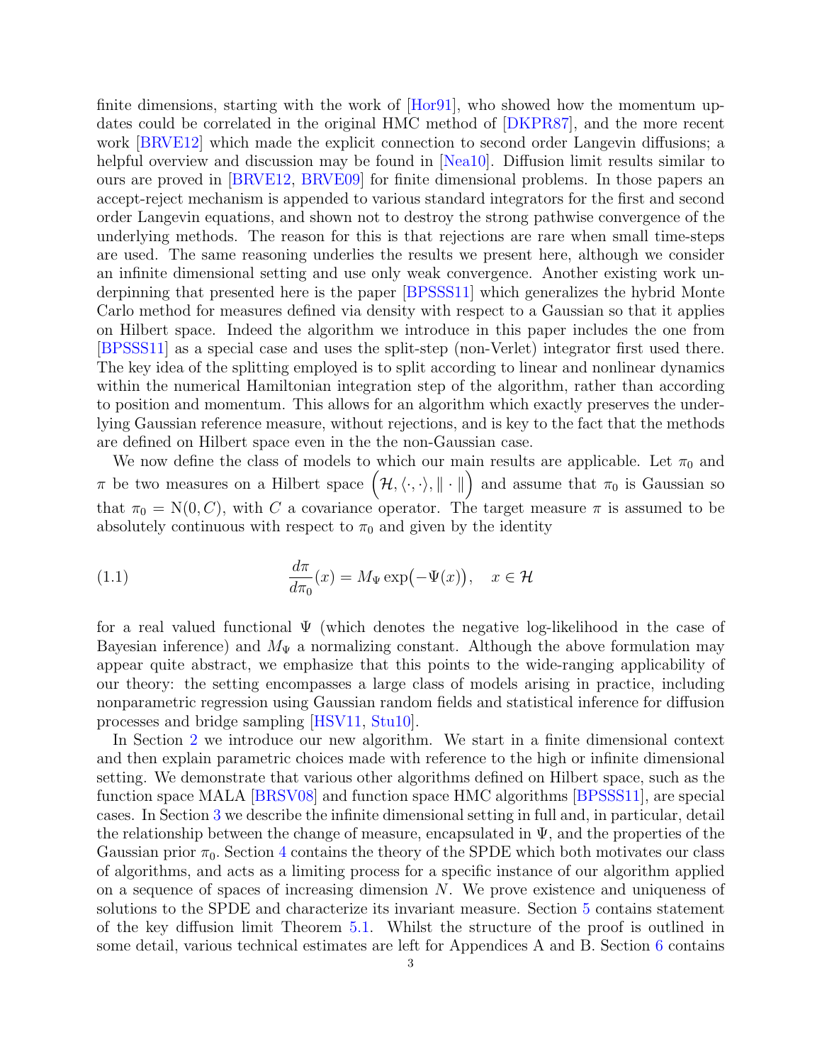finite dimensions, starting with the work of [Hor91], who showed how the momentum updates could be correlated in the original HMC method of [DKPR87], and the more recent work [BRVE12] which made the explicit connection to second order Langevin diffusions; a helpful overview and discussion may be found in [Nea10]. Diffusion limit results similar to ours are proved in [BRVE12, BRVE09] for finite dimensional problems. In those papers an accept-reject mechanism is appended to various standard integrators for the first and second order Langevin equations, and shown not to destroy the strong pathwise convergence of the underlying methods. The reason for this is that rejections are rare when small time-steps are used. The same reasoning underlies the results we present here, although we consider an infinite dimensional setting and use only weak convergence. Another existing work underpinning that presented here is the paper [BPSSS11] which generalizes the hybrid Monte Carlo method for measures defined via density with respect to a Gaussian so that it applies on Hilbert space. Indeed the algorithm we introduce in this paper includes the one from [BPSSS11] as a special case and uses the split-step (non-Verlet) integrator first used there. The key idea of the splitting employed is to split according to linear and nonlinear dynamics within the numerical Hamiltonian integration step of the algorithm, rather than according to position and momentum. This allows for an algorithm which exactly preserves the underlying Gaussian reference measure, without rejections, and is key to the fact that the methods are defined on Hilbert space even in the the non-Gaussian case.

We now define the class of models to which our main results are applicable. Let $\pi_0$ and $\pi$ be two measures on a Hilbert space $\left(\mathcal{H}, \langle \cdot, \cdot \rangle, \| \cdot \|\right)$ and assume that $\pi_0$ is Gaussian so that $\pi_0 = \mathrm{N}(0, C)$, with $C$ a covariance operator. The target measure $\pi$ is assumed to be absolutely continuous with respect to $\pi_0$ and given by the identity

$$
\frac{d\pi}{d\pi_0}(x) = M_\Psi \exp\bigl(-\Psi(x)\bigr), \quad x \in \mathcal{H} \tag{1.1}
$$

for a real valued functional $\Psi$ (which denotes the negative log-likelihood in the case of Bayesian inference) and $M_\Psi$ a normalizing constant. Although the above formulation may appear quite abstract, we emphasize that this points to the wide-ranging applicability of our theory: the setting encompasses a large class of models arising in practice, including nonparametric regression using Gaussian random fields and statistical inference for diffusion processes and bridge sampling [HSV11, Stu10].

In Section 2 we introduce our new algorithm. We start in a finite dimensional context and then explain parametric choices made with reference to the high or infinite dimensional setting. We demonstrate that various other algorithms defined on Hilbert space, such as the function space MALA [BRSV08] and function space HMC algorithms [BPSSS11], are special cases. In Section 3 we describe the infinite dimensional setting in full and, in particular, detail the relationship between the change of measure, encapsulated in $\Psi$, and the properties of the Gaussian prior $\pi_0$. Section 4 contains the theory of the SPDE which both motivates our class of algorithms, and acts as a limiting process for a specific instance of our algorithm applied on a sequence of spaces of increasing dimension $N$. We prove existence and uniqueness of solutions to the SPDE and characterize its invariant measure. Section 5 contains statement of the key diffusion limit Theorem 5.1. Whilst the structure of the proof is outlined in some detail, various technical estimates are left for Appendices A and B. Section 6 contains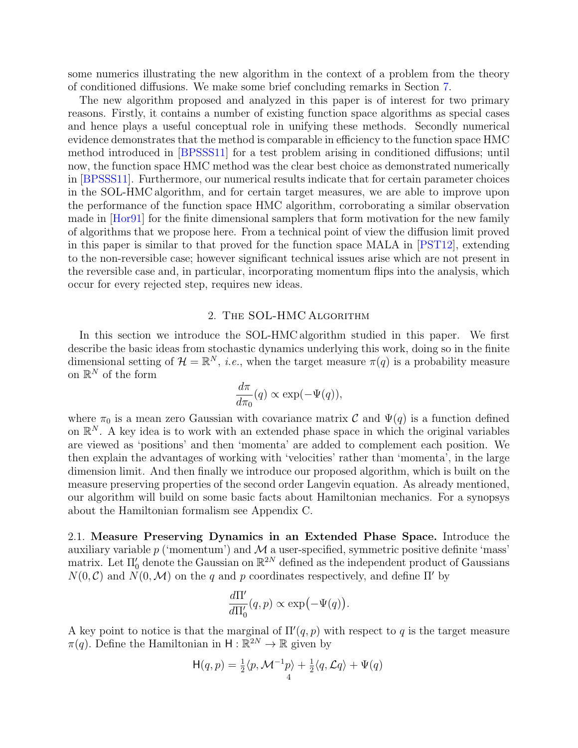some numerics illustrating the new algorithm in the context of a problem from the theory of conditioned diffusions. We make some brief concluding remarks in Section 7.

The new algorithm proposed and analyzed in this paper is of interest for two primary reasons. Firstly, it contains a number of existing function space algorithms as special cases and hence plays a useful conceptual role in unifying these methods. Secondly numerical evidence demonstrates that the method is comparable in efficiency to the function space HMC method introduced in [BPSSS11] for a test problem arising in conditioned diffusions; until now, the function space HMC method was the clear best choice as demonstrated numerically in [BPSSS11]. Furthermore, our numerical results indicate that for certain parameter choices in the SOL-HMC algorithm, and for certain target measures, we are able to improve upon the performance of the function space HMC algorithm, corroborating a similar observation made in [Hor91] for the finite dimensional samplers that form motivation for the new family of algorithms that we propose here. From a technical point of view the diffusion limit proved in this paper is similar to that proved for the function space MALA in [PST12], extending to the non-reversible case; however significant technical issues arise which are not present in the reversible case and, in particular, incorporating momentum flips into the analysis, which occur for every rejected step, requires new ideas.

## 2. The SOL-HMC Algorithm

In this section we introduce the SOL-HMC algorithm studied in this paper. We first describe the basic ideas from stochastic dynamics underlying this work, doing so in the finite dimensional setting of $\mathcal{H} = \mathbb{R}^N$, *i.e.*, when the target measure $\pi(q)$ is a probability measure on $\mathbb{R}^N$ of the form

$$\frac{d\pi}{d\pi_0}(q) \propto \exp(-\Psi(q)),$$

where $\pi_0$ is a mean zero Gaussian with covariance matrix $\mathcal{C}$ and $\Psi(q)$ is a function defined on $\mathbb{R}^N$. A key idea is to work with an extended phase space in which the original variables are viewed as 'positions' and then 'momenta' are added to complement each position. We then explain the advantages of working with 'velocities' rather than 'momenta', in the large dimension limit. And then finally we introduce our proposed algorithm, which is built on the measure preserving properties of the second order Langevin equation. As already mentioned, our algorithm will build on some basic facts about Hamiltonian mechanics. For a synopsys about the Hamiltonian formalism see Appendix C.

2.1. **Measure Preserving Dynamics in an Extended Phase Space.** Introduce the auxiliary variable $p$ ('momentum') and $\mathcal{M}$ a user-specified, symmetric positive definite 'mass' matrix. Let $\Pi_0'$ denote the Gaussian on $\mathbb{R}^{2N}$ defined as the independent product of Gaussians $N(0, \mathcal{C})$ and $N(0, \mathcal{M})$ on the $q$ and $p$ coordinates respectively, and define $\Pi'$ by

$$\frac{d\Pi'}{d\Pi_0'}(q,p) \propto \exp\bigl(-\Psi(q)\bigr).$$

A key point to notice is that the marginal of $\Pi'(q,p)$ with respect to $q$ is the target measure $\pi(q)$. Define the Hamiltonian in $\mathsf{H} : \mathbb{R}^{2N} \to \mathbb{R}$ given by

$$\mathsf{H}(q,p) = \tfrac{1}{2}\langle p, \mathcal{M}^{-1}p\rangle + \tfrac{1}{2}\langle q, \mathcal{L}q\rangle + \Psi(q)$$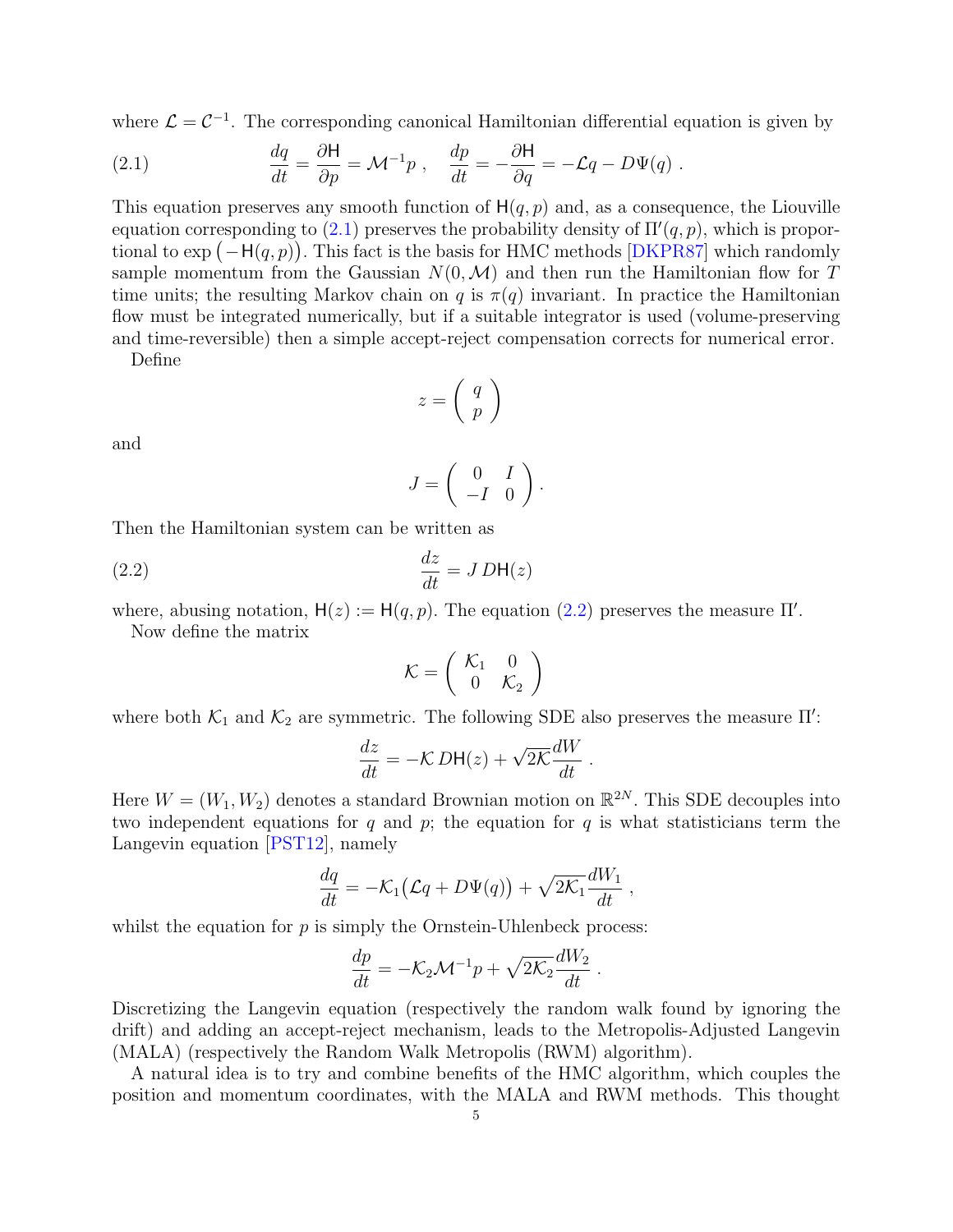where $\mathcal{L} = \mathcal{C}^{-1}$. The corresponding canonical Hamiltonian differential equation is given by

$$\frac{dq}{dt} = \frac{\partial \mathsf{H}}{\partial p} = \mathcal{M}^{-1} p \ , \quad \frac{dp}{dt} = -\frac{\partial \mathsf{H}}{\partial q} = -\mathcal{L} q - D\Psi(q) \ . \tag{2.1}$$

This equation preserves any smooth function of $\mathsf{H}(q, p)$ and, as a consequence, the Liouville equation corresponding to (2.1) preserves the probability density of $\Pi'(q, p)$, which is proportional to $\exp\big(-\mathsf{H}(q, p)\big)$. This fact is the basis for HMC methods [DKPR87] which randomly sample momentum from the Gaussian $N(0, \mathcal{M})$ and then run the Hamiltonian flow for $T$ time units; the resulting Markov chain on $q$ is $\pi(q)$ invariant. In practice the Hamiltonian flow must be integrated numerically, but if a suitable integrator is used (volume-preserving and time-reversible) then a simple accept-reject compensation corrects for numerical error.

Define

$$z = \begin{pmatrix} q \\ p \end{pmatrix}$$

and

$$J = \begin{pmatrix} 0 & I \\ -I & 0 \end{pmatrix} .$$

Then the Hamiltonian system can be written as

$$\frac{dz}{dt} = J \, D\mathsf{H}(z) \tag{2.2}$$

where, abusing notation, $\mathsf{H}(z) := \mathsf{H}(q, p)$. The equation (2.2) preserves the measure $\Pi'$.

Now define the matrix

$$\mathcal{K} = \begin{pmatrix} \mathcal{K}_1 & 0 \\ 0 & \mathcal{K}_2 \end{pmatrix}$$

where both $\mathcal{K}_1$ and $\mathcal{K}_2$ are symmetric. The following SDE also preserves the measure $\Pi'$:

$$\frac{dz}{dt} = -\mathcal{K} \, D\mathsf{H}(z) + \sqrt{2\mathcal{K}} \frac{dW}{dt} \ .$$

Here $W = (W_1, W_2)$ denotes a standard Brownian motion on $\mathbb{R}^{2N}$. This SDE decouples into two independent equations for $q$ and $p$; the equation for $q$ is what statisticians term the Langevin equation [PST12], namely

$$\frac{dq}{dt} = -\mathcal{K}_1 \big(\mathcal{L} q + D\Psi(q)\big) + \sqrt{2\mathcal{K}_1} \frac{dW_1}{dt} \ ,$$

whilst the equation for $p$ is simply the Ornstein-Uhlenbeck process:

$$\frac{dp}{dt} = -\mathcal{K}_2 \mathcal{M}^{-1} p + \sqrt{2\mathcal{K}_2} \frac{dW_2}{dt} \ .$$

Discretizing the Langevin equation (respectively the random walk found by ignoring the drift) and adding an accept-reject mechanism, leads to the Metropolis-Adjusted Langevin (MALA) (respectively the Random Walk Metropolis (RWM) algorithm).

A natural idea is to try and combine benefits of the HMC algorithm, which couples the position and momentum coordinates, with the MALA and RWM methods. This thought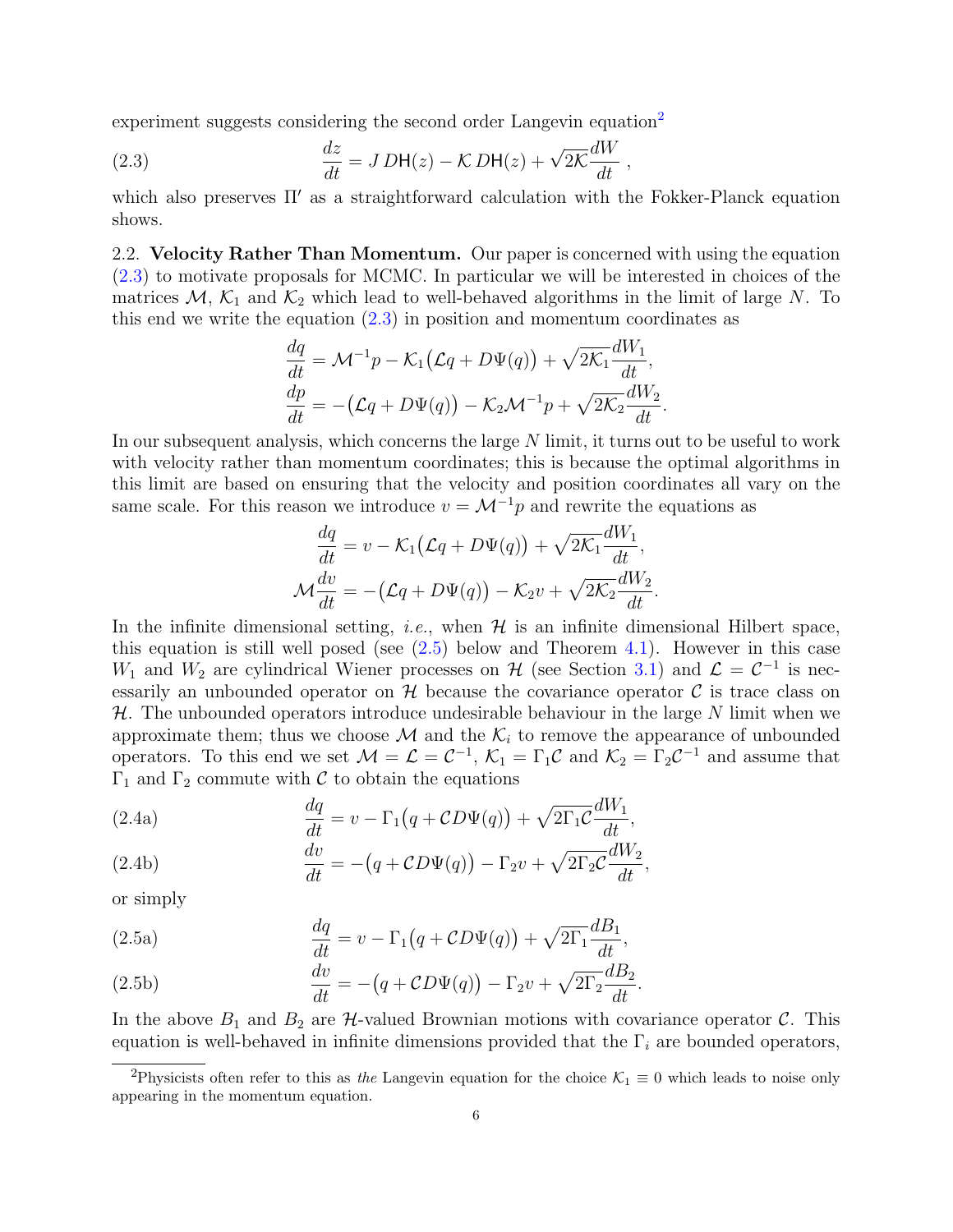experiment suggests considering the second order Langevin equation[2]

$$\frac{dz}{dt} = J\,D\mathsf{H}(z) - \mathcal{K}\,D\mathsf{H}(z) + \sqrt{2\mathcal{K}}\frac{dW}{dt}\ , \tag{2.3}$$

which also preserves $\Pi'$ as a straightforward calculation with the Fokker-Planck equation shows.

**2.2. Velocity Rather Than Momentum.** Our paper is concerned with using the equation (2.3) to motivate proposals for MCMC. In particular we will be interested in choices of the matrices $\mathcal{M}$, $\mathcal{K}_1$ and $\mathcal{K}_2$ which lead to well-behaved algorithms in the limit of large $N$. To this end we write the equation (2.3) in position and momentum coordinates as

$$\frac{dq}{dt} = \mathcal{M}^{-1}p - \mathcal{K}_1\big(\mathcal{L}q + D\Psi(q)\big) + \sqrt{2\mathcal{K}_1}\frac{dW_1}{dt},$$
$$\frac{dp}{dt} = -\big(\mathcal{L}q + D\Psi(q)\big) - \mathcal{K}_2\mathcal{M}^{-1}p + \sqrt{2\mathcal{K}_2}\frac{dW_2}{dt}.$$

In our subsequent analysis, which concerns the large $N$ limit, it turns out to be useful to work with velocity rather than momentum coordinates; this is because the optimal algorithms in this limit are based on ensuring that the velocity and position coordinates all vary on the same scale. For this reason we introduce $v = \mathcal{M}^{-1}p$ and rewrite the equations as

$$\frac{dq}{dt} = v - \mathcal{K}_1\big(\mathcal{L}q + D\Psi(q)\big) + \sqrt{2\mathcal{K}_1}\frac{dW_1}{dt},$$
$$\mathcal{M}\frac{dv}{dt} = -\big(\mathcal{L}q + D\Psi(q)\big) - \mathcal{K}_2 v + \sqrt{2\mathcal{K}_2}\frac{dW_2}{dt}.$$

In the infinite dimensional setting, *i.e.*, when $\mathcal{H}$ is an infinite dimensional Hilbert space, this equation is still well posed (see (2.5) below and Theorem 4.1). However in this case $W_1$ and $W_2$ are cylindrical Wiener processes on $\mathcal{H}$ (see Section 3.1) and $\mathcal{L} = \mathcal{C}^{-1}$ is necessarily an unbounded operator on $\mathcal{H}$ because the covariance operator $\mathcal{C}$ is trace class on $\mathcal{H}$. The unbounded operators introduce undesirable behaviour in the large $N$ limit when we approximate them; thus we choose $\mathcal{M}$ and the $\mathcal{K}_i$ to remove the appearance of unbounded operators. To this end we set $\mathcal{M} = \mathcal{L} = \mathcal{C}^{-1}$, $\mathcal{K}_1 = \Gamma_1\mathcal{C}$ and $\mathcal{K}_2 = \Gamma_2\mathcal{C}^{-1}$ and assume that $\Gamma_1$ and $\Gamma_2$ commute with $\mathcal{C}$ to obtain the equations

$$\frac{dq}{dt} = v - \Gamma_1\big(q + \mathcal{C}D\Psi(q)\big) + \sqrt{2\Gamma_1\mathcal{C}}\frac{dW_1}{dt}, \tag{2.4a}$$

$$\frac{dv}{dt} = -\big(q + \mathcal{C}D\Psi(q)\big) - \Gamma_2 v + \sqrt{2\Gamma_2\mathcal{C}}\frac{dW_2}{dt}, \tag{2.4b}$$

or simply

$$\frac{dq}{dt} = v - \Gamma_1\big(q + \mathcal{C}D\Psi(q)\big) + \sqrt{2\Gamma_1}\frac{dB_1}{dt}, \tag{2.5a}$$

$$\frac{dv}{dt} = -\big(q + \mathcal{C}D\Psi(q)\big) - \Gamma_2 v + \sqrt{2\Gamma_2}\frac{dB_2}{dt}. \tag{2.5b}$$

In the above $B_1$ and $B_2$ are $\mathcal{H}$-valued Brownian motions with covariance operator $\mathcal{C}$. This equation is well-behaved in infinite dimensions provided that the $\Gamma_i$ are bounded operators,

[2] Physicists often refer to this as *the* Langevin equation for the choice $\mathcal{K}_1 \equiv 0$ which leads to noise only appearing in the momentum equation.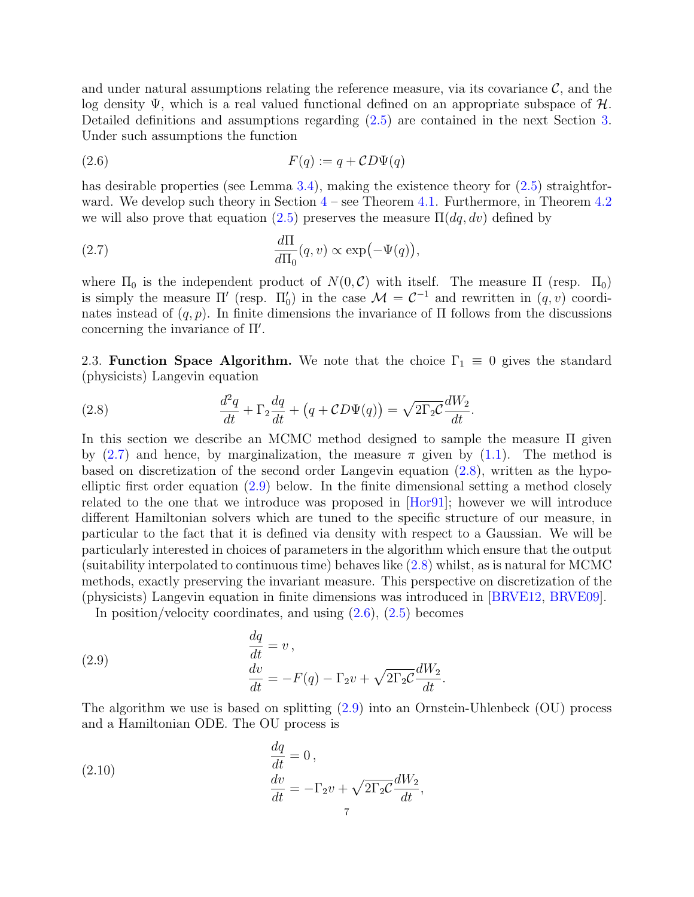and under natural assumptions relating the reference measure, via its covariance $\mathcal{C}$, and the log density $\Psi$, which is a real valued functional defined on an appropriate subspace of $\mathcal{H}$. Detailed definitions and assumptions regarding (2.5) are contained in the next Section 3. Under such assumptions the function

$$F(q) := q + \mathcal{C}D\Psi(q) \tag{2.6}$$

has desirable properties (see Lemma 3.4), making the existence theory for (2.5) straightforward. We develop such theory in Section 4 – see Theorem 4.1. Furthermore, in Theorem 4.2 we will also prove that equation (2.5) preserves the measure $\Pi(dq, dv)$ defined by

$$\frac{d\Pi}{d\Pi_0}(q, v) \propto \exp\big(-\Psi(q)\big), \tag{2.7}$$

where $\Pi_0$ is the independent product of $N(0, \mathcal{C})$ with itself. The measure $\Pi$ (resp. $\Pi_0$) is simply the measure $\Pi'$ (resp. $\Pi_0'$) in the case $\mathcal{M} = \mathcal{C}^{-1}$ and rewritten in $(q, v)$ coordinates instead of $(q, p)$. In finite dimensions the invariance of $\Pi$ follows from the discussions concerning the invariance of $\Pi'$.

2.3. **Function Space Algorithm.** We note that the choice $\Gamma_1 \equiv 0$ gives the standard (physicists) Langevin equation

$$\frac{d^2 q}{dt} + \Gamma_2 \frac{dq}{dt} + \big(q + \mathcal{C}D\Psi(q)\big) = \sqrt{2\Gamma_2 \mathcal{C}}\frac{dW_2}{dt}. \tag{2.8}$$

In this section we describe an MCMC method designed to sample the measure $\Pi$ given by (2.7) and hence, by marginalization, the measure $\pi$ given by (1.1). The method is based on discretization of the second order Langevin equation (2.8), written as the hypoelliptic first order equation (2.9) below. In the finite dimensional setting a method closely related to the one that we introduce was proposed in [Hor91]; however we will introduce different Hamiltonian solvers which are tuned to the specific structure of our measure, in particular to the fact that it is defined via density with respect to a Gaussian. We will be particularly interested in choices of parameters in the algorithm which ensure that the output (suitability interpolated to continuous time) behaves like (2.8) whilst, as is natural for MCMC methods, exactly preserving the invariant measure. This perspective on discretization of the (physicists) Langevin equation in finite dimensions was introduced in [BRVE12, BRVE09].

In position/velocity coordinates, and using (2.6), (2.5) becomes

$$\begin{aligned} \frac{dq}{dt} &= v\,, \\ \frac{dv}{dt} &= -F(q) - \Gamma_2 v + \sqrt{2\Gamma_2 \mathcal{C}}\frac{dW_2}{dt}. \end{aligned} \tag{2.9}$$

The algorithm we use is based on splitting (2.9) into an Ornstein-Uhlenbeck (OU) process and a Hamiltonian ODE. The OU process is

$$\begin{aligned} \frac{dq}{dt} &= 0\,, \\ \frac{dv}{dt} &= -\Gamma_2 v + \sqrt{2\Gamma_2 \mathcal{C}}\frac{dW_2}{dt}, \end{aligned} \tag{2.10}$$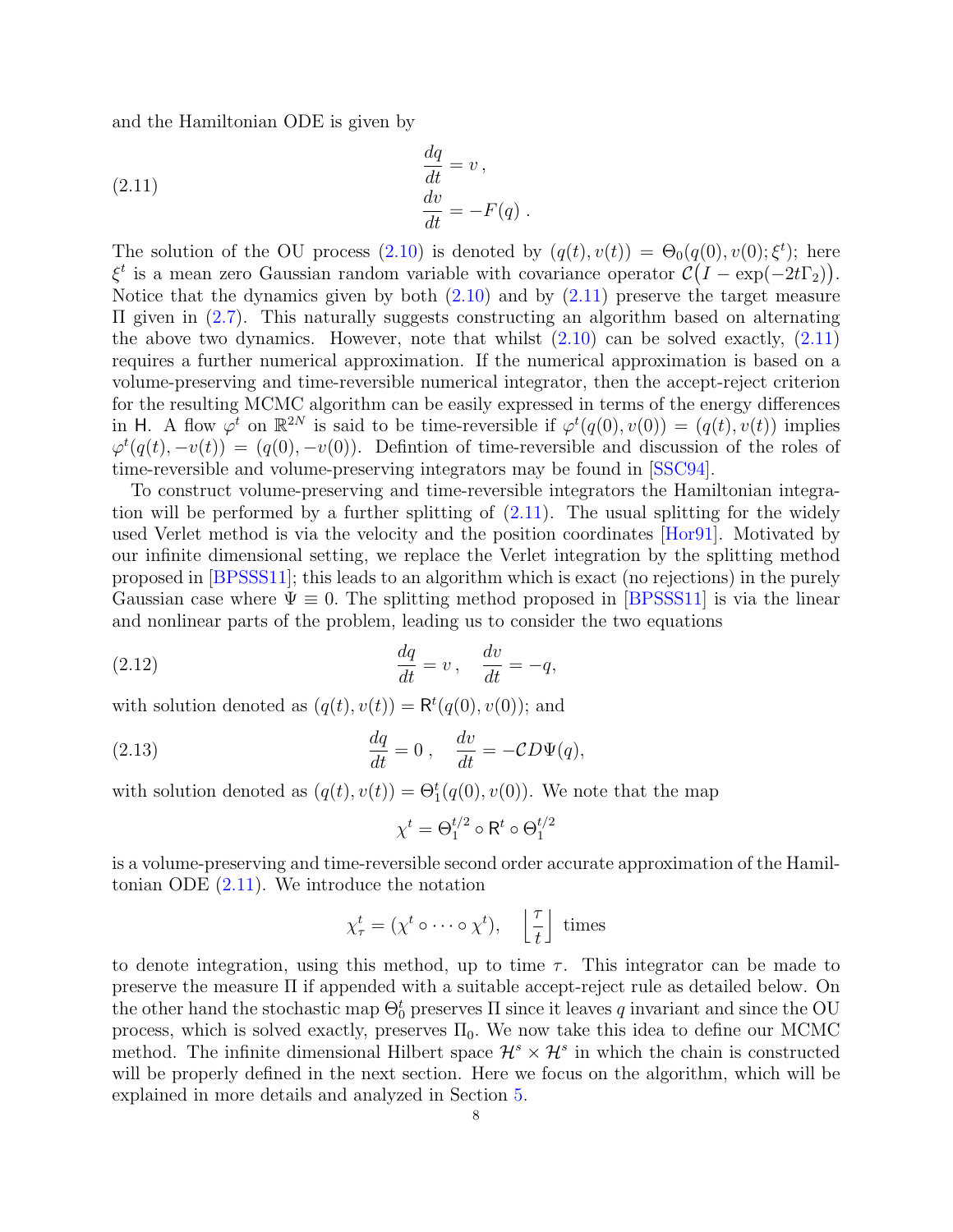and the Hamiltonian ODE is given by

$$
\begin{aligned}
\frac{dq}{dt} &= v\,, \\
\frac{dv}{dt} &= -F(q)\,.
\end{aligned}
\tag{2.11}
$$

The solution of the OU process (2.10) is denoted by $(q(t), v(t)) = \Theta_0(q(0), v(0); \xi^t)$; here $\xi^t$ is a mean zero Gaussian random variable with covariance operator $\mathcal{C}\big(I - \exp(-2t\Gamma_2)\big)$. Notice that the dynamics given by both (2.10) and by (2.11) preserve the target measure $\Pi$ given in (2.7). This naturally suggests constructing an algorithm based on alternating the above two dynamics. However, note that whilst (2.10) can be solved exactly, (2.11) requires a further numerical approximation. If the numerical approximation is based on a volume-preserving and time-reversible numerical integrator, then the accept-reject criterion for the resulting MCMC algorithm can be easily expressed in terms of the energy differences in $\mathsf{H}$. A flow $\varphi^t$ on $\mathbb{R}^{2N}$ is said to be time-reversible if $\varphi^t(q(0), v(0)) = (q(t), v(t))$ implies $\varphi^t(q(t), -v(t)) = (q(0), -v(0))$. Defintion of time-reversible and discussion of the roles of time-reversible and volume-preserving integrators may be found in [SSC94].

To construct volume-preserving and time-reversible integrators the Hamiltonian integration will be performed by a further splitting of (2.11). The usual splitting for the widely used Verlet method is via the velocity and the position coordinates [Hor91]. Motivated by our infinite dimensional setting, we replace the Verlet integration by the splitting method proposed in [BPSSS11]; this leads to an algorithm which is exact (no rejections) in the purely Gaussian case where $\Psi \equiv 0$. The splitting method proposed in [BPSSS11] is via the linear and nonlinear parts of the problem, leading us to consider the two equations

$$
\frac{dq}{dt} = v\,, \quad \frac{dv}{dt} = -q, \tag{2.12}
$$

with solution denoted as $(q(t), v(t)) = \mathsf{R}^t(q(0), v(0))$; and

$$
\frac{dq}{dt} = 0\,, \quad \frac{dv}{dt} = -\mathcal{C}D\Psi(q), \tag{2.13}
$$

with solution denoted as $(q(t), v(t)) = \Theta_1^t(q(0), v(0))$. We note that the map

$$
\chi^t = \Theta_1^{t/2} \circ \mathsf{R}^t \circ \Theta_1^{t/2}
$$

is a volume-preserving and time-reversible second order accurate approximation of the Hamiltonian ODE (2.11). We introduce the notation

$$
\chi^t_\tau = (\chi^t \circ \cdots \circ \chi^t), \quad \left\lfloor \frac{\tau}{t} \right\rfloor \text{ times}
$$

to denote integration, using this method, up to time $\tau$. This integrator can be made to preserve the measure $\Pi$ if appended with a suitable accept-reject rule as detailed below. On the other hand the stochastic map $\Theta_0^t$ preserves $\Pi$ since it leaves $q$ invariant and since the OU process, which is solved exactly, preserves $\Pi_0$. We now take this idea to define our MCMC method. The infinite dimensional Hilbert space $\mathcal{H}^s \times \mathcal{H}^s$ in which the chain is constructed will be properly defined in the next section. Here we focus on the algorithm, which will be explained in more details and analyzed in Section 5.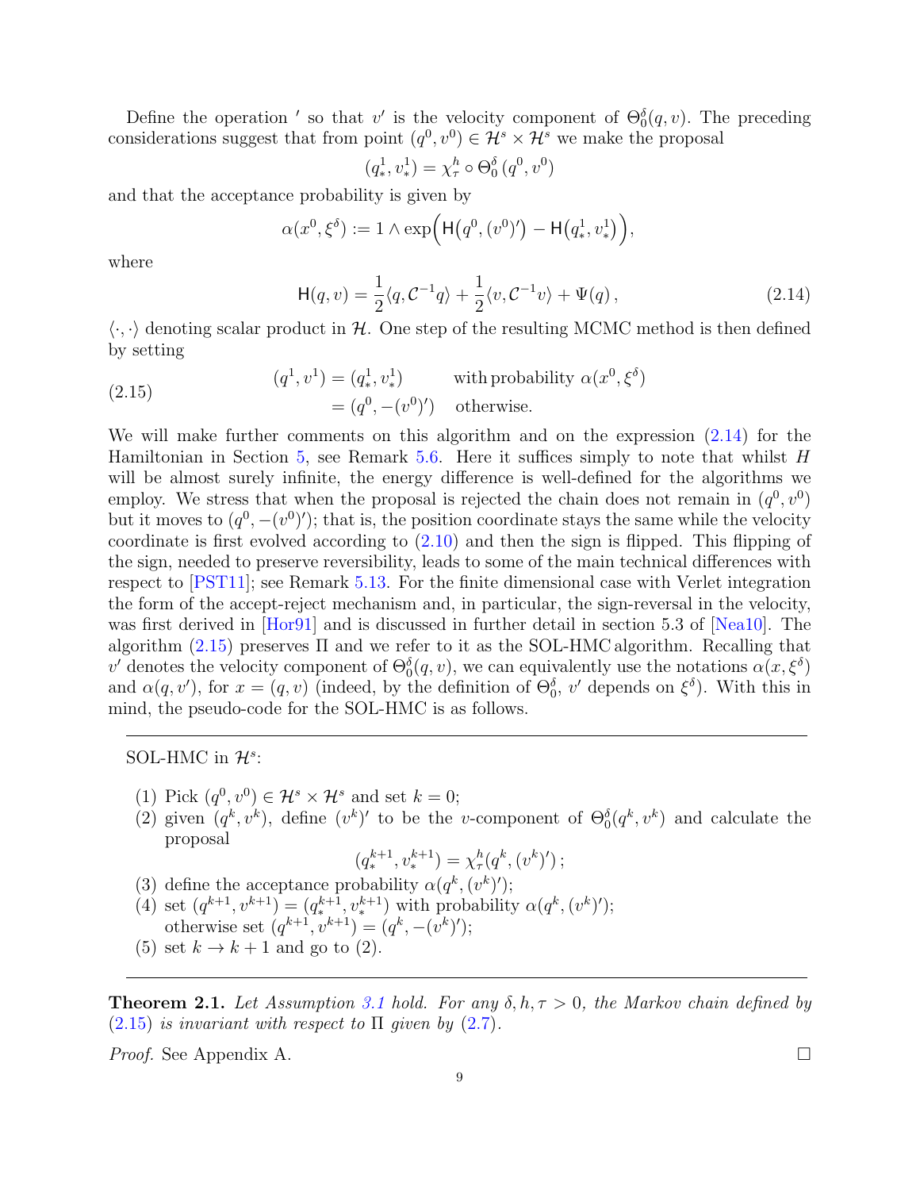Define the operation $'$ so that $v'$ is the velocity component of $\Theta_0^\delta(q,v)$. The preceding considerations suggest that from point $(q^0,v^0) \in \mathcal{H}^s \times \mathcal{H}^s$ we make the proposal

$$(q_*^1, v_*^1) = \chi_\tau^h \circ \Theta_0^\delta\,(q^0, v^0)$$

and that the acceptance probability is given by

$$\alpha(x^0,\xi^\delta) := 1 \wedge \exp\Big(\mathsf{H}\big(q^0,(v^0)'\big) - \mathsf{H}\big(q_*^1, v_*^1\big)\Big),$$

where

$$\mathsf{H}(q,v) = \frac{1}{2}\langle q, \mathcal{C}^{-1}q\rangle + \frac{1}{2}\langle v, \mathcal{C}^{-1}v\rangle + \Psi(q)\,, \tag{2.14}$$

$\langle\cdot,\cdot\rangle$ denoting scalar product in $\mathcal{H}$. One step of the resulting MCMC method is then defined by setting

$$\begin{aligned}(q^1, v^1) &= (q_*^1, v_*^1) \qquad \text{with probability } \alpha(x^0,\xi^\delta)\\ &= (q^0, -(v^0)') \quad \text{otherwise.}\end{aligned} \tag{2.15}$$

We will make further comments on this algorithm and on the expression (2.14) for the Hamiltonian in Section 5, see Remark 5.6. Here it suffices simply to note that whilst $H$ will be almost surely infinite, the energy difference is well-defined for the algorithms we employ. We stress that when the proposal is rejected the chain does not remain in $(q^0,v^0)$ but it moves to $(q^0,-(v^0)')$; that is, the position coordinate stays the same while the velocity coordinate is first evolved according to (2.10) and then the sign is flipped. This flipping of the sign, needed to preserve reversibility, leads to some of the main technical differences with respect to [PST11]; see Remark 5.13. For the finite dimensional case with Verlet integration the form of the accept-reject mechanism and, in particular, the sign-reversal in the velocity, was first derived in [Hor91] and is discussed in further detail in section 5.3 of [Nea10]. The algorithm (2.15) preserves $\Pi$ and we refer to it as the SOL-HMC algorithm. Recalling that $v'$ denotes the velocity component of $\Theta_0^\delta(q,v)$, we can equivalently use the notations $\alpha(x,\xi^\delta)$ and $\alpha(q,v')$, for $x=(q,v)$ (indeed, by the definition of $\Theta_0^\delta$, $v'$ depends on $\xi^\delta$). With this in mind, the pseudo-code for the SOL-HMC is as follows.

---

SOL-HMC in $\mathcal{H}^s$:

(1) Pick $(q^0,v^0) \in \mathcal{H}^s \times \mathcal{H}^s$ and set $k=0$;
(2) given $(q^k,v^k)$, define $(v^k)'$ to be the $v$-component of $\Theta_0^\delta(q^k,v^k)$ and calculate the proposal
$$(q_*^{k+1}, v_*^{k+1}) = \chi_\tau^h(q^k,(v^k)')\,;$$
(3) define the acceptance probability $\alpha(q^k,(v^k)')$;
(4) set $(q^{k+1},v^{k+1}) = (q_*^{k+1}, v_*^{k+1})$ with probability $\alpha(q^k,(v^k)')$;
otherwise set $(q^{k+1},v^{k+1}) = (q^k,-(v^k)')$;
(5) set $k \to k+1$ and go to (2).

---

**Theorem 2.1.** *Let Assumption 3.1 hold. For any $\delta, h, \tau > 0$, the Markov chain defined by (2.15) is invariant with respect to $\Pi$ given by (2.7).*

*Proof.* See Appendix A. □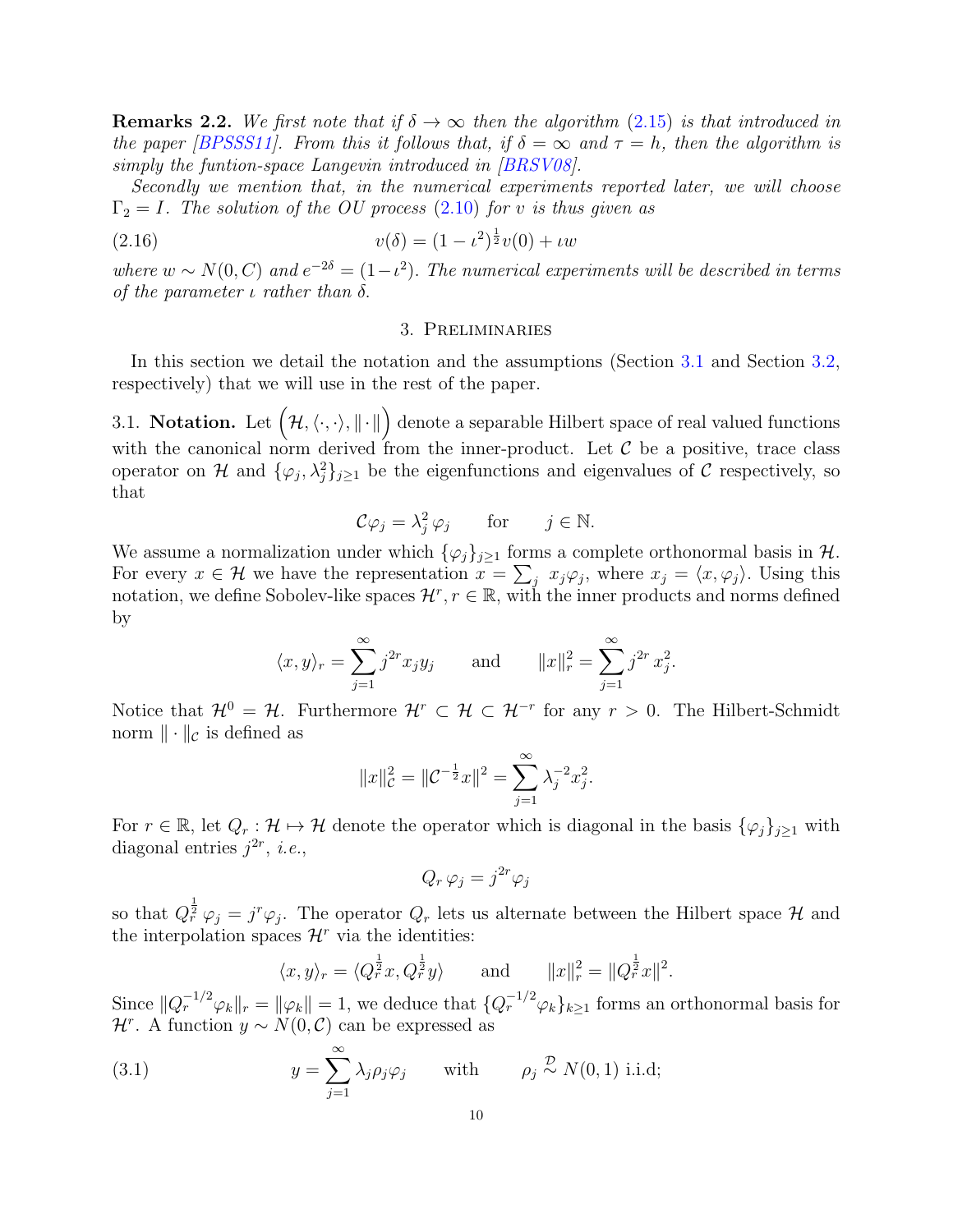**Remarks 2.2.** *We first note that if $\delta \to \infty$ then the algorithm (2.15) is that introduced in the paper [BPSSS11]. From this it follows that, if $\delta = \infty$ and $\tau = h$, then the algorithm is simply the funtion-space Langevin introduced in [BRSV08].*

*Secondly we mention that, in the numerical experiments reported later, we will choose $\Gamma_2 = I$. The solution of the OU process (2.10) for $v$ is thus given as*

$$v(\delta) = (1-\iota^2)^{\frac{1}{2}} v(0) + \iota w \tag{2.16}$$

*where $w \sim N(0, C)$ and $e^{-2\delta} = (1-\iota^2)$. The numerical experiments will be described in terms of the parameter $\iota$ rather than $\delta$.*

## 3. Preliminaries

In this section we detail the notation and the assumptions (Section 3.1 and Section 3.2, respectively) that we will use in the rest of the paper.

### 3.1. Notation.

Let $\Big(\mathcal{H}, \langle\cdot,\cdot\rangle, \|\cdot\|\Big)$ denote a separable Hilbert space of real valued functions with the canonical norm derived from the inner-product. Let $\mathcal{C}$ be a positive, trace class operator on $\mathcal{H}$ and $\{\varphi_j, \lambda_j^2\}_{j\geq 1}$ be the eigenfunctions and eigenvalues of $\mathcal{C}$ respectively, so that

$$\mathcal{C}\varphi_j = \lambda_j^2\,\varphi_j \qquad \text{for} \qquad j \in \mathbb{N}.$$

We assume a normalization under which $\{\varphi_j\}_{j\geq 1}$ forms a complete orthonormal basis in $\mathcal{H}$. For every $x \in \mathcal{H}$ we have the representation $x = \sum_j \, x_j \varphi_j$, where $x_j = \langle x, \varphi_j\rangle$. Using this notation, we define Sobolev-like spaces $\mathcal{H}^r, r \in \mathbb{R}$, with the inner products and norms defined by

$$\langle x, y\rangle_r = \sum_{j=1}^{\infty} j^{2r} x_j y_j \qquad \text{and} \qquad \|x\|_r^2 = \sum_{j=1}^{\infty} j^{2r}\, x_j^2.$$

Notice that $\mathcal{H}^0 = \mathcal{H}$. Furthermore $\mathcal{H}^r \subset \mathcal{H} \subset \mathcal{H}^{-r}$ for any $r > 0$. The Hilbert-Schmidt norm $\|\cdot\|_{\mathcal{C}}$ is defined as

$$\|x\|_{\mathcal{C}}^2 = \|\mathcal{C}^{-\frac{1}{2}} x\|^2 = \sum_{j=1}^{\infty} \lambda_j^{-2} x_j^2.$$

For $r \in \mathbb{R}$, let $Q_r : \mathcal{H} \mapsto \mathcal{H}$ denote the operator which is diagonal in the basis $\{\varphi_j\}_{j\geq 1}$ with diagonal entries $j^{2r}$, *i.e.*,

$$Q_r\, \varphi_j = j^{2r} \varphi_j$$

so that $Q_r^{\frac{1}{2}}\, \varphi_j = j^r \varphi_j$. The operator $Q_r$ lets us alternate between the Hilbert space $\mathcal{H}$ and the interpolation spaces $\mathcal{H}^r$ via the identities:

$$\langle x, y\rangle_r = \langle Q_r^{\frac{1}{2}} x, Q_r^{\frac{1}{2}} y\rangle \qquad \text{and} \qquad \|x\|_r^2 = \|Q_r^{\frac{1}{2}} x\|^2.$$

Since $\|Q_r^{-1/2}\varphi_k\|_r = \|\varphi_k\| = 1$, we deduce that $\{Q_r^{-1/2}\varphi_k\}_{k\geq 1}$ forms an orthonormal basis for $\mathcal{H}^r$. A function $y \sim N(0, \mathcal{C})$ can be expressed as

$$y = \sum_{j=1}^{\infty} \lambda_j \rho_j \varphi_j \qquad \text{with} \qquad \rho_j \overset{\mathcal{D}}{\sim} N(0,1) \text{ i.i.d;} \tag{3.1}$$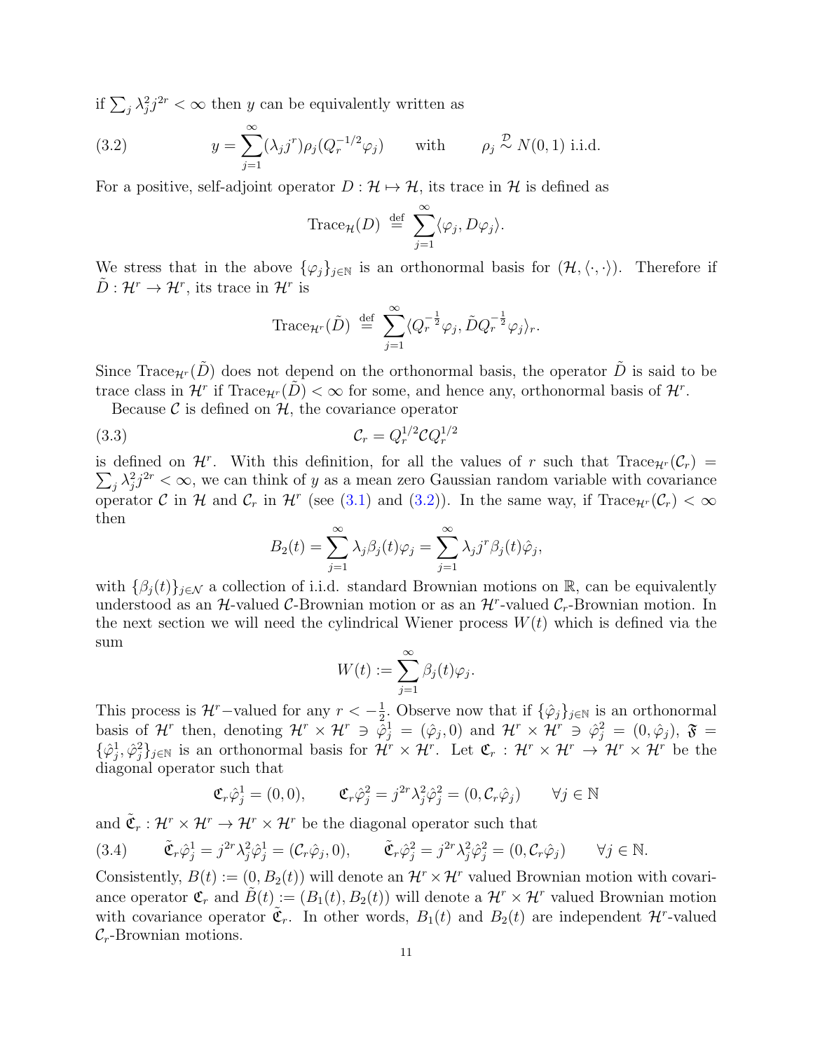if $\sum_j \lambda_j^2 j^{2r} < \infty$ then $y$ can be equivalently written as

$$y = \sum_{j=1}^{\infty} (\lambda_j j^r) \rho_j (Q_r^{-1/2} \varphi_j) \qquad \text{with} \qquad \rho_j \overset{\mathcal{D}}{\sim} N(0,1) \text{ i.i.d.} \tag{3.2}$$

For a positive, self-adjoint operator $D : \mathcal{H} \mapsto \mathcal{H}$, its trace in $\mathcal{H}$ is defined as

$$\mathrm{Trace}_{\mathcal{H}}(D) \overset{\text{def}}{=} \sum_{j=1}^{\infty} \langle \varphi_j, D\varphi_j \rangle.$$

We stress that in the above $\{\varphi_j\}_{j\in\mathbb{N}}$ is an orthonormal basis for $(\mathcal{H}, \langle \cdot, \cdot \rangle)$. Therefore if $\tilde{D} : \mathcal{H}^r \to \mathcal{H}^r$, its trace in $\mathcal{H}^r$ is

$$\mathrm{Trace}_{\mathcal{H}^r}(\tilde{D}) \overset{\text{def}}{=} \sum_{j=1}^{\infty} \langle Q_r^{-\frac{1}{2}} \varphi_j, \tilde{D} Q_r^{-\frac{1}{2}} \varphi_j \rangle_r.$$

Since $\mathrm{Trace}_{\mathcal{H}^r}(\tilde{D})$ does not depend on the orthonormal basis, the operator $\tilde{D}$ is said to be trace class in $\mathcal{H}^r$ if $\mathrm{Trace}_{\mathcal{H}^r}(\tilde{D}) < \infty$ for some, and hence any, orthonormal basis of $\mathcal{H}^r$.

Because $\mathcal{C}$ is defined on $\mathcal{H}$, the covariance operator

$$\mathcal{C}_r = Q_r^{1/2} \mathcal{C} Q_r^{1/2} \tag{3.3}$$

is defined on $\mathcal{H}^r$. With this definition, for all the values of $r$ such that $\mathrm{Trace}_{\mathcal{H}^r}(\mathcal{C}_r) = \sum_j \lambda_j^2 j^{2r} < \infty$, we can think of $y$ as a mean zero Gaussian random variable with covariance operator $\mathcal{C}$ in $\mathcal{H}$ and $\mathcal{C}_r$ in $\mathcal{H}^r$ (see (3.1) and (3.2)). In the same way, if $\mathrm{Trace}_{\mathcal{H}^r}(\mathcal{C}_r) < \infty$ then

$$B_2(t) = \sum_{j=1}^{\infty} \lambda_j \beta_j(t) \varphi_j = \sum_{j=1}^{\infty} \lambda_j j^r \beta_j(t) \hat{\varphi}_j,$$

with $\{\beta_j(t)\}_{j\in\mathcal{N}}$ a collection of i.i.d. standard Brownian motions on $\mathbb{R}$, can be equivalently understood as an $\mathcal{H}$-valued $\mathcal{C}$-Brownian motion or as an $\mathcal{H}^r$-valued $\mathcal{C}_r$-Brownian motion. In the next section we will need the cylindrical Wiener process $W(t)$ which is defined via the sum

$$W(t) := \sum_{j=1}^{\infty} \beta_j(t) \varphi_j.$$

This process is $\mathcal{H}^r$−valued for any $r < -\frac{1}{2}$. Observe now that if $\{\hat{\varphi}_j\}_{j\in\mathbb{N}}$ is an orthonormal basis of $\mathcal{H}^r$ then, denoting $\mathcal{H}^r \times \mathcal{H}^r \ni \hat{\varphi}_j^1 = (\hat{\varphi}_j, 0)$ and $\mathcal{H}^r \times \mathcal{H}^r \ni \hat{\varphi}_j^2 = (0, \hat{\varphi}_j)$, $\mathfrak{F} = \{\hat{\varphi}_j^1, \hat{\varphi}_j^2\}_{j\in\mathbb{N}}$ is an orthonormal basis for $\mathcal{H}^r \times \mathcal{H}^r$. Let $\mathfrak{C}_r : \mathcal{H}^r \times \mathcal{H}^r \to \mathcal{H}^r \times \mathcal{H}^r$ be the diagonal operator such that

$$\mathfrak{C}_r \hat{\varphi}_j^1 = (0,0), \qquad \mathfrak{C}_r \hat{\varphi}_j^2 = j^{2r} \lambda_j^2 \hat{\varphi}_j^2 = (0, \mathcal{C}_r \hat{\varphi}_j) \qquad \forall j \in \mathbb{N}$$

and $\tilde{\mathfrak{C}}_r : \mathcal{H}^r \times \mathcal{H}^r \to \mathcal{H}^r \times \mathcal{H}^r$ be the diagonal operator such that

$$\tilde{\mathfrak{C}}_r \hat{\varphi}_j^1 = j^{2r} \lambda_j^2 \hat{\varphi}_j^1 = (\mathcal{C}_r \hat{\varphi}_j, 0), \qquad \tilde{\mathfrak{C}}_r \hat{\varphi}_j^2 = j^{2r} \lambda_j^2 \hat{\varphi}_j^2 = (0, \mathcal{C}_r \hat{\varphi}_j) \qquad \forall j \in \mathbb{N}. \tag{3.4}$$

Consistently, $B(t) := (0, B_2(t))$ will denote an $\mathcal{H}^r \times \mathcal{H}^r$ valued Brownian motion with covariance operator $\mathfrak{C}_r$ and $\tilde{B}(t) := (B_1(t), B_2(t))$ will denote a $\mathcal{H}^r \times \mathcal{H}^r$ valued Brownian motion with covariance operator $\tilde{\mathfrak{C}}_r$. In other words, $B_1(t)$ and $B_2(t)$ are independent $\mathcal{H}^r$-valued $\mathcal{C}_r$-Brownian motions.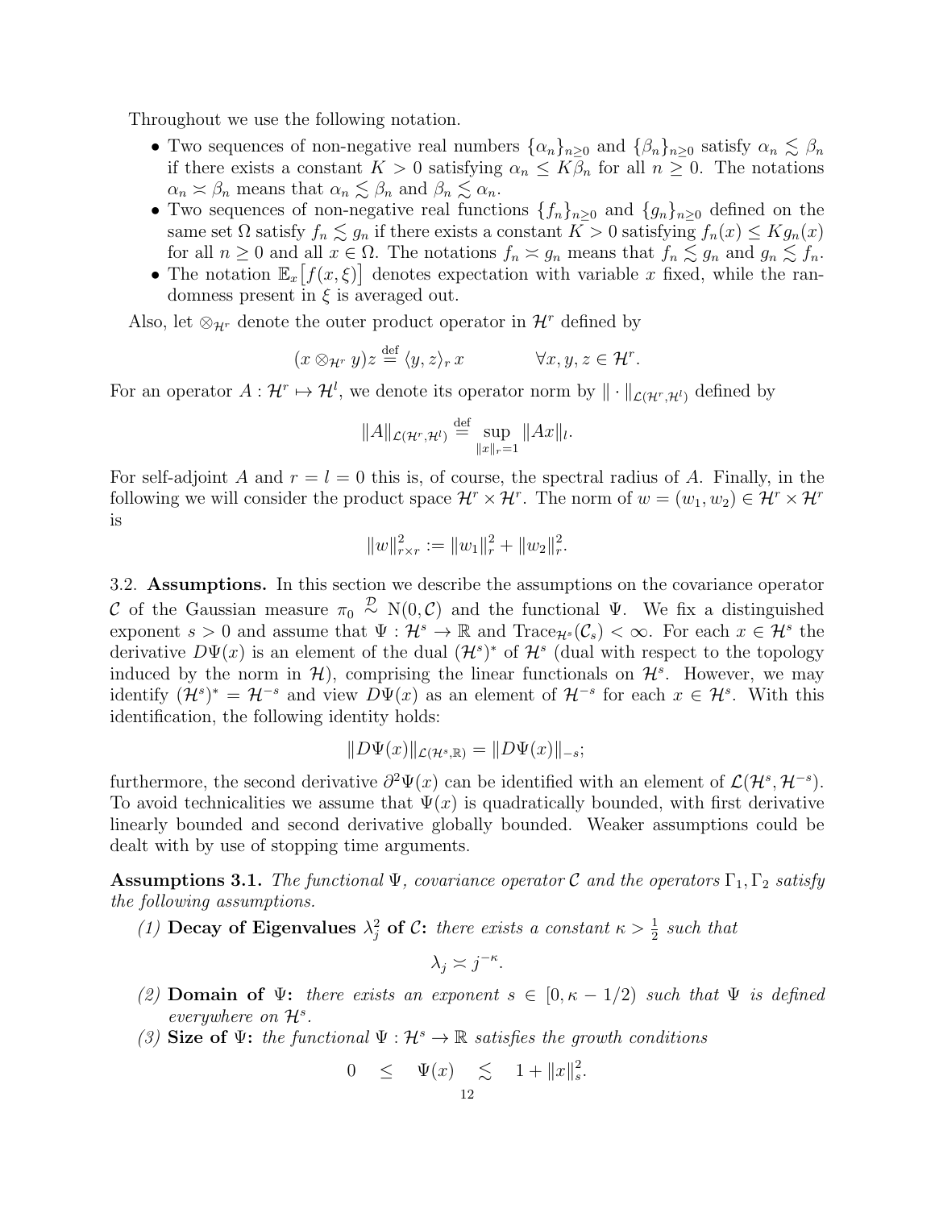Throughout we use the following notation.

- Two sequences of non-negative real numbers $\{\alpha_n\}_{n\geq 0}$ and $\{\beta_n\}_{n\geq 0}$ satisfy $\alpha_n \lesssim \beta_n$ if there exists a constant $K > 0$ satisfying $\alpha_n \leq K\beta_n$ for all $n \geq 0$. The notations $\alpha_n \asymp \beta_n$ means that $\alpha_n \lesssim \beta_n$ and $\beta_n \lesssim \alpha_n$.
- Two sequences of non-negative real functions $\{f_n\}_{n\geq 0}$ and $\{g_n\}_{n\geq 0}$ defined on the same set $\Omega$ satisfy $f_n \lesssim g_n$ if there exists a constant $K > 0$ satisfying $f_n(x) \leq K g_n(x)$ for all $n \geq 0$ and all $x \in \Omega$. The notations $f_n \asymp g_n$ means that $f_n \lesssim g_n$ and $g_n \lesssim f_n$.
- The notation $\mathbb{E}_x\big[f(x,\xi)\big]$ denotes expectation with variable $x$ fixed, while the randomness present in $\xi$ is averaged out.

Also, let $\otimes_{\mathcal{H}^r}$ denote the outer product operator in $\mathcal{H}^r$ defined by

$$(x \otimes_{\mathcal{H}^r} y)z \stackrel{\text{def}}{=} \langle y, z\rangle_r \, x \qquad\qquad \forall x, y, z \in \mathcal{H}^r.$$

For an operator $A : \mathcal{H}^r \mapsto \mathcal{H}^l$, we denote its operator norm by $\|\cdot\|_{\mathcal{L}(\mathcal{H}^r,\mathcal{H}^l)}$ defined by

$$\|A\|_{\mathcal{L}(\mathcal{H}^r,\mathcal{H}^l)} \stackrel{\text{def}}{=} \sup_{\|x\|_r=1} \|Ax\|_l.$$

For self-adjoint $A$ and $r = l = 0$ this is, of course, the spectral radius of $A$. Finally, in the following we will consider the product space $\mathcal{H}^r \times \mathcal{H}^r$. The norm of $w = (w_1, w_2) \in \mathcal{H}^r \times \mathcal{H}^r$ is

$$\|w\|^2_{r\times r} := \|w_1\|^2_r + \|w_2\|^2_r.$$

3.2. **Assumptions.** In this section we describe the assumptions on the covariance operator $\mathcal{C}$ of the Gaussian measure $\pi_0 \stackrel{\mathcal{D}}{\sim} \mathrm{N}(0,\mathcal{C})$ and the functional $\Psi$. We fix a distinguished exponent $s > 0$ and assume that $\Psi : \mathcal{H}^s \to \mathbb{R}$ and $\mathrm{Trace}_{\mathcal{H}^s}(\mathcal{C}_s) < \infty$. For each $x \in \mathcal{H}^s$ the derivative $D\Psi(x)$ is an element of the dual $(\mathcal{H}^s)^*$ of $\mathcal{H}^s$ (dual with respect to the topology induced by the norm in $\mathcal{H}$), comprising the linear functionals on $\mathcal{H}^s$. However, we may identify $(\mathcal{H}^s)^* = \mathcal{H}^{-s}$ and view $D\Psi(x)$ as an element of $\mathcal{H}^{-s}$ for each $x \in \mathcal{H}^s$. With this identification, the following identity holds:

$$\|D\Psi(x)\|_{\mathcal{L}(\mathcal{H}^s,\mathbb{R})} = \|D\Psi(x)\|_{-s};$$

furthermore, the second derivative $\partial^2\Psi(x)$ can be identified with an element of $\mathcal{L}(\mathcal{H}^s, \mathcal{H}^{-s})$. To avoid technicalities we assume that $\Psi(x)$ is quadratically bounded, with first derivative linearly bounded and second derivative globally bounded. Weaker assumptions could be dealt with by use of stopping time arguments.

**Assumptions 3.1.** *The functional $\Psi$, covariance operator $\mathcal{C}$ and the operators $\Gamma_1, \Gamma_2$ satisfy the following assumptions.*

1. **Decay of Eigenvalues $\lambda_j^2$ of $\mathcal{C}$:** *there exists a constant $\kappa > \frac{1}{2}$ such that*

$$\lambda_j \asymp j^{-\kappa}.$$

2. **Domain of $\Psi$:** *there exists an exponent $s \in [0, \kappa - 1/2)$ such that $\Psi$ is defined everywhere on $\mathcal{H}^s$.*
3. **Size of $\Psi$:** *the functional $\Psi : \mathcal{H}^s \to \mathbb{R}$ satisfies the growth conditions*

$$0 \quad \leq \quad \Psi(x) \quad \lesssim \quad 1 + \|x\|^2_s.$$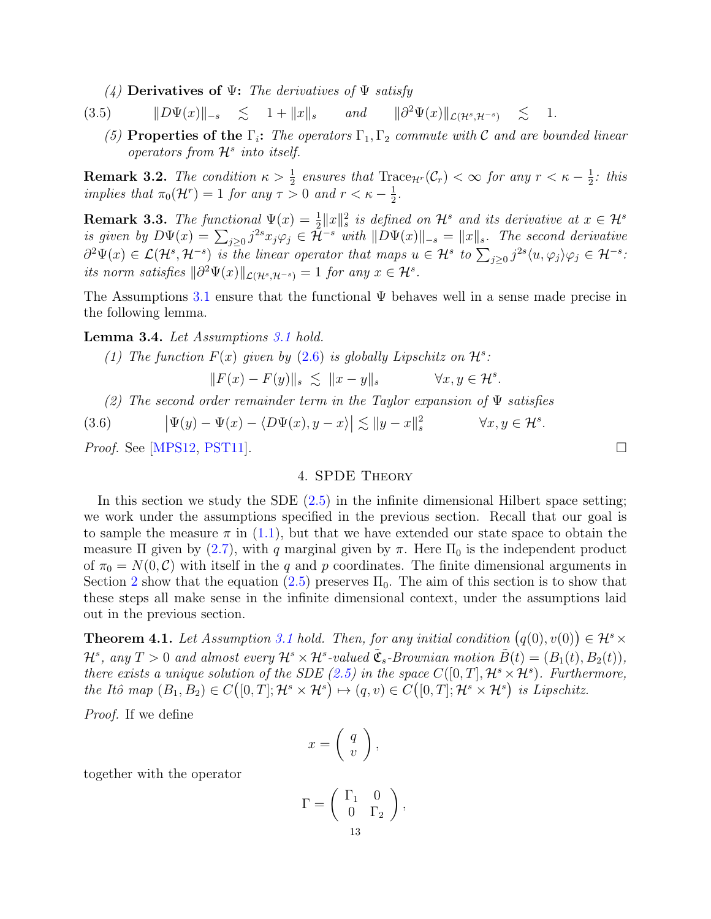(4) **Derivatives of $\Psi$:** *The derivatives of $\Psi$ satisfy*

$$\|D\Psi(x)\|_{-s} \quad \lesssim \quad 1 + \|x\|_s \qquad \text{and} \qquad \|\partial^2\Psi(x)\|_{\mathcal{L}(\mathcal{H}^s,\mathcal{H}^{-s})} \quad \lesssim \quad 1. \tag{3.5}$$

(5) **Properties of the $\Gamma_i$:** *The operators $\Gamma_1, \Gamma_2$ commute with $\mathcal{C}$ and are bounded linear operators from $\mathcal{H}^s$ into itself.*

**Remark 3.2.** *The condition $\kappa > \frac{1}{2}$ ensures that $\mathrm{Trace}_{\mathcal{H}^r}(\mathcal{C}_r) < \infty$ for any $r < \kappa - \frac{1}{2}$: this implies that $\pi_0(\mathcal{H}^r) = 1$ for any $\tau > 0$ and $r < \kappa - \frac{1}{2}$.*

**Remark 3.3.** *The functional $\Psi(x) = \frac{1}{2}\|x\|_s^2$ is defined on $\mathcal{H}^s$ and its derivative at $x \in \mathcal{H}^s$ is given by $D\Psi(x) = \sum_{j\geq 0} j^{2s} x_j \varphi_j \in \mathcal{H}^{-s}$ with $\|D\Psi(x)\|_{-s} = \|x\|_s$. The second derivative $\partial^2\Psi(x) \in \mathcal{L}(\mathcal{H}^s, \mathcal{H}^{-s})$ is the linear operator that maps $u \in \mathcal{H}^s$ to $\sum_{j\geq 0} j^{2s}\langle u, \varphi_j\rangle \varphi_j \in \mathcal{H}^{-s}$: its norm satisfies $\|\partial^2\Psi(x)\|_{\mathcal{L}(\mathcal{H}^s,\mathcal{H}^{-s})} = 1$ for any $x \in \mathcal{H}^s$.*

The Assumptions 3.1 ensure that the functional $\Psi$ behaves well in a sense made precise in the following lemma.

**Lemma 3.4.** *Let Assumptions 3.1 hold.*

(1) *The function $F(x)$ given by (2.6) is globally Lipschitz on $\mathcal{H}^s$:*

$$\|F(x) - F(y)\|_s \lesssim \|x - y\|_s \qquad \forall x, y \in \mathcal{H}^s.$$

(2) *The second order remainder term in the Taylor expansion of $\Psi$ satisfies*

$$\big|\Psi(y) - \Psi(x) - \langle D\Psi(x), y - x\rangle\big| \lesssim \|y - x\|_s^2 \qquad \forall x, y \in \mathcal{H}^s. \tag{3.6}$$

*Proof.* See [MPS12, PST11]. $\square$

## 4. SPDE Theory

In this section we study the SDE (2.5) in the infinite dimensional Hilbert space setting; we work under the assumptions specified in the previous section. Recall that our goal is to sample the measure $\pi$ in (1.1), but that we have extended our state space to obtain the measure $\Pi$ given by (2.7), with $q$ marginal given by $\pi$. Here $\Pi_0$ is the independent product of $\pi_0 = N(0, \mathcal{C})$ with itself in the $q$ and $p$ coordinates. The finite dimensional arguments in Section 2 show that the equation (2.5) preserves $\Pi_0$. The aim of this section is to show that these steps all make sense in the infinite dimensional context, under the assumptions laid out in the previous section.

**Theorem 4.1.** *Let Assumption 3.1 hold. Then, for any initial condition $\big(q(0), v(0)\big) \in \mathcal{H}^s \times \mathcal{H}^s$, any $T > 0$ and almost every $\mathcal{H}^s \times \mathcal{H}^s$-valued $\tilde{\mathfrak{C}}_s$-Brownian motion $\tilde{B}(t) = (B_1(t), B_2(t))$, there exists a unique solution of the SDE (2.5) in the space $C([0,T], \mathcal{H}^s \times \mathcal{H}^s)$. Furthermore, the Itô map $(B_1, B_2) \in C\big([0,T]; \mathcal{H}^s \times \mathcal{H}^s\big) \mapsto (q, v) \in C\big([0,T]; \mathcal{H}^s \times \mathcal{H}^s\big)$ is Lipschitz.*

*Proof.* If we define

$$x = \begin{pmatrix} q \\ v \end{pmatrix},$$

together with the operator

$$\Gamma = \begin{pmatrix} \Gamma_1 & 0 \\ 0 & \Gamma_2 \end{pmatrix},$$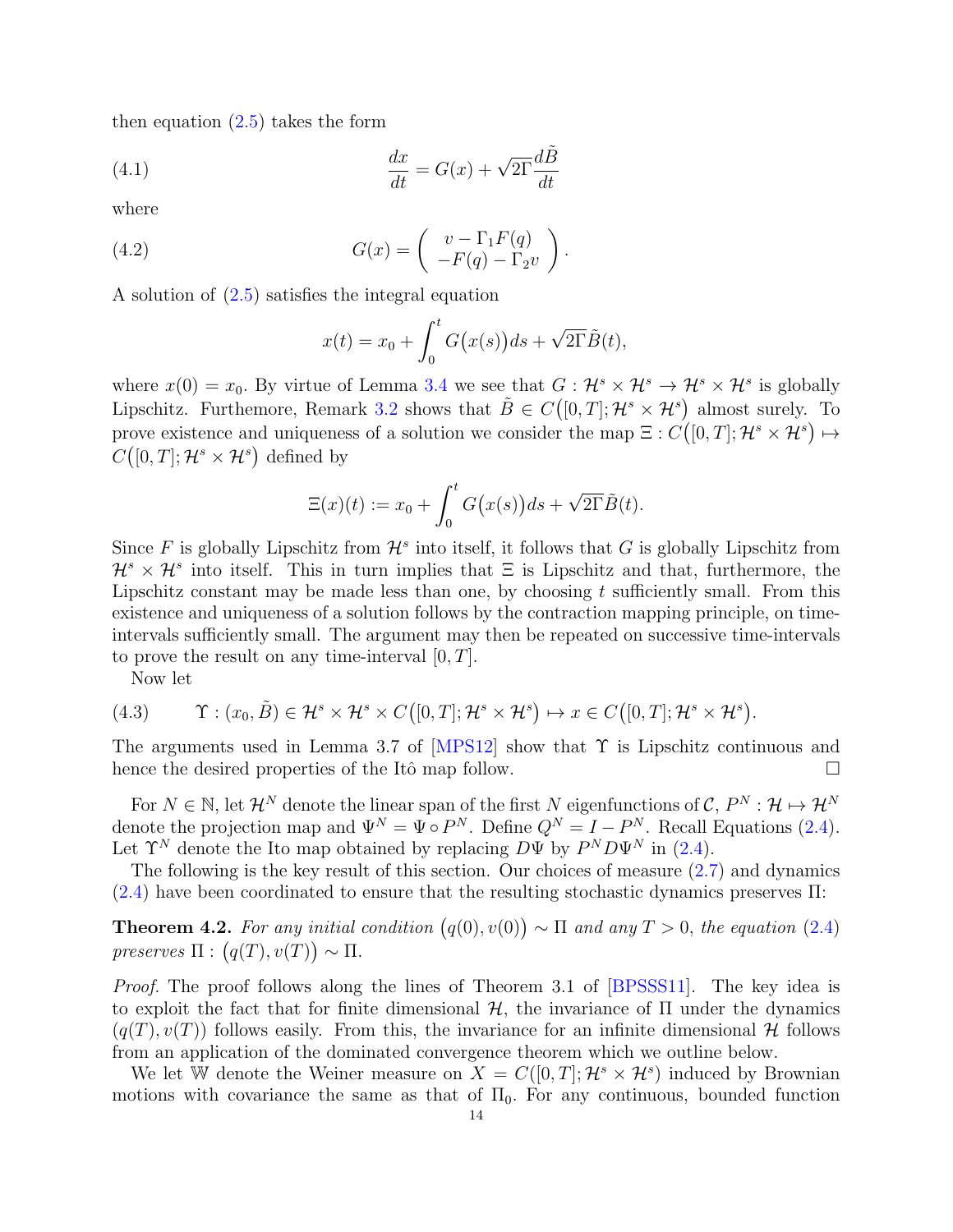then equation (2.5) takes the form

$$\frac{dx}{dt} = G(x) + \sqrt{2\Gamma}\frac{d\tilde{B}}{dt} \tag{4.1}$$

where

$$G(x) = \begin{pmatrix} v - \Gamma_1 F(q) \\ -F(q) - \Gamma_2 v \end{pmatrix}. \tag{4.2}$$

A solution of (2.5) satisfies the integral equation

$$x(t) = x_0 + \int_0^t G\big(x(s)\big)ds + \sqrt{2\Gamma}\tilde{B}(t),$$

where $x(0) = x_0$. By virtue of Lemma 3.4 we see that $G : \mathcal{H}^s \times \mathcal{H}^s \to \mathcal{H}^s \times \mathcal{H}^s$ is globally Lipschitz. Furthemore, Remark 3.2 shows that $\tilde{B} \in C\big([0,T]; \mathcal{H}^s \times \mathcal{H}^s\big)$ almost surely. To prove existence and uniqueness of a solution we consider the map $\Xi : C\big([0,T]; \mathcal{H}^s \times \mathcal{H}^s\big) \mapsto C\big([0,T]; \mathcal{H}^s \times \mathcal{H}^s\big)$ defined by

$$\Xi(x)(t) := x_0 + \int_0^t G\big(x(s)\big)ds + \sqrt{2\Gamma}\tilde{B}(t).$$

Since $F$ is globally Lipschitz from $\mathcal{H}^s$ into itself, it follows that $G$ is globally Lipschitz from $\mathcal{H}^s \times \mathcal{H}^s$ into itself. This in turn implies that $\Xi$ is Lipschitz and that, furthermore, the Lipschitz constant may be made less than one, by choosing $t$ sufficiently small. From this existence and uniqueness of a solution follows by the contraction mapping principle, on time-intervals sufficiently small. The argument may then be repeated on successive time-intervals to prove the result on any time-interval $[0,T]$.

Now let

$$\Upsilon : (x_0, \tilde{B}) \in \mathcal{H}^s \times \mathcal{H}^s \times C\big([0,T]; \mathcal{H}^s \times \mathcal{H}^s\big) \mapsto x \in C\big([0,T]; \mathcal{H}^s \times \mathcal{H}^s\big). \tag{4.3}$$

The arguments used in Lemma 3.7 of [MPS12] show that $\Upsilon$ is Lipschitz continuous and hence the desired properties of the Itô map follow. $\square$

For $N \in \mathbb{N}$, let $\mathcal{H}^N$ denote the linear span of the first $N$ eigenfunctions of $\mathcal{C}$, $P^N : \mathcal{H} \mapsto \mathcal{H}^N$ denote the projection map and $\Psi^N = \Psi \circ P^N$. Define $Q^N = I - P^N$. Recall Equations (2.4). Let $\Upsilon^N$ denote the Ito map obtained by replacing $D\Psi$ by $P^N D\Psi^N$ in (2.4).

The following is the key result of this section. Our choices of measure (2.7) and dynamics (2.4) have been coordinated to ensure that the resulting stochastic dynamics preserves $\Pi$:

**Theorem 4.2.** *For any initial condition $\big(q(0), v(0)\big) \sim \Pi$ and any $T > 0$, the equation (2.4) preserves $\Pi$ : $\big(q(T), v(T)\big) \sim \Pi$.*

*Proof.* The proof follows along the lines of Theorem 3.1 of [BPSSS11]. The key idea is to exploit the fact that for finite dimensional $\mathcal{H}$, the invariance of $\Pi$ under the dynamics $(q(T), v(T))$ follows easily. From this, the invariance for an infinite dimensional $\mathcal{H}$ follows from an application of the dominated convergence theorem which we outline below.

We let $\mathbb{W}$ denote the Weiner measure on $X = C([0,T]; \mathcal{H}^s \times \mathcal{H}^s)$ induced by Brownian motions with covariance the same as that of $\Pi_0$. For any continuous, bounded function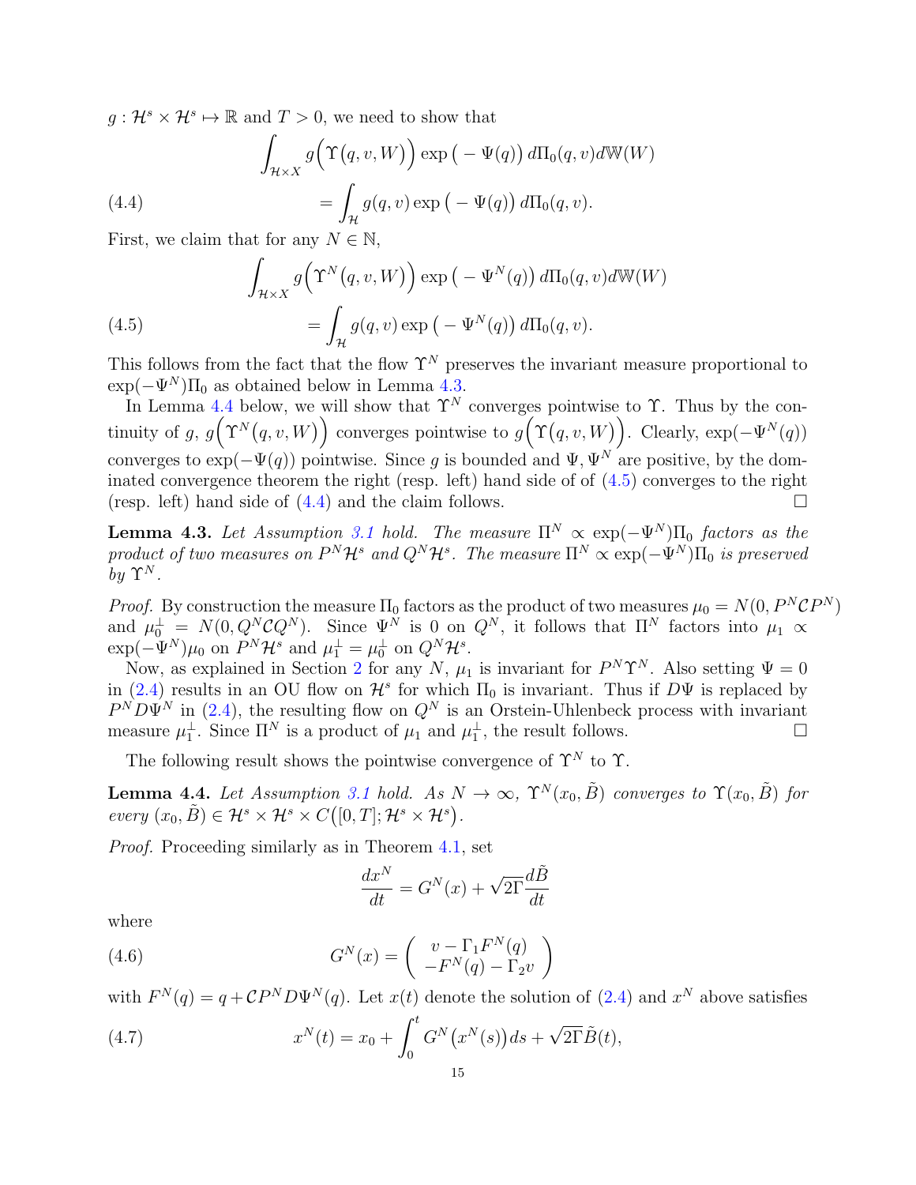$g : \mathcal{H}^s \times \mathcal{H}^s \mapsto \mathbb{R}$ and $T > 0$, we need to show that

$$\int_{\mathcal{H}\times X} g\Big(\Upsilon\big(q, v, W\big)\Big) \exp\big(-\Psi(q)\big)\, d\Pi_0(q, v) d\mathbb{W}(W) \\ = \int_{\mathcal{H}} g(q, v) \exp\big(-\Psi(q)\big)\, d\Pi_0(q, v). \tag{4.4}$$

First, we claim that for any $N \in \mathbb{N}$,

$$\int_{\mathcal{H}\times X} g\Big(\Upsilon^N\big(q, v, W\big)\Big) \exp\big(-\Psi^N(q)\big)\, d\Pi_0(q, v) d\mathbb{W}(W) \\ = \int_{\mathcal{H}} g(q, v) \exp\big(-\Psi^N(q)\big)\, d\Pi_0(q, v). \tag{4.5}$$

This follows from the fact that the flow $\Upsilon^N$ preserves the invariant measure proportional to $\exp(-\Psi^N)\Pi_0$ as obtained below in Lemma 4.3.

In Lemma 4.4 below, we will show that $\Upsilon^N$ converges pointwise to $\Upsilon$. Thus by the continuity of $g$, $g\Big(\Upsilon^N\big(q, v, W\big)\Big)$ converges pointwise to $g\Big(\Upsilon\big(q, v, W\big)\Big)$. Clearly, $\exp(-\Psi^N(q))$ converges to $\exp(-\Psi(q))$ pointwise. Since $g$ is bounded and $\Psi, \Psi^N$ are positive, by the dominated convergence theorem the right (resp. left) hand side of of (4.5) converges to the right (resp. left) hand side of (4.4) and the claim follows. $\square$

**Lemma 4.3.** *Let Assumption 3.1 hold. The measure $\Pi^N \propto \exp(-\Psi^N)\Pi_0$ factors as the product of two measures on $P^N\mathcal{H}^s$ and $Q^N\mathcal{H}^s$. The measure $\Pi^N \propto \exp(-\Psi^N)\Pi_0$ is preserved by $\Upsilon^N$.*

*Proof.* By construction the measure $\Pi_0$ factors as the product of two measures $\mu_0 = N(0, P^N\mathcal{C}P^N)$ and $\mu_0^{\perp} = N(0, Q^N\mathcal{C}Q^N)$. Since $\Psi^N$ is 0 on $Q^N$, it follows that $\Pi^N$ factors into $\mu_1 \propto \exp(-\Psi^N)\mu_0$ on $P^N\mathcal{H}^s$ and $\mu_1^{\perp} = \mu_0^{\perp}$ on $Q^N\mathcal{H}^s$.

Now, as explained in Section 2 for any $N$, $\mu_1$ is invariant for $P^N\Upsilon^N$. Also setting $\Psi = 0$ in (2.4) results in an OU flow on $\mathcal{H}^s$ for which $\Pi_0$ is invariant. Thus if $D\Psi$ is replaced by $P^N D\Psi^N$ in (2.4), the resulting flow on $Q^N$ is an Orstein-Uhlenbeck process with invariant measure $\mu_1^{\perp}$. Since $\Pi^N$ is a product of $\mu_1$ and $\mu_1^{\perp}$, the result follows. $\square$

The following result shows the pointwise convergence of $\Upsilon^N$ to $\Upsilon$.

**Lemma 4.4.** *Let Assumption 3.1 hold. As $N \to \infty$, $\Upsilon^N(x_0, \tilde{B})$ converges to $\Upsilon(x_0, \tilde{B})$ for every $(x_0, \tilde{B}) \in \mathcal{H}^s \times \mathcal{H}^s \times C\big([0, T]; \mathcal{H}^s \times \mathcal{H}^s\big)$.*

*Proof.* Proceeding similarly as in Theorem 4.1, set

$$\frac{dx^N}{dt} = G^N(x) + \sqrt{2\Gamma}\frac{d\tilde{B}}{dt}$$

where

$$G^N(x) = \begin{pmatrix} v - \Gamma_1 F^N(q) \\ -F^N(q) - \Gamma_2 v \end{pmatrix} \tag{4.6}$$

with $F^N(q) = q + \mathcal{C}P^N D\Psi^N(q)$. Let $x(t)$ denote the solution of (2.4) and $x^N$ above satisfies

$$x^N(t) = x_0 + \int_0^t G^N\big(x^N(s)\big)\, ds + \sqrt{2\Gamma}\tilde{B}(t), \tag{4.7}$$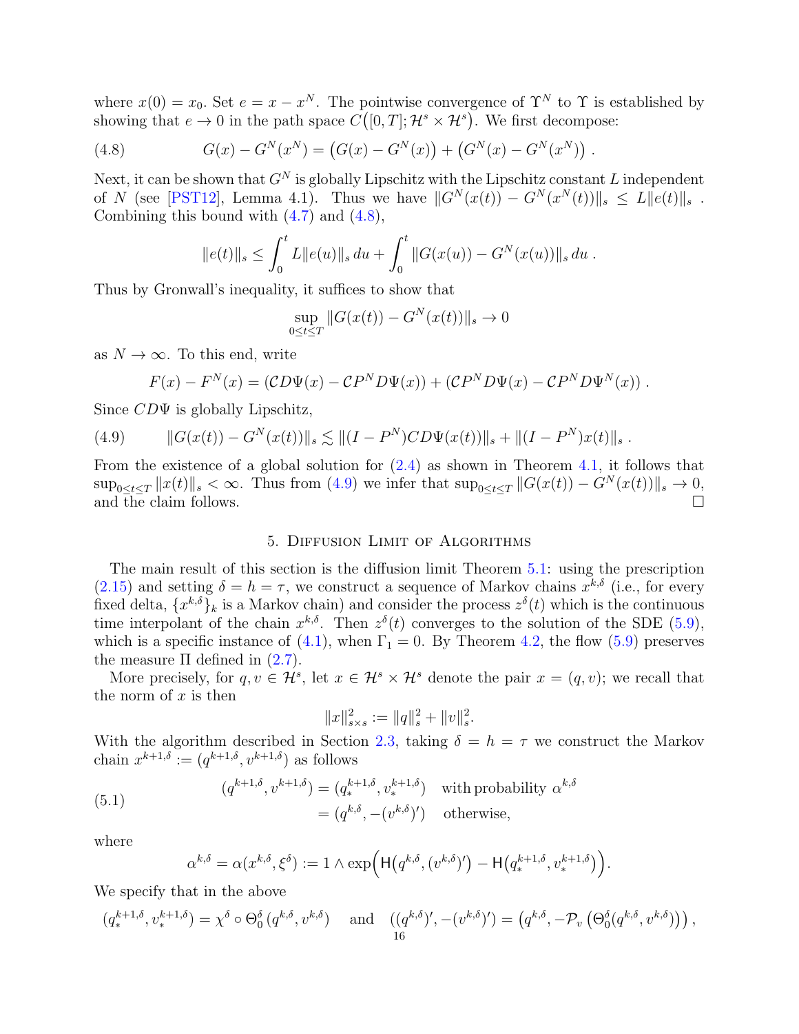where $x(0) = x_0$. Set $e = x - x^N$. The pointwise convergence of $\Upsilon^N$ to $\Upsilon$ is established by showing that $e \to 0$ in the path space $C\big([0,T]; \mathcal{H}^s \times \mathcal{H}^s\big)$. We first decompose:

$$G(x) - G^N(x^N) = \big(G(x) - G^N(x)\big) + \big(G^N(x) - G^N(x^N)\big)\ . \tag{4.8}$$

Next, it can be shown that $G^N$ is globally Lipschitz with the Lipschitz constant $L$ independent of $N$ (see [PST12], Lemma 4.1). Thus we have $\|G^N(x(t)) - G^N(x^N(t))\|_s \leq L\|e(t)\|_s$ . Combining this bound with (4.7) and (4.8),

$$\|e(t)\|_s \leq \int_0^t L\|e(u)\|_s \, du + \int_0^t \|G(x(u)) - G^N(x(u))\|_s \, du\ .$$

Thus by Gronwall's inequality, it suffices to show that

$$\sup_{0 \leq t \leq T} \|G(x(t)) - G^N(x(t))\|_s \to 0$$

as $N \to \infty$. To this end, write

$$F(x) - F^N(x) = (\mathcal{C}D\Psi(x) - \mathcal{C}P^N D\Psi(x)) + (\mathcal{C}P^N D\Psi(x) - \mathcal{C}P^N D\Psi^N(x))\ .$$

Since $CD\Psi$ is globally Lipschitz,

$$\|G(x(t)) - G^N(x(t))\|_s \lesssim \|(I - P^N)CD\Psi(x(t))\|_s + \|(I - P^N)x(t)\|_s\ . \tag{4.9}$$

From the existence of a global solution for (2.4) as shown in Theorem 4.1, it follows that $\sup_{0 \leq t \leq T} \|x(t)\|_s < \infty$. Thus from (4.9) we infer that $\sup_{0 \leq t \leq T} \|G(x(t)) - G^N(x(t))\|_s \to 0$, and the claim follows. $\square$

## 5. Diffusion Limit of Algorithms

The main result of this section is the diffusion limit Theorem 5.1: using the prescription (2.15) and setting $\delta = h = \tau$, we construct a sequence of Markov chains $x^{k,\delta}$ (i.e., for every fixed delta, $\{x^{k,\delta}\}_k$ is a Markov chain) and consider the process $z^\delta(t)$ which is the continuous time interpolant of the chain $x^{k,\delta}$. Then $z^\delta(t)$ converges to the solution of the SDE (5.9), which is a specific instance of (4.1), when $\Gamma_1 = 0$. By Theorem 4.2, the flow (5.9) preserves the measure $\Pi$ defined in (2.7).

More precisely, for $q, v \in \mathcal{H}^s$, let $x \in \mathcal{H}^s \times \mathcal{H}^s$ denote the pair $x = (q, v)$; we recall that the norm of $x$ is then

$$\|x\|^2_{s \times s} := \|q\|^2_s + \|v\|^2_s.$$

With the algorithm described in Section 2.3, taking $\delta = h = \tau$ we construct the Markov chain $x^{k+1,\delta} := (q^{k+1,\delta}, v^{k+1,\delta})$ as follows

$$\begin{aligned} (q^{k+1,\delta}, v^{k+1,\delta}) &= (q_*^{k+1,\delta}, v_*^{k+1,\delta}) \quad \text{with probability } \alpha^{k,\delta} \\ &= (q^{k,\delta}, -(v^{k,\delta})') \quad \text{otherwise,} \end{aligned} \tag{5.1}$$

where

$$\alpha^{k,\delta} = \alpha(x^{k,\delta}, \xi^\delta) := 1 \wedge \exp\Big(\mathsf{H}\big(q^{k,\delta}, (v^{k,\delta})'\big) - \mathsf{H}\big(q_*^{k+1,\delta}, v_*^{k+1,\delta}\big)\Big).$$

We specify that in the above

$$(q_*^{k+1,\delta}, v_*^{k+1,\delta}) = \chi^\delta \circ \Theta_0^\delta(q^{k,\delta}, v^{k,\delta}) \quad \text{and} \quad ((q^{k,\delta})', -(v^{k,\delta})') = \big(q^{k,\delta}, -\mathcal{P}_v\left(\Theta_0^\delta(q^{k,\delta}, v^{k,\delta})\right)\big),$$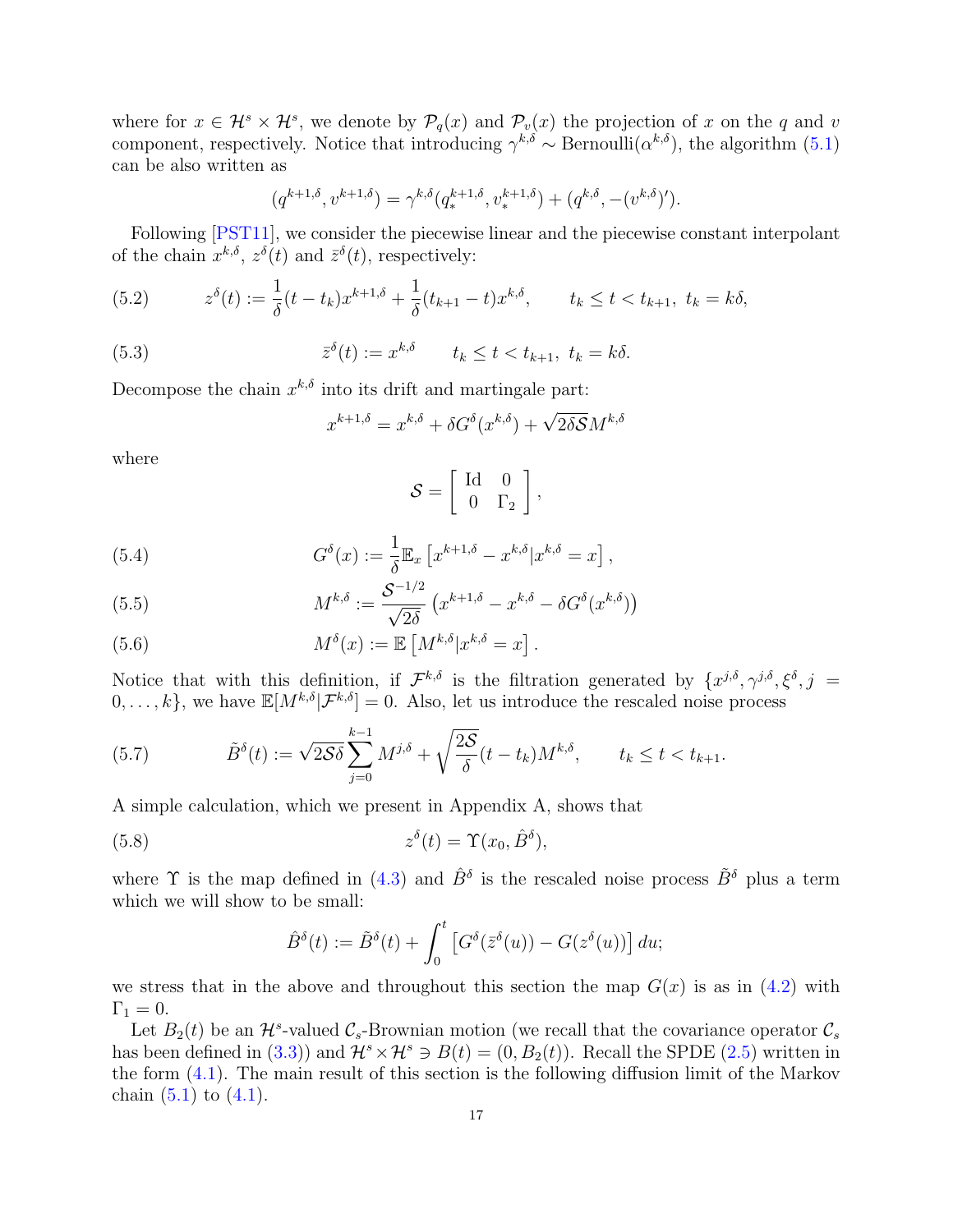where for $x \in \mathcal{H}^s \times \mathcal{H}^s$, we denote by $\mathcal{P}_q(x)$ and $\mathcal{P}_v(x)$ the projection of $x$ on the $q$ and $v$ component, respectively. Notice that introducing $\gamma^{k,\delta} \sim \text{Bernoulli}(\alpha^{k,\delta})$, the algorithm (5.1) can be also written as

$$(q^{k+1,\delta}, v^{k+1,\delta}) = \gamma^{k,\delta}(q_*^{k+1,\delta}, v_*^{k+1,\delta}) + (q^{k,\delta}, -(v^{k,\delta})').$$

Following [PST11], we consider the piecewise linear and the piecewise constant interpolant of the chain $x^{k,\delta}$, $z^\delta(t)$ and $\bar{z}^\delta(t)$, respectively:

$$z^\delta(t) := \frac{1}{\delta}(t - t_k)x^{k+1,\delta} + \frac{1}{\delta}(t_{k+1} - t)x^{k,\delta}, \qquad t_k \le t < t_{k+1},\ t_k = k\delta, \tag{5.2}$$

$$\bar{z}^\delta(t) := x^{k,\delta} \qquad t_k \le t < t_{k+1},\ t_k = k\delta. \tag{5.3}$$

Decompose the chain $x^{k,\delta}$ into its drift and martingale part:

$$x^{k+1,\delta} = x^{k,\delta} + \delta G^\delta(x^{k,\delta}) + \sqrt{2\delta\mathcal{S}}M^{k,\delta}$$

where

$$\mathcal{S} = \begin{bmatrix} \text{Id} & 0 \\ 0 & \Gamma_2 \end{bmatrix},$$

$$G^\delta(x) := \frac{1}{\delta}\mathbb{E}_x\left[x^{k+1,\delta} - x^{k,\delta} | x^{k,\delta} = x\right], \tag{5.4}$$

$$M^{k,\delta} := \frac{\mathcal{S}^{-1/2}}{\sqrt{2\delta}}\left(x^{k+1,\delta} - x^{k,\delta} - \delta G^\delta(x^{k,\delta})\right) \tag{5.5}$$

$$M^\delta(x) := \mathbb{E}\left[M^{k,\delta} | x^{k,\delta} = x\right]. \tag{5.6}$$

Notice that with this definition, if $\mathcal{F}^{k,\delta}$ is the filtration generated by $\{x^{j,\delta}, \gamma^{j,\delta}, \xi^\delta, j = 0, \dots, k\}$, we have $\mathbb{E}[M^{k,\delta}|\mathcal{F}^{k,\delta}] = 0$. Also, let us introduce the rescaled noise process

$$\tilde{B}^\delta(t) := \sqrt{2\mathcal{S}\delta}\sum_{j=0}^{k-1} M^{j,\delta} + \sqrt{\frac{2\mathcal{S}}{\delta}}(t - t_k)M^{k,\delta}, \qquad t_k \le t < t_{k+1}. \tag{5.7}$$

A simple calculation, which we present in Appendix A, shows that

$$z^\delta(t) = \Upsilon(x_0, \hat{B}^\delta), \tag{5.8}$$

where $\Upsilon$ is the map defined in (4.3) and $\hat{B}^\delta$ is the rescaled noise process $\tilde{B}^\delta$ plus a term which we will show to be small:

$$\hat{B}^\delta(t) := \tilde{B}^\delta(t) + \int_0^t \left[G^\delta(\bar{z}^\delta(u)) - G(z^\delta(u))\right] du;$$

we stress that in the above and throughout this section the map $G(x)$ is as in (4.2) with $\Gamma_1 = 0$.

Let $B_2(t)$ be an $\mathcal{H}^s$-valued $\mathcal{C}_s$-Brownian motion (we recall that the covariance operator $\mathcal{C}_s$ has been defined in (3.3)) and $\mathcal{H}^s \times \mathcal{H}^s \ni B(t) = (0, B_2(t))$. Recall the SPDE (2.5) written in the form (4.1). The main result of this section is the following diffusion limit of the Markov chain (5.1) to (4.1).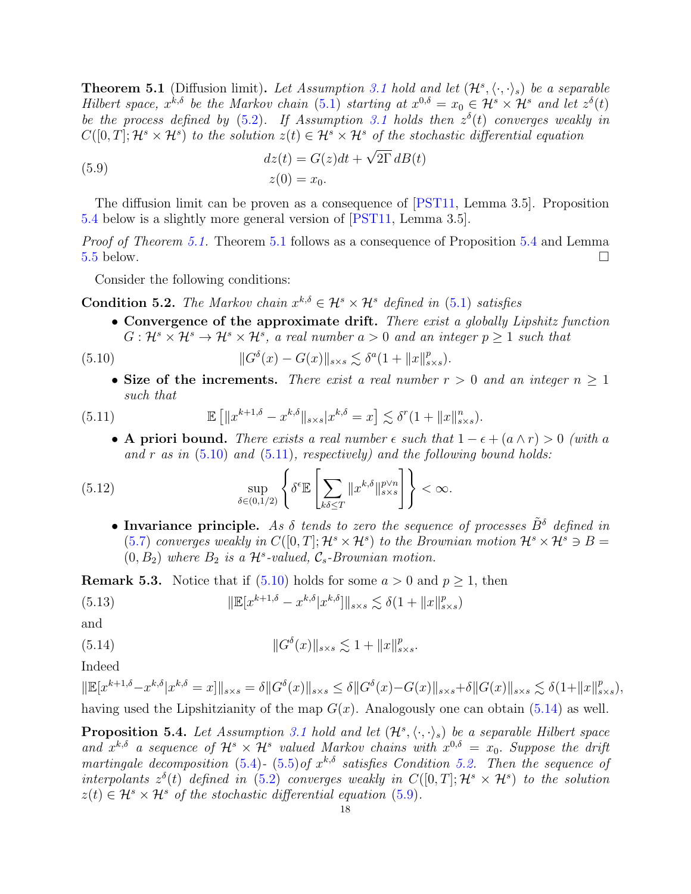**Theorem 5.1** (Diffusion limit)**.** *Let Assumption 3.1 hold and let $(\mathcal{H}^s, \langle \cdot, \cdot \rangle_s)$ be a separable Hilbert space, $x^{k,\delta}$ be the Markov chain (5.1) starting at $x^{0,\delta} = x_0 \in \mathcal{H}^s \times \mathcal{H}^s$ and let $z^\delta(t)$ be the process defined by (5.2). If Assumption 3.1 holds then $z^\delta(t)$ converges weakly in $C([0,T]; \mathcal{H}^s \times \mathcal{H}^s)$ to the solution $z(t) \in \mathcal{H}^s \times \mathcal{H}^s$ of the stochastic differential equation*

$$
\begin{aligned}
dz(t) &= G(z)dt + \sqrt{2\Gamma}\, dB(t) \\
z(0) &= x_0.
\end{aligned}
\tag{5.9}
$$

The diffusion limit can be proven as a consequence of [PST11, Lemma 3.5]. Proposition 5.4 below is a slightly more general version of [PST11, Lemma 3.5].

*Proof of Theorem 5.1.* Theorem 5.1 follows as a consequence of Proposition 5.4 and Lemma 5.5 below. □

Consider the following conditions:

**Condition 5.2.** *The Markov chain $x^{k,\delta} \in \mathcal{H}^s \times \mathcal{H}^s$ defined in (5.1) satisfies*

- **Convergence of the approximate drift.** *There exist a globally Lipshitz function $G : \mathcal{H}^s \times \mathcal{H}^s \to \mathcal{H}^s \times \mathcal{H}^s$, a real number $a > 0$ and an integer $p \geq 1$ such that*

$$
\|G^\delta(x) - G(x)\|_{s\times s} \lesssim \delta^a (1 + \|x\|^p_{s\times s}).
\tag{5.10}
$$

- **Size of the increments.** *There exist a real number $r > 0$ and an integer $n \geq 1$ such that*

$$
\mathbb{E}\left[\|x^{k+1,\delta} - x^{k,\delta}\|_{s\times s} | x^{k,\delta} = x\right] \lesssim \delta^r (1 + \|x\|^n_{s\times s}).
\tag{5.11}
$$

- **A priori bound.** *There exists a real number $\epsilon$ such that $1 - \epsilon + (a \wedge r) > 0$ (with $a$ and $r$ as in (5.10) and (5.11), respectively) and the following bound holds:*

$$
\sup_{\delta \in (0,1/2)} \left\{ \delta^\epsilon \mathbb{E}\left[\sum_{k\delta \leq T} \|x^{k,\delta}\|^{p\vee n}_{s\times s}\right]\right\} < \infty.
\tag{5.12}
$$

- **Invariance principle.** *As $\delta$ tends to zero the sequence of processes $\tilde{B}^\delta$ defined in (5.7) converges weakly in $C([0,T]; \mathcal{H}^s \times \mathcal{H}^s)$ to the Brownian motion $\mathcal{H}^s \times \mathcal{H}^s \ni B = (0, B_2)$ where $B_2$ is a $\mathcal{H}^s$-valued, $\mathcal{C}_s$-Brownian motion.*

**Remark 5.3.** Notice that if (5.10) holds for some $a > 0$ and $p \geq 1$, then

$$
\|\mathbb{E}[x^{k+1,\delta} - x^{k,\delta} | x^{k,\delta}]\|_{s\times s} \lesssim \delta(1 + \|x\|^p_{s\times s})
\tag{5.13}
$$

and

$$
\|G^\delta(x)\|_{s\times s} \lesssim 1 + \|x\|^p_{s\times s}.
\tag{5.14}
$$

Indeed

$$
\|\mathbb{E}[x^{k+1,\delta} - x^{k,\delta} | x^{k,\delta} = x]\|_{s\times s} = \delta\|G^\delta(x)\|_{s\times s} \leq \delta\|G^\delta(x) - G(x)\|_{s\times s} + \delta\|G(x)\|_{s\times s} \lesssim \delta(1 + \|x\|^p_{s\times s}),
$$

having used the Lipshitzianity of the map $G(x)$. Analogously one can obtain (5.14) as well.

**Proposition 5.4.** *Let Assumption 3.1 hold and let $(\mathcal{H}^s, \langle \cdot, \cdot \rangle_s)$ be a separable Hilbert space and $x^{k,\delta}$ a sequence of $\mathcal{H}^s \times \mathcal{H}^s$ valued Markov chains with $x^{0,\delta} = x_0$. Suppose the drift martingale decomposition (5.4)- (5.5) of $x^{k,\delta}$ satisfies Condition 5.2. Then the sequence of interpolants $z^\delta(t)$ defined in (5.2) converges weakly in $C([0,T]; \mathcal{H}^s \times \mathcal{H}^s)$ to the solution $z(t) \in \mathcal{H}^s \times \mathcal{H}^s$ of the stochastic differential equation (5.9).*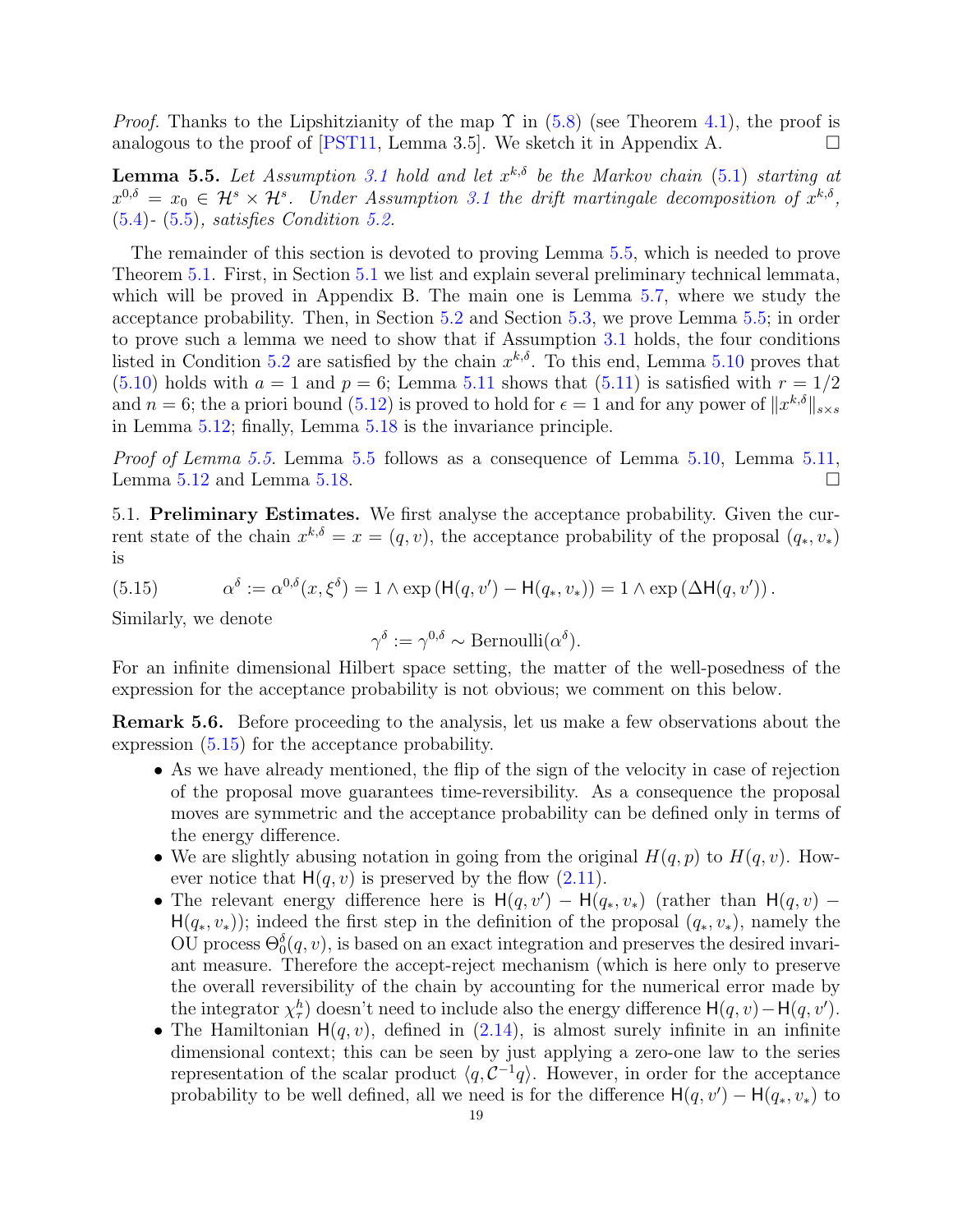*Proof.* Thanks to the Lipshitzianity of the map $\Upsilon$ in (5.8) (see Theorem 4.1), the proof is analogous to the proof of [PST11, Lemma 3.5]. We sketch it in Appendix A. □

**Lemma 5.5.** *Let Assumption 3.1 hold and let $x^{k,\delta}$ be the Markov chain (5.1) starting at $x^{0,\delta} = x_0 \in \mathcal{H}^s \times \mathcal{H}^s$. Under Assumption 3.1 the drift martingale decomposition of $x^{k,\delta}$, (5.4)- (5.5), satisfies Condition 5.2.*

The remainder of this section is devoted to proving Lemma 5.5, which is needed to prove Theorem 5.1. First, in Section 5.1 we list and explain several preliminary technical lemmata, which will be proved in Appendix B. The main one is Lemma 5.7, where we study the acceptance probability. Then, in Section 5.2 and Section 5.3, we prove Lemma 5.5; in order to prove such a lemma we need to show that if Assumption 3.1 holds, the four conditions listed in Condition 5.2 are satisfied by the chain $x^{k,\delta}$. To this end, Lemma 5.10 proves that (5.10) holds with $a = 1$ and $p = 6$; Lemma 5.11 shows that (5.11) is satisfied with $r = 1/2$ and $n = 6$; the a priori bound (5.12) is proved to hold for $\epsilon = 1$ and for any power of $\|x^{k,\delta}\|_{s\times s}$ in Lemma 5.12; finally, Lemma 5.18 is the invariance principle.

*Proof of Lemma 5.5.* Lemma 5.5 follows as a consequence of Lemma 5.10, Lemma 5.11, Lemma 5.12 and Lemma 5.18. □

5.1. **Preliminary Estimates.** We first analyse the acceptance probability. Given the current state of the chain $x^{k,\delta} = x = (q, v)$, the acceptance probability of the proposal $(q_*, v_*)$ is

$$\alpha^\delta := \alpha^{0,\delta}(x, \xi^\delta) = 1 \wedge \exp\left(\mathsf{H}(q, v') - \mathsf{H}(q_*, v_*)\right) = 1 \wedge \exp\left(\Delta\mathsf{H}(q, v')\right). \tag{5.15}$$

Similarly, we denote

$$\gamma^\delta := \gamma^{0,\delta} \sim \text{Bernoulli}(\alpha^\delta).$$

For an infinite dimensional Hilbert space setting, the matter of the well-posedness of the expression for the acceptance probability is not obvious; we comment on this below.

**Remark 5.6.** Before proceeding to the analysis, let us make a few observations about the expression (5.15) for the acceptance probability.

- As we have already mentioned, the flip of the sign of the velocity in case of rejection of the proposal move guarantees time-reversibility. As a consequence the proposal moves are symmetric and the acceptance probability can be defined only in terms of the energy difference.
- We are slightly abusing notation in going from the original $H(q, p)$ to $H(q, v)$. However notice that $\mathsf{H}(q, v)$ is preserved by the flow (2.11).
- The relevant energy difference here is $\mathsf{H}(q, v') - \mathsf{H}(q_*, v_*)$ (rather than $\mathsf{H}(q, v) - \mathsf{H}(q_*, v_*)$); indeed the first step in the definition of the proposal $(q_*, v_*)$, namely the OU process $\Theta_0^\delta(q, v)$, is based on an exact integration and preserves the desired invariant measure. Therefore the accept-reject mechanism (which is here only to preserve the overall reversibility of the chain by accounting for the numerical error made by the integrator $\chi_\tau^h$) doesn't need to include also the energy difference $\mathsf{H}(q, v) - \mathsf{H}(q, v')$.
- The Hamiltonian $\mathsf{H}(q, v)$, defined in (2.14), is almost surely infinite in an infinite dimensional context; this can be seen by just applying a zero-one law to the series representation of the scalar product $\langle q, \mathcal{C}^{-1}q\rangle$. However, in order for the acceptance probability to be well defined, all we need is for the difference $\mathsf{H}(q, v') - \mathsf{H}(q_*, v_*)$ to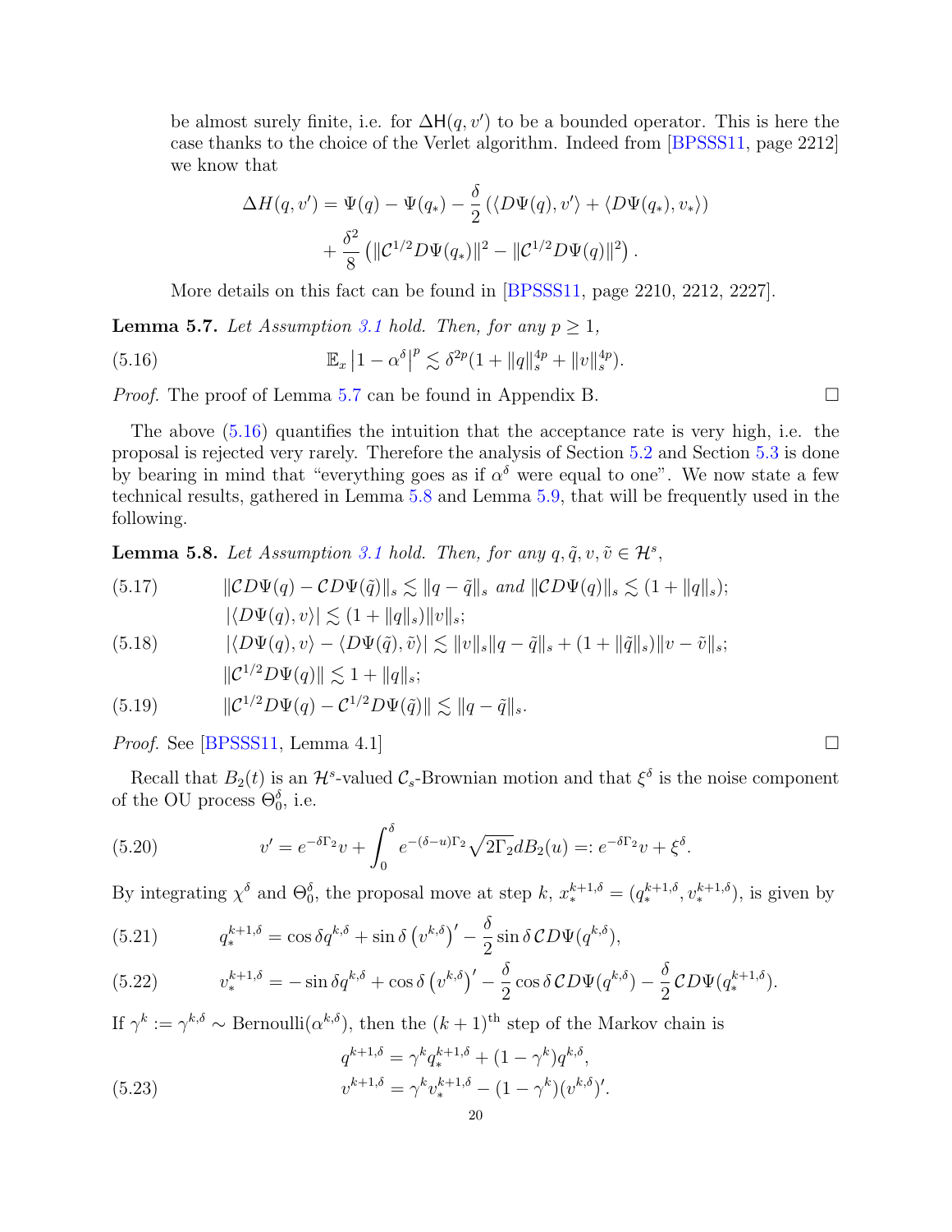be almost surely finite, i.e. for $\Delta\mathsf{H}(q, v')$ to be a bounded operator. This is here the case thanks to the choice of the Verlet algorithm. Indeed from [BPSSS11, page 2212] we know that

$$\Delta H(q, v') = \Psi(q) - \Psi(q_*) - \frac{\delta}{2}\left(\langle D\Psi(q), v'\rangle + \langle D\Psi(q_*), v_*\rangle\right) + \frac{\delta^2}{8}\left(\|\mathcal{C}^{1/2}D\Psi(q_*)\|^2 - \|\mathcal{C}^{1/2}D\Psi(q)\|^2\right).$$

More details on this fact can be found in [BPSSS11, page 2210, 2212, 2227].

**Lemma 5.7.** *Let Assumption 3.1 hold. Then, for any $p \geq 1$,*

$$\mathbb{E}_x \left|1 - \alpha^\delta\right|^p \lesssim \delta^{2p}(1 + \|q\|_s^{4p} + \|v\|_s^{4p}). \tag{5.16}$$

*Proof.* The proof of Lemma 5.7 can be found in Appendix B. □

The above (5.16) quantifies the intuition that the acceptance rate is very high, i.e. the proposal is rejected very rarely. Therefore the analysis of Section 5.2 and Section 5.3 is done by bearing in mind that "everything goes as if $\alpha^\delta$ were equal to one". We now state a few technical results, gathered in Lemma 5.8 and Lemma 5.9, that will be frequently used in the following.

**Lemma 5.8.** *Let Assumption 3.1 hold. Then, for any $q, \tilde{q}, v, \tilde{v} \in \mathcal{H}^s$,*

$$\|\mathcal{C}D\Psi(q) - \mathcal{C}D\Psi(\tilde{q})\|_s \lesssim \|q - \tilde{q}\|_s \text{ and } \|\mathcal{C}D\Psi(q)\|_s \lesssim (1 + \|q\|_s); \tag{5.17}$$

$$|\langle D\Psi(q), v\rangle| \lesssim (1 + \|q\|_s)\|v\|_s;$$

$$|\langle D\Psi(q), v\rangle - \langle D\Psi(\tilde{q}), \tilde{v}\rangle| \lesssim \|v\|_s\|q - \tilde{q}\|_s + (1 + \|\tilde{q}\|_s)\|v - \tilde{v}\|_s; \tag{5.18}$$

$$\|\mathcal{C}^{1/2}D\Psi(q)\| \lesssim 1 + \|q\|_s;$$

$$\|\mathcal{C}^{1/2}D\Psi(q) - \mathcal{C}^{1/2}D\Psi(\tilde{q})\| \lesssim \|q - \tilde{q}\|_s. \tag{5.19}$$

*Proof.* See [BPSSS11, Lemma 4.1] □

Recall that $B_2(t)$ is an $\mathcal{H}^s$-valued $\mathcal{C}_s$-Brownian motion and that $\xi^\delta$ is the noise component of the OU process $\Theta_0^\delta$, i.e.

$$v' = e^{-\delta\Gamma_2}v + \int_0^\delta e^{-(\delta-u)\Gamma_2}\sqrt{2\Gamma_2}dB_2(u) =: e^{-\delta\Gamma_2}v + \xi^\delta. \tag{5.20}$$

By integrating $\chi^\delta$ and $\Theta_0^\delta$, the proposal move at step $k$, $x_*^{k+1,\delta} = (q_*^{k+1,\delta}, v_*^{k+1,\delta})$, is given by

$$q_*^{k+1,\delta} = \cos\delta q^{k,\delta} + \sin\delta\left(v^{k,\delta}\right)' - \frac{\delta}{2}\sin\delta\,\mathcal{C}D\Psi(q^{k,\delta}), \tag{5.21}$$

$$v_*^{k+1,\delta} = -\sin\delta q^{k,\delta} + \cos\delta\left(v^{k,\delta}\right)' - \frac{\delta}{2}\cos\delta\,\mathcal{C}D\Psi(q^{k,\delta}) - \frac{\delta}{2}\mathcal{C}D\Psi(q_*^{k+1,\delta}). \tag{5.22}$$

If $\gamma^k := \gamma^{k,\delta} \sim \text{Bernoulli}(\alpha^{k,\delta})$, then the $(k+1)^{\text{th}}$ step of the Markov chain is

$$q^{k+1,\delta} = \gamma^k q_*^{k+1,\delta} + (1 - \gamma^k)q^{k,\delta},$$
$$v^{k+1,\delta} = \gamma^k v_*^{k+1,\delta} - (1 - \gamma^k)(v^{k,\delta})'. \tag{5.23}$$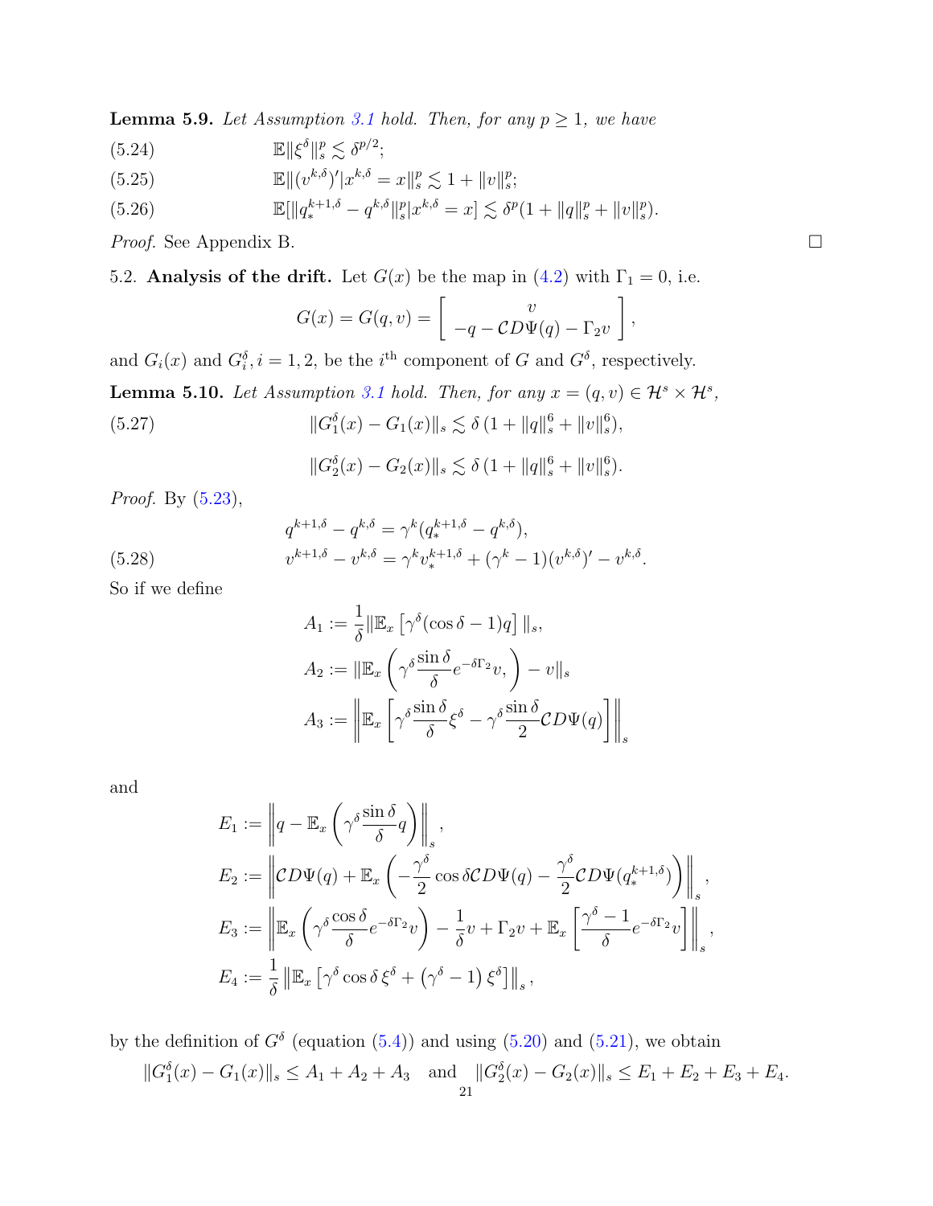**Lemma 5.9.** *Let Assumption 3.1 hold. Then, for any $p \geq 1$, we have*

$$\mathbb{E}\|\xi^\delta\|_s^p \lesssim \delta^{p/2}; \tag{5.24}$$

$$\mathbb{E}\|(v^{k,\delta})'|x^{k,\delta} = x\|_s^p \lesssim 1 + \|v\|_s^p; \tag{5.25}$$

$$\mathbb{E}[\|q_*^{k+1,\delta} - q^{k,\delta}\|_s^p | x^{k,\delta} = x] \lesssim \delta^p(1 + \|q\|_s^p + \|v\|_s^p). \tag{5.26}$$

*Proof.* See Appendix B. $\square$

5.2. **Analysis of the drift.** Let $G(x)$ be the map in (4.2) with $\Gamma_1 = 0$, i.e.

$$G(x) = G(q, v) = \begin{bmatrix} v \\ -q - \mathcal{C}D\Psi(q) - \Gamma_2 v \end{bmatrix},$$

and $G_i(x)$ and $G_i^\delta, i = 1, 2$, be the $i^{\text{th}}$ component of $G$ and $G^\delta$, respectively.

**Lemma 5.10.** *Let Assumption 3.1 hold. Then, for any $x = (q, v) \in \mathcal{H}^s \times \mathcal{H}^s$,*

$$\|G_1^\delta(x) - G_1(x)\|_s \lesssim \delta\,(1 + \|q\|_s^6 + \|v\|_s^6), \tag{5.27}$$

$$\|G_2^\delta(x) - G_2(x)\|_s \lesssim \delta\,(1 + \|q\|_s^6 + \|v\|_s^6).$$

*Proof.* By (5.23),

$$q^{k+1,\delta} - q^{k,\delta} = \gamma^k(q_*^{k+1,\delta} - q^{k,\delta}),$$

$$v^{k+1,\delta} - v^{k,\delta} = \gamma^k v_*^{k+1,\delta} + (\gamma^k - 1)(v^{k,\delta})' - v^{k,\delta}. \tag{5.28}$$

So if we define

$$A_1 := \frac{1}{\delta}\|\mathbb{E}_x\left[\gamma^\delta(\cos\delta - 1)q\right]\|_s,$$

$$A_2 := \|\mathbb{E}_x\left(\gamma^\delta \frac{\sin\delta}{\delta} e^{-\delta\Gamma_2} v, \right) - v\|_s$$

$$A_3 := \left\|\mathbb{E}_x\left[\gamma^\delta \frac{\sin\delta}{\delta}\xi^\delta - \gamma^\delta \frac{\sin\delta}{2}\mathcal{C}D\Psi(q)\right]\right\|_s$$

and

$$E_1 := \left\|q - \mathbb{E}_x\left(\gamma^\delta \frac{\sin\delta}{\delta} q\right)\right\|_s,$$

$$E_2 := \left\|\mathcal{C}D\Psi(q) + \mathbb{E}_x\left(-\frac{\gamma^\delta}{2}\cos\delta\,\mathcal{C}D\Psi(q) - \frac{\gamma^\delta}{2}\mathcal{C}D\Psi(q_*^{k+1,\delta})\right)\right\|_s,$$

$$E_3 := \left\|\mathbb{E}_x\left(\gamma^\delta \frac{\cos\delta}{\delta} e^{-\delta\Gamma_2} v\right) - \frac{1}{\delta}v + \Gamma_2 v + \mathbb{E}_x\left[\frac{\gamma^\delta - 1}{\delta} e^{-\delta\Gamma_2} v\right]\right\|_s,$$

$$E_4 := \frac{1}{\delta}\left\|\mathbb{E}_x\left[\gamma^\delta \cos\delta\,\xi^\delta + \left(\gamma^\delta - 1\right)\xi^\delta\right]\right\|_s,$$

by the definition of $G^\delta$ (equation (5.4)) and using (5.20) and (5.21), we obtain

$$\|G_1^\delta(x) - G_1(x)\|_s \leq A_1 + A_2 + A_3 \quad \text{and} \quad \|G_2^\delta(x) - G_2(x)\|_s \leq E_1 + E_2 + E_3 + E_4.$$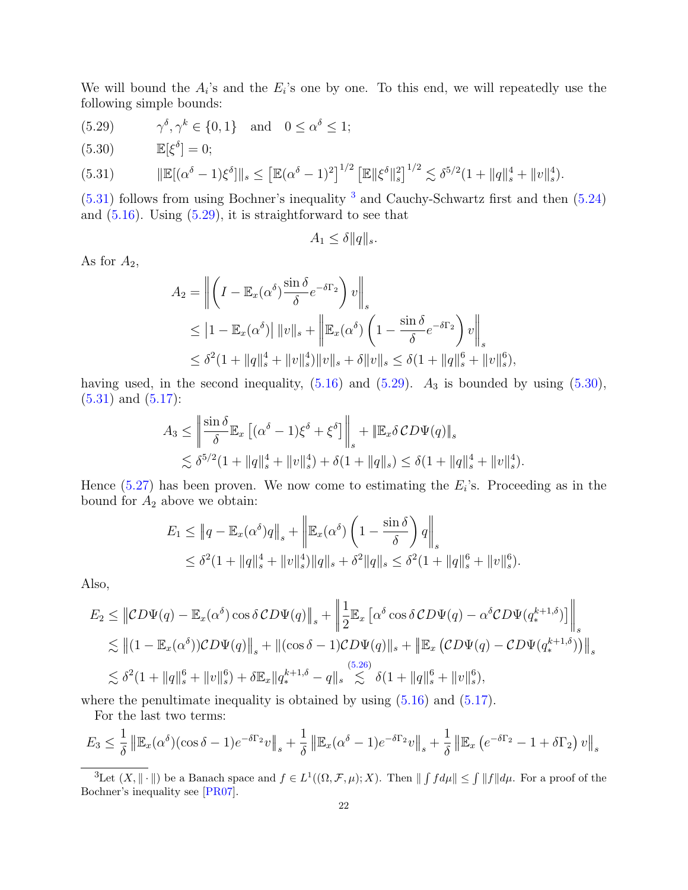We will bound the $A_i$'s and the $E_i$'s one by one. To this end, we will repeatedly use the following simple bounds:

$$\gamma^\delta, \gamma^k \in \{0,1\} \quad \text{and} \quad 0 \le \alpha^\delta \le 1; \tag{5.29}$$

$$\mathbb{E}[\xi^\delta] = 0; \tag{5.30}$$

$$\|\mathbb{E}[(\alpha^\delta - 1)\xi^\delta]\|_s \le \left[\mathbb{E}(\alpha^\delta - 1)^2\right]^{1/2} \left[\mathbb{E}\|\xi^\delta\|_s^2\right]^{1/2} \lesssim \delta^{5/2}(1 + \|q\|_s^4 + \|v\|_s^4). \tag{5.31}$$

(5.31) follows from using Bochner's inequality [3] and Cauchy-Schwartz first and then (5.24) and (5.16). Using (5.29), it is straightforward to see that

$$A_1 \le \delta \|q\|_s.$$

As for $A_2$,

$$\begin{aligned}
A_2 &= \left\| \left( I - \mathbb{E}_x(\alpha^\delta) \frac{\sin\delta}{\delta} e^{-\delta\Gamma_2} \right) v \right\|_s \\
&\le \left|1 - \mathbb{E}_x(\alpha^\delta)\right| \|v\|_s + \left\| \mathbb{E}_x(\alpha^\delta) \left(1 - \frac{\sin\delta}{\delta} e^{-\delta\Gamma_2}\right) v \right\|_s \\
&\le \delta^2(1 + \|q\|_s^4 + \|v\|_s^4)\|v\|_s + \delta\|v\|_s \le \delta(1 + \|q\|_s^6 + \|v\|_s^6),
\end{aligned}$$

having used, in the second inequality, (5.16) and (5.29). $A_3$ is bounded by using (5.30), (5.31) and (5.17):

$$\begin{aligned}
A_3 &\le \left\| \frac{\sin\delta}{\delta} \mathbb{E}_x\left[(\alpha^\delta - 1)\xi^\delta + \xi^\delta\right] \right\|_s + \|\mathbb{E}_x \delta\, \mathcal{C} D\Psi(q)\|_s \\
&\lesssim \delta^{5/2}(1 + \|q\|_s^4 + \|v\|_s^4) + \delta(1 + \|q\|_s) \le \delta(1 + \|q\|_s^4 + \|v\|_s^4).
\end{aligned}$$

Hence (5.27) has been proven. We now come to estimating the $E_i$'s. Proceeding as in the bound for $A_2$ above we obtain:

$$\begin{aligned}
E_1 &\le \left\| q - \mathbb{E}_x(\alpha^\delta) q \right\|_s + \left\| \mathbb{E}_x(\alpha^\delta)\left(1 - \frac{\sin\delta}{\delta}\right) q \right\|_s \\
&\le \delta^2(1 + \|q\|_s^4 + \|v\|_s^4)\|q\|_s + \delta^2\|q\|_s \le \delta^2(1 + \|q\|_s^6 + \|v\|_s^6).
\end{aligned}$$

Also,

$$\begin{aligned}
E_2 &\le \left\| \mathcal{C} D\Psi(q) - \mathbb{E}_x(\alpha^\delta) \cos\delta\, \mathcal{C} D\Psi(q) \right\|_s + \left\| \frac{1}{2}\mathbb{E}_x\left[\alpha^\delta \cos\delta\, \mathcal{C} D\Psi(q) - \alpha^\delta \mathcal{C} D\Psi(q_*^{k+1,\delta})\right] \right\|_s \\
&\lesssim \left\| (1 - \mathbb{E}_x(\alpha^\delta)) \mathcal{C} D\Psi(q) \right\|_s + \|(\cos\delta - 1)\mathcal{C} D\Psi(q)\|_s + \left\| \mathbb{E}_x\left( \mathcal{C} D\Psi(q) - \mathcal{C} D\Psi(q_*^{k+1,\delta}) \right) \right\|_s \\
&\lesssim \delta^2(1 + \|q\|_s^6 + \|v\|_s^6) + \delta \mathbb{E}_x \|q_*^{k+1,\delta} - q\|_s \overset{(5.26)}{\lesssim} \delta(1 + \|q\|_s^6 + \|v\|_s^6),
\end{aligned}$$

where the penultimate inequality is obtained by using (5.16) and (5.17).

For the last two terms:

$$E_3 \le \frac{1}{\delta}\left\| \mathbb{E}_x(\alpha^\delta)(\cos\delta - 1) e^{-\delta\Gamma_2} v \right\|_s + \frac{1}{\delta}\left\| \mathbb{E}_x(\alpha^\delta - 1) e^{-\delta\Gamma_2} v \right\|_s + \frac{1}{\delta}\left\| \mathbb{E}_x\left(e^{-\delta\Gamma_2} - 1 + \delta\Gamma_2\right) v \right\|_s$$

---

[3] Let $(X, \|\cdot\|)$ be a Banach space and $f \in L^1((\Omega, \mathcal{F}, \mu); X)$. Then $\| \int f d\mu \| \le \int \|f\| d\mu$. For a proof of the Bochner's inequality see [PR07].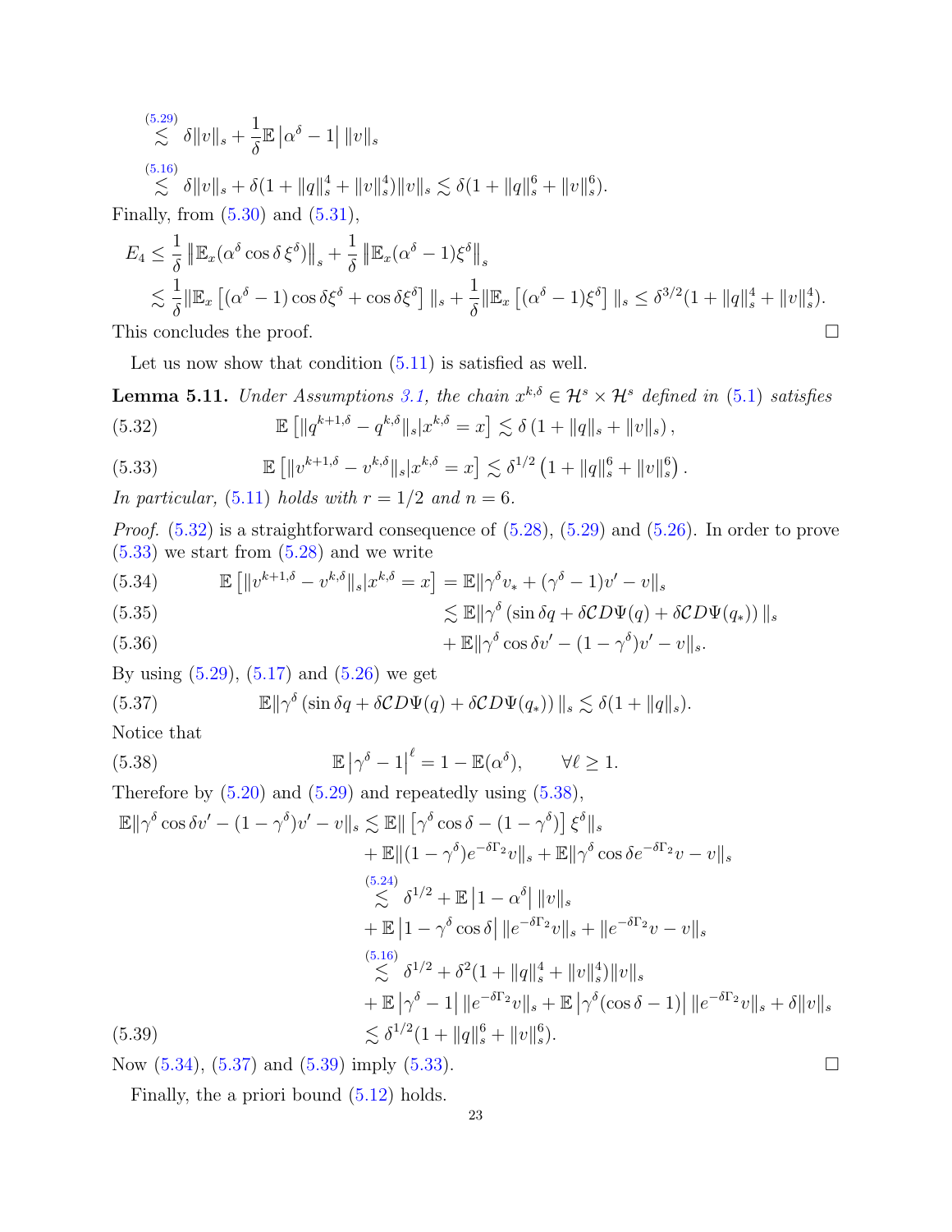$$
\stackrel{(5.29)}{\lesssim} \delta\|v\|_s + \frac{1}{\delta}\mathbb{E}\left|\alpha^\delta - 1\right| \|v\|_s
$$

$$
\stackrel{(5.16)}{\lesssim} \delta\|v\|_s + \delta(1 + \|q\|_s^4 + \|v\|_s^4)\|v\|_s \lesssim \delta(1 + \|q\|_s^6 + \|v\|_s^6).
$$

Finally, from (5.30) and (5.31),

$$
\begin{aligned}
E_4 &\leq \frac{1}{\delta}\left\|\mathbb{E}_x(\alpha^\delta \cos\delta\, \xi^\delta)\right\|_s + \frac{1}{\delta}\left\|\mathbb{E}_x(\alpha^\delta - 1)\xi^\delta\right\|_s \\
&\lesssim \frac{1}{\delta}\|\mathbb{E}_x\left[(\alpha^\delta - 1)\cos\delta\xi^\delta + \cos\delta\xi^\delta\right]\|_s + \frac{1}{\delta}\|\mathbb{E}_x\left[(\alpha^\delta - 1)\xi^\delta\right]\|_s \leq \delta^{3/2}(1 + \|q\|_s^4 + \|v\|_s^4).
\end{aligned}
$$

This concludes the proof. $\square$

Let us now show that condition (5.11) is satisfied as well.

**Lemma 5.11.** *Under Assumptions 3.1, the chain $x^{k,\delta} \in \mathcal{H}^s \times \mathcal{H}^s$ defined in (5.1) satisfies*

$$
\mathbb{E}\left[\|q^{k+1,\delta} - q^{k,\delta}\|_s | x^{k,\delta} = x\right] \lesssim \delta\left(1 + \|q\|_s + \|v\|_s\right), \tag{5.32}
$$

$$
\mathbb{E}\left[\|v^{k+1,\delta} - v^{k,\delta}\|_s | x^{k,\delta} = x\right] \lesssim \delta^{1/2}\left(1 + \|q\|_s^6 + \|v\|_s^6\right). \tag{5.33}
$$

*In particular, (5.11) holds with $r = 1/2$ and $n = 6$.*

*Proof.* (5.32) is a straightforward consequence of (5.28), (5.29) and (5.26). In order to prove (5.33) we start from (5.28) and we write

$$
\mathbb{E}\left[\|v^{k+1,\delta} - v^{k,\delta}\|_s | x^{k,\delta} = x\right] = \mathbb{E}\|\gamma^\delta v_* + (\gamma^\delta - 1)v' - v\|_s \tag{5.34}
$$

$$
\lesssim \mathbb{E}\|\gamma^\delta\left(\sin\delta q + \delta\mathcal{C}D\Psi(q) + \delta\mathcal{C}D\Psi(q_*)\right)\|_s \tag{5.35}
$$

$$
+ \mathbb{E}\|\gamma^\delta \cos\delta v' - (1 - \gamma^\delta)v' - v\|_s. \tag{5.36}
$$

By using (5.29), (5.17) and (5.26) we get

$$
\mathbb{E}\|\gamma^\delta\left(\sin\delta q + \delta\mathcal{C}D\Psi(q) + \delta\mathcal{C}D\Psi(q_*)\right)\|_s \lesssim \delta(1 + \|q\|_s). \tag{5.37}
$$

Notice that

$$
\mathbb{E}\left|\gamma^\delta - 1\right|^\ell = 1 - \mathbb{E}(\alpha^\delta), \qquad \forall \ell \geq 1. \tag{5.38}
$$

Therefore by (5.20) and (5.29) and repeatedly using (5.38),

$$
\begin{aligned}
\mathbb{E}\|\gamma^\delta \cos\delta v' - (1 - \gamma^\delta)v' - v\|_s &\lesssim \mathbb{E}\|\left[\gamma^\delta \cos\delta - (1 - \gamma^\delta)\right]\xi^\delta\|_s \\
&\quad + \mathbb{E}\|(1 - \gamma^\delta)e^{-\delta\Gamma_2}v\|_s + \mathbb{E}\|\gamma^\delta \cos\delta e^{-\delta\Gamma_2}v - v\|_s \\
&\stackrel{(5.24)}{\lesssim} \delta^{1/2} + \mathbb{E}\left|1 - \alpha^\delta\right| \|v\|_s \\
&\quad + \mathbb{E}\left|1 - \gamma^\delta \cos\delta\right| \|e^{-\delta\Gamma_2}v\|_s + \|e^{-\delta\Gamma_2}v - v\|_s \\
&\stackrel{(5.16)}{\lesssim} \delta^{1/2} + \delta^2(1 + \|q\|_s^4 + \|v\|_s^4)\|v\|_s \\
&\quad + \mathbb{E}\left|\gamma^\delta - 1\right| \|e^{-\delta\Gamma_2}v\|_s + \mathbb{E}\left|\gamma^\delta(\cos\delta - 1)\right| \|e^{-\delta\Gamma_2}v\|_s + \delta\|v\|_s \\
&\lesssim \delta^{1/2}(1 + \|q\|_s^6 + \|v\|_s^6).
\end{aligned} \tag{5.39}
$$

Now (5.34), (5.37) and (5.39) imply (5.33). $\square$

Finally, the a priori bound (5.12) holds.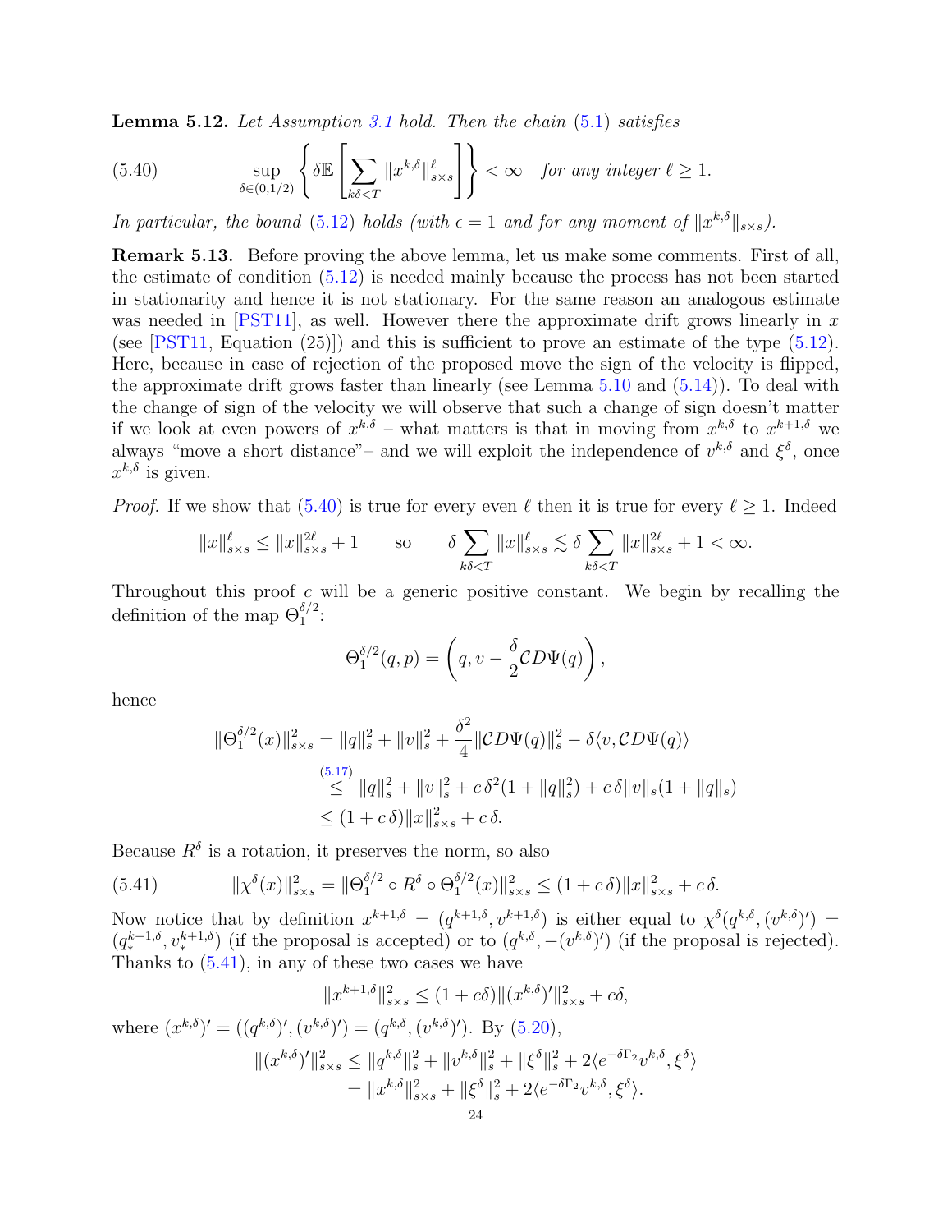**Lemma 5.12.** *Let Assumption 3.1 hold. Then the chain (5.1) satisfies*

$$\sup_{\delta\in(0,1/2)} \left\{ \delta \mathbb{E}\left[ \sum_{k\delta<T} \|x^{k,\delta}\|_{s\times s}^{\ell} \right] \right\} < \infty \quad \textit{for any integer } \ell \geq 1. \tag{5.40}$$

*In particular, the bound (5.12) holds (with $\epsilon = 1$ and for any moment of $\|x^{k,\delta}\|_{s\times s}$).*

**Remark 5.13.** Before proving the above lemma, let us make some comments. First of all, the estimate of condition (5.12) is needed mainly because the process has not been started in stationarity and hence it is not stationary. For the same reason an analogous estimate was needed in [PST11], as well. However there the approximate drift grows linearly in $x$ (see [PST11, Equation (25)]) and this is sufficient to prove an estimate of the type (5.12). Here, because in case of rejection of the proposed move the sign of the velocity is flipped, the approximate drift grows faster than linearly (see Lemma 5.10 and (5.14)). To deal with the change of sign of the velocity we will observe that such a change of sign doesn't matter if we look at even powers of $x^{k,\delta}$ – what matters is that in moving from $x^{k,\delta}$ to $x^{k+1,\delta}$ we always "move a short distance"– and we will exploit the independence of $v^{k,\delta}$ and $\xi^{\delta}$, once $x^{k,\delta}$ is given.

*Proof.* If we show that (5.40) is true for every even $\ell$ then it is true for every $\ell \geq 1$. Indeed

$$\|x\|_{s\times s}^{\ell} \leq \|x\|_{s\times s}^{2\ell} + 1 \qquad \text{so} \qquad \delta \sum_{k\delta<T} \|x\|_{s\times s}^{\ell} \lesssim \delta \sum_{k\delta<T} \|x\|_{s\times s}^{2\ell} + 1 < \infty.$$

Throughout this proof $c$ will be a generic positive constant. We begin by recalling the definition of the map $\Theta_1^{\delta/2}$:

$$\Theta_1^{\delta/2}(q,p) = \left(q, v - \frac{\delta}{2}\mathcal{C}D\Psi(q)\right),$$

hence

$$\begin{aligned}
\|\Theta_1^{\delta/2}(x)\|_{s\times s}^2 &= \|q\|_s^2 + \|v\|_s^2 + \frac{\delta^2}{4}\|\mathcal{C}D\Psi(q)\|_s^2 - \delta\langle v, \mathcal{C}D\Psi(q)\rangle \\
&\overset{(5.17)}{\leq} \|q\|_s^2 + \|v\|_s^2 + c\,\delta^2(1+\|q\|_s^2) + c\,\delta\|v\|_s(1+\|q\|_s) \\
&\leq (1+c\,\delta)\|x\|_{s\times s}^2 + c\,\delta.
\end{aligned}$$

Because $R^\delta$ is a rotation, it preserves the norm, so also

$$\|\chi^\delta(x)\|_{s\times s}^2 = \|\Theta_1^{\delta/2}\circ R^\delta \circ \Theta_1^{\delta/2}(x)\|_{s\times s}^2 \leq (1+c\,\delta)\|x\|_{s\times s}^2 + c\,\delta. \tag{5.41}$$

Now notice that by definition $x^{k+1,\delta} = (q^{k+1,\delta}, v^{k+1,\delta})$ is either equal to $\chi^\delta(q^{k,\delta}, (v^{k,\delta})') = (q_*^{k+1,\delta}, v_*^{k+1,\delta})$ (if the proposal is accepted) or to $(q^{k,\delta}, -(v^{k,\delta})')$ (if the proposal is rejected). Thanks to (5.41), in any of these two cases we have

$$\|x^{k+1,\delta}\|_{s\times s}^2 \leq (1+c\delta)\|(x^{k,\delta})'\|_{s\times s}^2 + c\delta,$$

where $(x^{k,\delta})' = ((q^{k,\delta})', (v^{k,\delta})') = (q^{k,\delta}, (v^{k,\delta})')$. By (5.20),

$$\begin{aligned}
\|(x^{k,\delta})'\|_{s\times s}^2 &\leq \|q^{k,\delta}\|_s^2 + \|v^{k,\delta}\|_s^2 + \|\xi^\delta\|_s^2 + 2\langle e^{-\delta\Gamma_2}v^{k,\delta}, \xi^\delta\rangle \\
&= \|x^{k,\delta}\|_{s\times s}^2 + \|\xi^\delta\|_s^2 + 2\langle e^{-\delta\Gamma_2}v^{k,\delta}, \xi^\delta\rangle.
\end{aligned}$$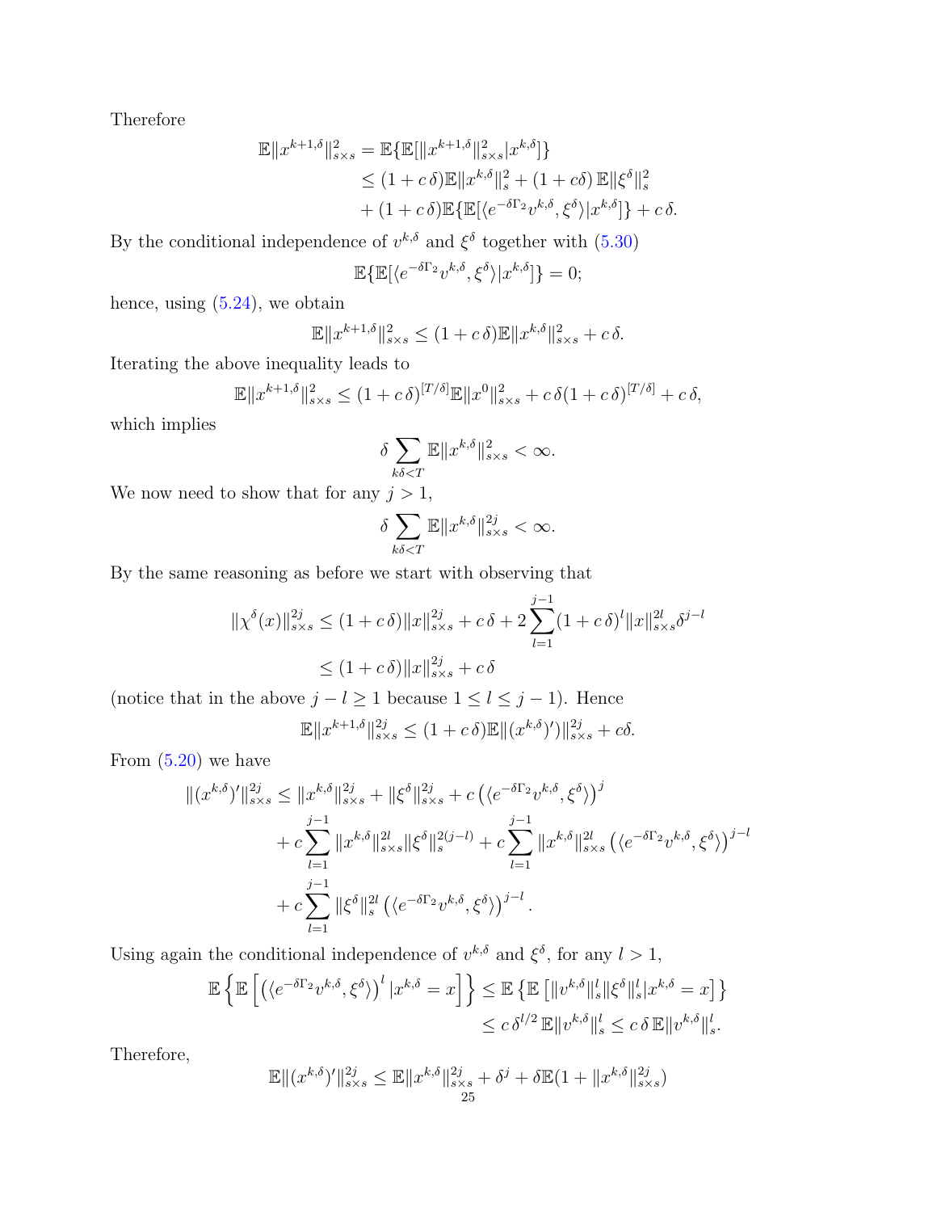Therefore

$$
\begin{aligned}
\mathbb{E}\|x^{k+1,\delta}\|^2_{s\times s} &= \mathbb{E}\{\mathbb{E}[\|x^{k+1,\delta}\|^2_{s\times s}|x^{k,\delta}]\} \\
&\leq (1+c\,\delta)\mathbb{E}\|x^{k,\delta}\|^2_s + (1+c\delta)\,\mathbb{E}\|\xi^\delta\|^2_s \\
&\quad + (1+c\,\delta)\mathbb{E}\{\mathbb{E}[\langle e^{-\delta\Gamma_2}v^{k,\delta},\xi^\delta\rangle|x^{k,\delta}]\} + c\,\delta.
\end{aligned}
$$

By the conditional independence of $v^{k,\delta}$ and $\xi^\delta$ together with (5.30)

$$
\mathbb{E}\{\mathbb{E}[\langle e^{-\delta\Gamma_2}v^{k,\delta},\xi^\delta\rangle|x^{k,\delta}]\} = 0;
$$

hence, using (5.24), we obtain

$$
\mathbb{E}\|x^{k+1,\delta}\|^2_{s\times s} \leq (1+c\,\delta)\mathbb{E}\|x^{k,\delta}\|^2_{s\times s} + c\,\delta.
$$

Iterating the above inequality leads to

$$
\mathbb{E}\|x^{k+1,\delta}\|^2_{s\times s} \leq (1+c\,\delta)^{[T/\delta]}\mathbb{E}\|x^0\|^2_{s\times s} + c\,\delta(1+c\,\delta)^{[T/\delta]} + c\,\delta,
$$

which implies

$$
\delta\sum_{k\delta<T}\mathbb{E}\|x^{k,\delta}\|^2_{s\times s} < \infty.
$$

We now need to show that for any $j>1$,

$$
\delta\sum_{k\delta<T}\mathbb{E}\|x^{k,\delta}\|^{2j}_{s\times s} < \infty.
$$

By the same reasoning as before we start with observing that

$$
\begin{aligned}
\|\chi^\delta(x)\|^{2j}_{s\times s} &\leq (1+c\,\delta)\|x\|^{2j}_{s\times s} + c\,\delta + 2\sum_{l=1}^{j-1}(1+c\,\delta)^l\|x\|^{2l}_{s\times s}\delta^{j-l} \\
&\leq (1+c\,\delta)\|x\|^{2j}_{s\times s} + c\,\delta
\end{aligned}
$$

(notice that in the above $j-l\geq 1$ because $1\leq l\leq j-1$). Hence

$$
\mathbb{E}\|x^{k+1,\delta}\|^{2j}_{s\times s} \leq (1+c\,\delta)\mathbb{E}\|(x^{k,\delta})'\|^{2j}_{s\times s} + c\delta.
$$

From (5.20) we have

$$
\begin{aligned}
\|(x^{k,\delta})'\|^{2j}_{s\times s} &\leq \|x^{k,\delta}\|^{2j}_{s\times s} + \|\xi^\delta\|^{2j}_{s\times s} + c\left(\langle e^{-\delta\Gamma_2}v^{k,\delta},\xi^\delta\rangle\right)^j \\
&\quad + c\sum_{l=1}^{j-1}\|x^{k,\delta}\|^{2l}_{s\times s}\|\xi^\delta\|^{2(j-l)}_s + c\sum_{l=1}^{j-1}\|x^{k,\delta}\|^{2l}_{s\times s}\left(\langle e^{-\delta\Gamma_2}v^{k,\delta},\xi^\delta\rangle\right)^{j-l} \\
&\quad + c\sum_{l=1}^{j-1}\|\xi^\delta\|^{2l}_s\left(\langle e^{-\delta\Gamma_2}v^{k,\delta},\xi^\delta\rangle\right)^{j-l}.
\end{aligned}
$$

Using again the conditional independence of $v^{k,\delta}$ and $\xi^\delta$, for any $l>1$,

$$
\begin{aligned}
\mathbb{E}\left\{\mathbb{E}\left[\left(\langle e^{-\delta\Gamma_2}v^{k,\delta},\xi^\delta\rangle\right)^l|x^{k,\delta}=x\right]\right\} &\leq \mathbb{E}\left\{\mathbb{E}\left[\|v^{k,\delta}\|^l_s\|\xi^\delta\|^l_s|x^{k,\delta}=x\right]\right\} \\
&\leq c\,\delta^{l/2}\,\mathbb{E}\|v^{k,\delta}\|^l_s \leq c\,\delta\,\mathbb{E}\|v^{k,\delta}\|^l_s.
\end{aligned}
$$

Therefore,

$$
\mathbb{E}\|(x^{k,\delta})'\|^{2j}_{s\times s} \leq \mathbb{E}\|x^{k,\delta}\|^{2j}_{s\times s} + \delta^j + \delta\mathbb{E}(1+\|x^{k,\delta}\|^{2j}_{s\times s})
$$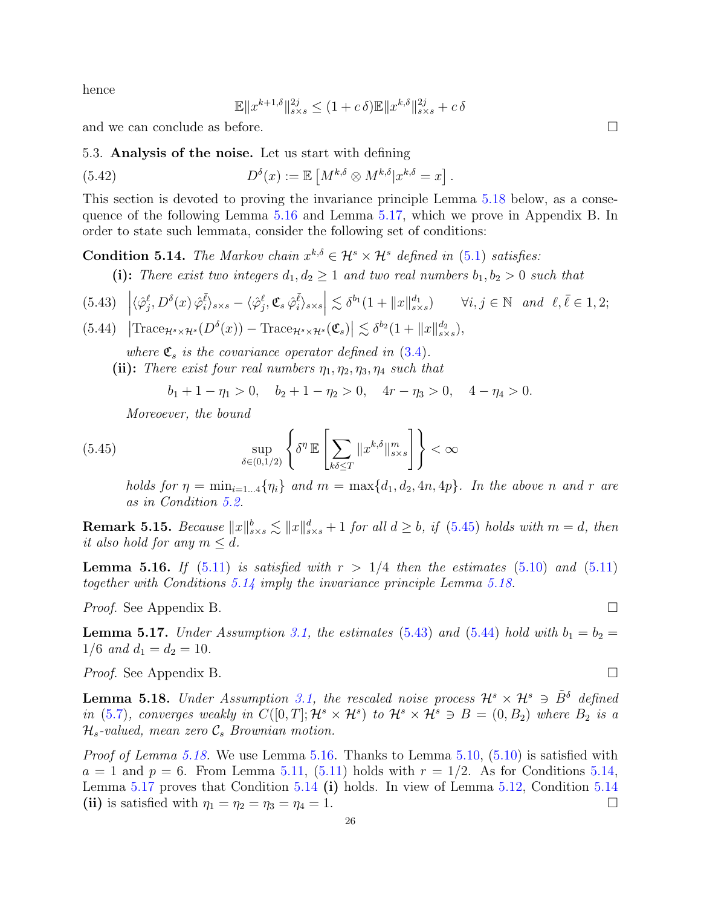hence

$$\mathbb{E}\|x^{k+1,\delta}\|_{s\times s}^{2j} \le (1+c\,\delta)\mathbb{E}\|x^{k,\delta}\|_{s\times s}^{2j} + c\,\delta$$

and we can conclude as before. □

## 5.3. Analysis of the noise.

Let us start with defining

$$D^{\delta}(x) := \mathbb{E}\left[M^{k,\delta}\otimes M^{k,\delta}|x^{k,\delta}=x\right]. \tag{5.42}$$

This section is devoted to proving the invariance principle Lemma 5.18 below, as a consequence of the following Lemma 5.16 and Lemma 5.17, which we prove in Appendix B. In order to state such lemmata, consider the following set of conditions:

**Condition 5.14.** *The Markov chain $x^{k,\delta}\in\mathcal{H}^s\times\mathcal{H}^s$ defined in (5.1) satisfies:*

**(i):** *There exist two integers $d_1,d_2\ge 1$ and two real numbers $b_1,b_2>0$ such that*

$$\left|\langle\hat{\varphi}^{\ell}_j, D^{\delta}(x)\,\hat{\varphi}^{\bar\ell}_i\rangle_{s\times s} - \langle\hat{\varphi}^{\ell}_j, \mathfrak{C}_s\,\hat{\varphi}^{\bar\ell}_i\rangle_{s\times s}\right| \lesssim \delta^{b_1}(1+\|x\|^{d_1}_{s\times s}) \qquad \forall i,j\in\mathbb{N} \;\; and \;\; \ell,\bar\ell\in 1,2; \tag{5.43}$$

$$\left|\mathrm{Trace}_{\mathcal{H}^s\times\mathcal{H}^s}(D^{\delta}(x)) - \mathrm{Trace}_{\mathcal{H}^s\times\mathcal{H}^s}(\mathfrak{C}_s)\right| \lesssim \delta^{b_2}(1+\|x\|^{d_2}_{s\times s}), \tag{5.44}$$

*where $\mathfrak{C}_s$ is the covariance operator defined in (3.4).*

**(ii):** *There exist four real numbers $\eta_1,\eta_2,\eta_3,\eta_4$ such that*

$$b_1+1-\eta_1>0, \quad b_2+1-\eta_2>0, \quad 4r-\eta_3>0, \quad 4-\eta_4>0.$$

*Moreoever, the bound*

$$\sup_{\delta\in(0,1/2)}\left\{\delta^{\eta}\,\mathbb{E}\left[\sum_{k\delta\le T}\|x^{k,\delta}\|^m_{s\times s}\right]\right\}<\infty \tag{5.45}$$

*holds for $\eta=\min_{i=1\dots4}\{\eta_i\}$ and $m=\max\{d_1,d_2,4n,4p\}$. In the above $n$ and $r$ are as in Condition 5.2.*

**Remark 5.15.** *Because $\|x\|^b_{s\times s}\lesssim\|x\|^d_{s\times s}+1$ for all $d\ge b$, if (5.45) holds with $m=d$, then it also hold for any $m\le d$.*

**Lemma 5.16.** *If (5.11) is satisfied with $r>1/4$ then the estimates (5.10) and (5.11) together with Conditions 5.14 imply the invariance principle Lemma 5.18.*

*Proof.* See Appendix B. □

**Lemma 5.17.** *Under Assumption 3.1, the estimates (5.43) and (5.44) hold with $b_1=b_2=1/6$ and $d_1=d_2=10$.*

*Proof.* See Appendix B. □

**Lemma 5.18.** *Under Assumption 3.1, the rescaled noise process $\mathcal{H}^s\times\mathcal{H}^s\ni\tilde{B}^{\delta}$ defined in (5.7), converges weakly in $C([0,T];\mathcal{H}^s\times\mathcal{H}^s)$ to $\mathcal{H}^s\times\mathcal{H}^s\ni B=(0,B_2)$ where $B_2$ is a $\mathcal{H}_s$-valued, mean zero $\mathcal{C}_s$ Brownian motion.*

*Proof of Lemma 5.18.* We use Lemma 5.16. Thanks to Lemma 5.10, (5.10) is satisfied with $a=1$ and $p=6$. From Lemma 5.11, (5.11) holds with $r=1/2$. As for Conditions 5.14, Lemma 5.17 proves that Condition 5.14 **(i)** holds. In view of Lemma 5.12, Condition 5.14 **(ii)** is satisfied with $\eta_1=\eta_2=\eta_3=\eta_4=1$. □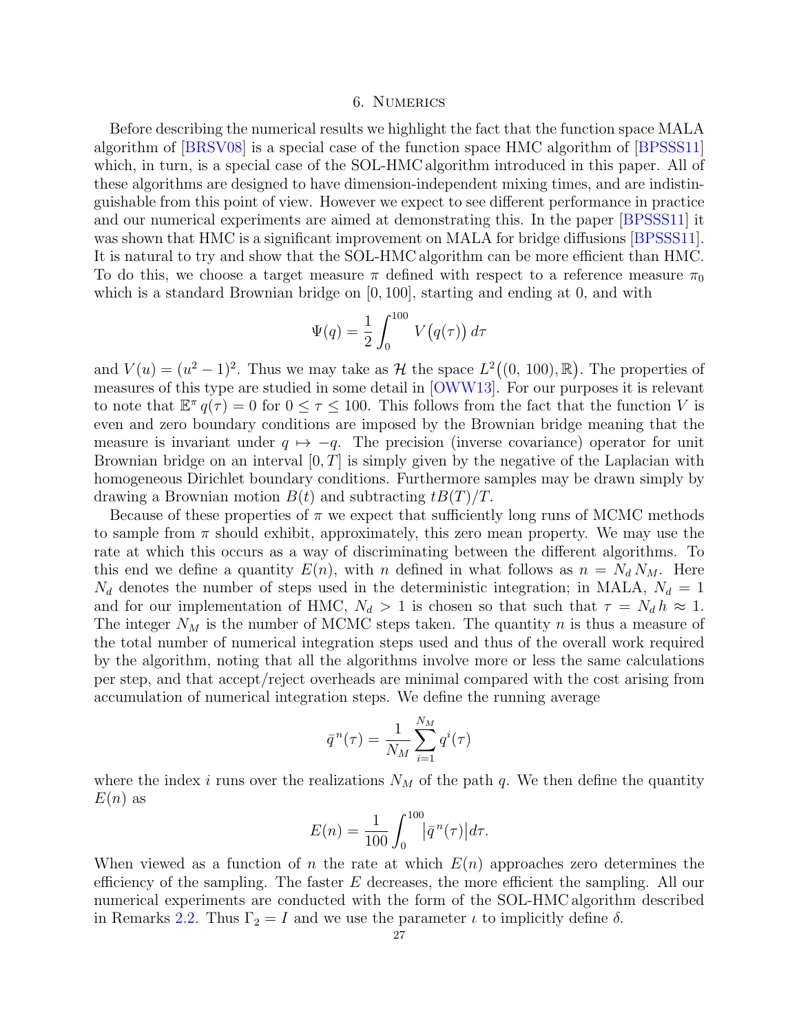## 6. Numerics

Before describing the numerical results we highlight the fact that the function space MALA algorithm of [BRSV08] is a special case of the function space HMC algorithm of [BPSSS11] which, in turn, is a special case of the SOL-HMC algorithm introduced in this paper. All of these algorithms are designed to have dimension-independent mixing times, and are indistinguishable from this point of view. However we expect to see different performance in practice and our numerical experiments are aimed at demonstrating this. In the paper [BPSSS11] it was shown that HMC is a significant improvement on MALA for bridge diffusions [BPSSS11]. It is natural to try and show that the SOL-HMC algorithm can be more efficient than HMC. To do this, we choose a target measure $\pi$ defined with respect to a reference measure $\pi_0$ which is a standard Brownian bridge on $[0, 100]$, starting and ending at 0, and with

$$\Psi(q) = \frac{1}{2}\int_0^{100} V\big(q(\tau)\big)\, d\tau$$

and $V(u) = (u^2 - 1)^2$. Thus we may take as $\mathcal{H}$ the space $L^2\big((0,\, 100), \mathbb{R}\big)$. The properties of measures of this type are studied in some detail in [OWW13]. For our purposes it is relevant to note that $\mathbb{E}^{\pi}\, q(\tau) = 0$ for $0 \le \tau \le 100$. This follows from the fact that the function $V$ is even and zero boundary conditions are imposed by the Brownian bridge meaning that the measure is invariant under $q \mapsto -q$. The precision (inverse covariance) operator for unit Brownian bridge on an interval $[0, T]$ is simply given by the negative of the Laplacian with homogeneous Dirichlet boundary conditions. Furthermore samples may be drawn simply by drawing a Brownian motion $B(t)$ and subtracting $tB(T)/T$.

Because of these properties of $\pi$ we expect that sufficiently long runs of MCMC methods to sample from $\pi$ should exhibit, approximately, this zero mean property. We may use the rate at which this occurs as a way of discriminating between the different algorithms. To this end we define a quantity $E(n)$, with $n$ defined in what follows as $n = N_d\, N_M$. Here $N_d$ denotes the number of steps used in the deterministic integration; in MALA, $N_d = 1$ and for our implementation of HMC, $N_d > 1$ is chosen so that such that $\tau = N_d\, h \approx 1$. The integer $N_M$ is the number of MCMC steps taken. The quantity $n$ is thus a measure of the total number of numerical integration steps used and thus of the overall work required by the algorithm, noting that all the algorithms involve more or less the same calculations per step, and that accept/reject overheads are minimal compared with the cost arising from accumulation of numerical integration steps. We define the running average

$$\bar{q}^{\,n}(\tau) = \frac{1}{N_M}\sum_{i=1}^{N_M} q^i(\tau)$$

where the index $i$ runs over the realizations $N_M$ of the path $q$. We then define the quantity $E(n)$ as

$$E(n) = \frac{1}{100}\int_0^{100} \big|\bar{q}^{\,n}(\tau)\big| d\tau.$$

When viewed as a function of $n$ the rate at which $E(n)$ approaches zero determines the efficiency of the sampling. The faster $E$ decreases, the more efficient the sampling. All our numerical experiments are conducted with the form of the SOL-HMC algorithm described in Remarks 2.2. Thus $\Gamma_2 = I$ and we use the parameter $\iota$ to implicitly define $\delta$.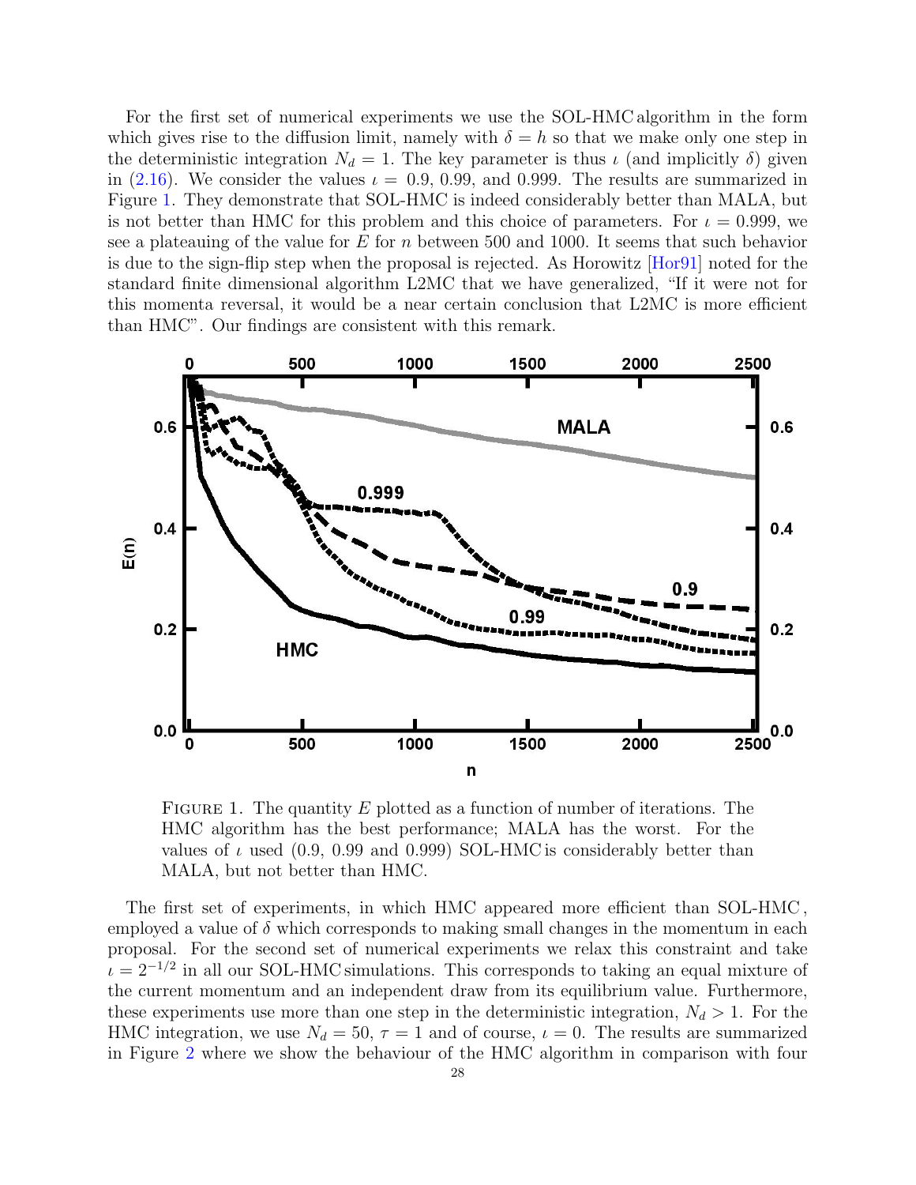For the first set of numerical experiments we use the SOL-HMC algorithm in the form which gives rise to the diffusion limit, namely with $\delta = h$ so that we make only one step in the deterministic integration $N_d = 1$. The key parameter is thus $\iota$ (and implicitly $\delta$) given in (2.16). We consider the values $\iota = 0.9, 0.99$, and $0.999$. The results are summarized in Figure 1. They demonstrate that SOL-HMC is indeed considerably better than MALA, but is not better than HMC for this problem and this choice of parameters. For $\iota = 0.999$, we see a plateauing of the value for $E$ for $n$ between 500 and 1000. It seems that such behavior is due to the sign-flip step when the proposal is rejected. As Horowitz [Hor91] noted for the standard finite dimensional algorithm L2MC that we have generalized, "If it were not for this momenta reversal, it would be a near certain conclusion that L2MC is more efficient than HMC". Our findings are consistent with this remark.

FIGURE 1. The quantity $E$ plotted as a function of number of iterations. The HMC algorithm has the best performance; MALA has the worst. For the values of $\iota$ used (0.9, 0.99 and 0.999) SOL-HMC is considerably better than MALA, but not better than HMC.

The first set of experiments, in which HMC appeared more efficient than SOL-HMC, employed a value of $\delta$ which corresponds to making small changes in the momentum in each proposal. For the second set of numerical experiments we relax this constraint and take $\iota = 2^{-1/2}$ in all our SOL-HMC simulations. This corresponds to taking an equal mixture of the current momentum and an independent draw from its equilibrium value. Furthermore, these experiments use more than one step in the deterministic integration, $N_d > 1$. For the HMC integration, we use $N_d = 50$, $\tau = 1$ and of course, $\iota = 0$. The results are summarized in Figure 2 where we show the behaviour of the HMC algorithm in comparison with four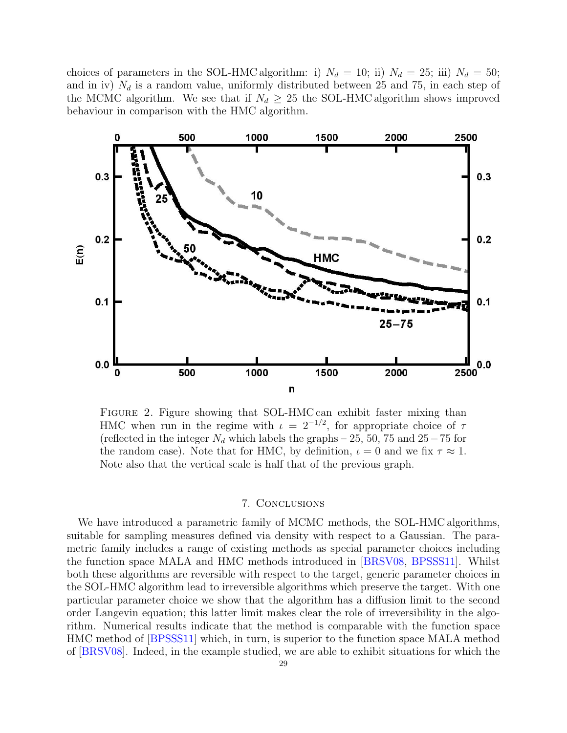choices of parameters in the SOL-HMC algorithm: i) $N_d = 10$; ii) $N_d = 25$; iii) $N_d = 50$; and in iv) $N_d$ is a random value, uniformly distributed between 25 and 75, in each step of the MCMC algorithm. We see that if $N_d \geq 25$ the SOL-HMC algorithm shows improved behaviour in comparison with the HMC algorithm.

FIGURE 2. Figure showing that SOL-HMC can exhibit faster mixing than HMC when run in the regime with $\iota = 2^{-1/2}$, for appropriate choice of $\tau$ (reflected in the integer $N_d$ which labels the graphs – 25, 50, 75 and 25 − 75 for the random case). Note that for HMC, by definition, $\iota = 0$ and we fix $\tau \approx 1$. Note also that the vertical scale is half that of the previous graph.

## 7. Conclusions

We have introduced a parametric family of MCMC methods, the SOL-HMC algorithms, suitable for sampling measures defined via density with respect to a Gaussian. The parametric family includes a range of existing methods as special parameter choices including the function space MALA and HMC methods introduced in [BRSV08, BPSSS11]. Whilst both these algorithms are reversible with respect to the target, generic parameter choices in the SOL-HMC algorithm lead to irreversible algorithms which preserve the target. With one particular parameter choice we show that the algorithm has a diffusion limit to the second order Langevin equation; this latter limit makes clear the role of irreversibility in the algorithm. Numerical results indicate that the method is comparable with the function space HMC method of [BPSSS11] which, in turn, is superior to the function space MALA method of [BRSV08]. Indeed, in the example studied, we are able to exhibit situations for which the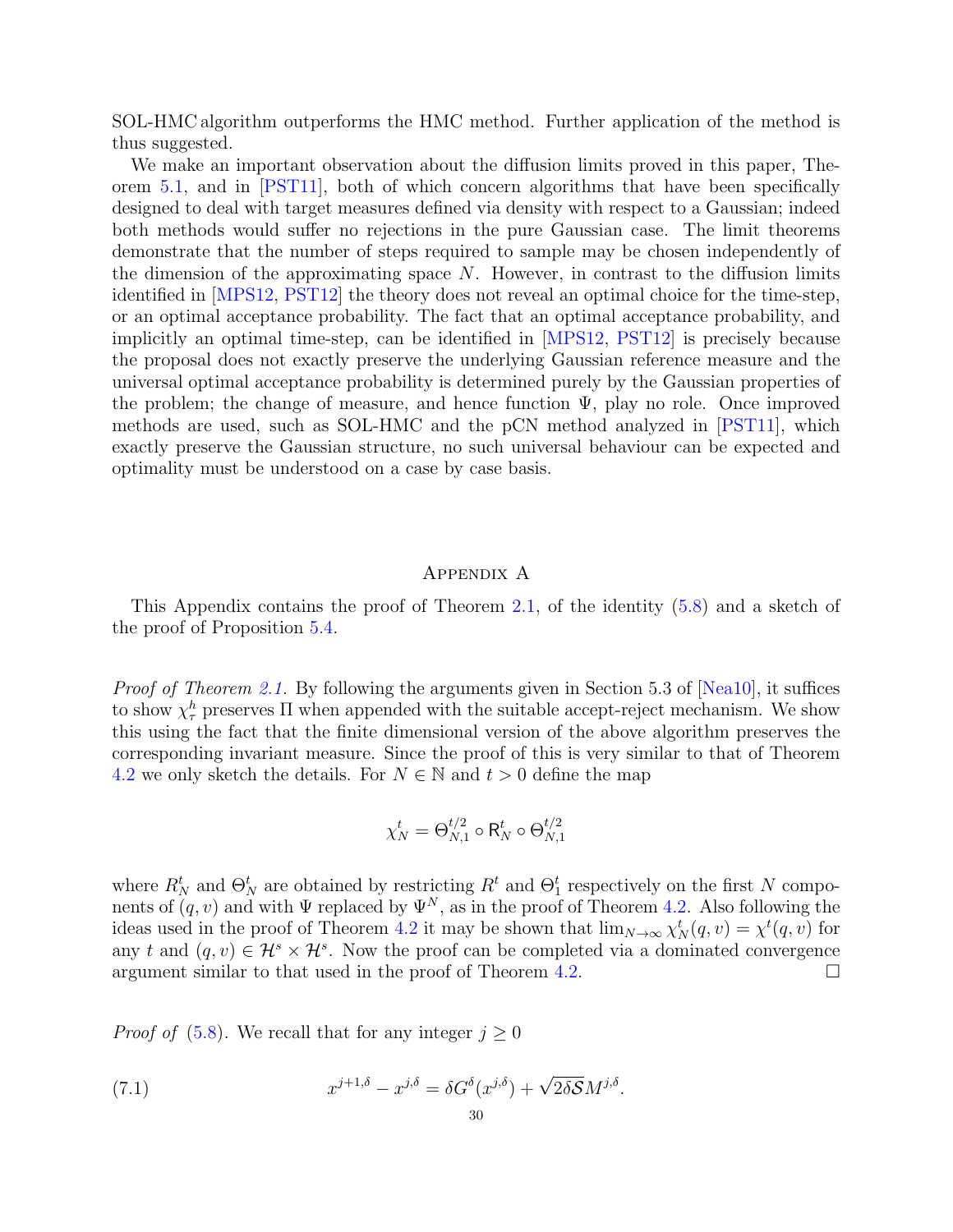SOL-HMC algorithm outperforms the HMC method. Further application of the method is thus suggested.

We make an important observation about the diffusion limits proved in this paper, Theorem 5.1, and in [PST11], both of which concern algorithms that have been specifically designed to deal with target measures defined via density with respect to a Gaussian; indeed both methods would suffer no rejections in the pure Gaussian case. The limit theorems demonstrate that the number of steps required to sample may be chosen independently of the dimension of the approximating space $N$. However, in contrast to the diffusion limits identified in [MPS12, PST12] the theory does not reveal an optimal choice for the time-step, or an optimal acceptance probability. The fact that an optimal acceptance probability, and implicitly an optimal time-step, can be identified in [MPS12, PST12] is precisely because the proposal does not exactly preserve the underlying Gaussian reference measure and the universal optimal acceptance probability is determined purely by the Gaussian properties of the problem; the change of measure, and hence function $\Psi$, play no role. Once improved methods are used, such as SOL-HMC and the pCN method analyzed in [PST11], which exactly preserve the Gaussian structure, no such universal behaviour can be expected and optimality must be understood on a case by case basis.

## Appendix A

This Appendix contains the proof of Theorem 2.1, of the identity (5.8) and a sketch of the proof of Proposition 5.4.

*Proof of Theorem 2.1.* By following the arguments given in Section 5.3 of [Nea10], it suffices to show $\chi_\tau^h$ preserves $\Pi$ when appended with the suitable accept-reject mechanism. We show this using the fact that the finite dimensional version of the above algorithm preserves the corresponding invariant measure. Since the proof of this is very similar to that of Theorem 4.2 we only sketch the details. For $N \in \mathbb{N}$ and $t > 0$ define the map

$$\chi_N^t = \Theta_{N,1}^{t/2} \circ \mathsf{R}_N^t \circ \Theta_{N,1}^{t/2}$$

where $R_N^t$ and $\Theta_N^t$ are obtained by restricting $R^t$ and $\Theta_1^t$ respectively on the first $N$ components of $(q, v)$ and with $\Psi$ replaced by $\Psi^N$, as in the proof of Theorem 4.2. Also following the ideas used in the proof of Theorem 4.2 it may be shown that $\lim_{N\to\infty} \chi_N^t(q, v) = \chi^t(q, v)$ for any $t$ and $(q, v) \in \mathcal{H}^s \times \mathcal{H}^s$. Now the proof can be completed via a dominated convergence argument similar to that used in the proof of Theorem 4.2. $\square$

*Proof of* (5.8). We recall that for any integer $j \geq 0$

$$x^{j+1,\delta} - x^{j,\delta} = \delta G^\delta(x^{j,\delta}) + \sqrt{2\delta\mathcal{S}} M^{j,\delta}. \tag{7.1}$$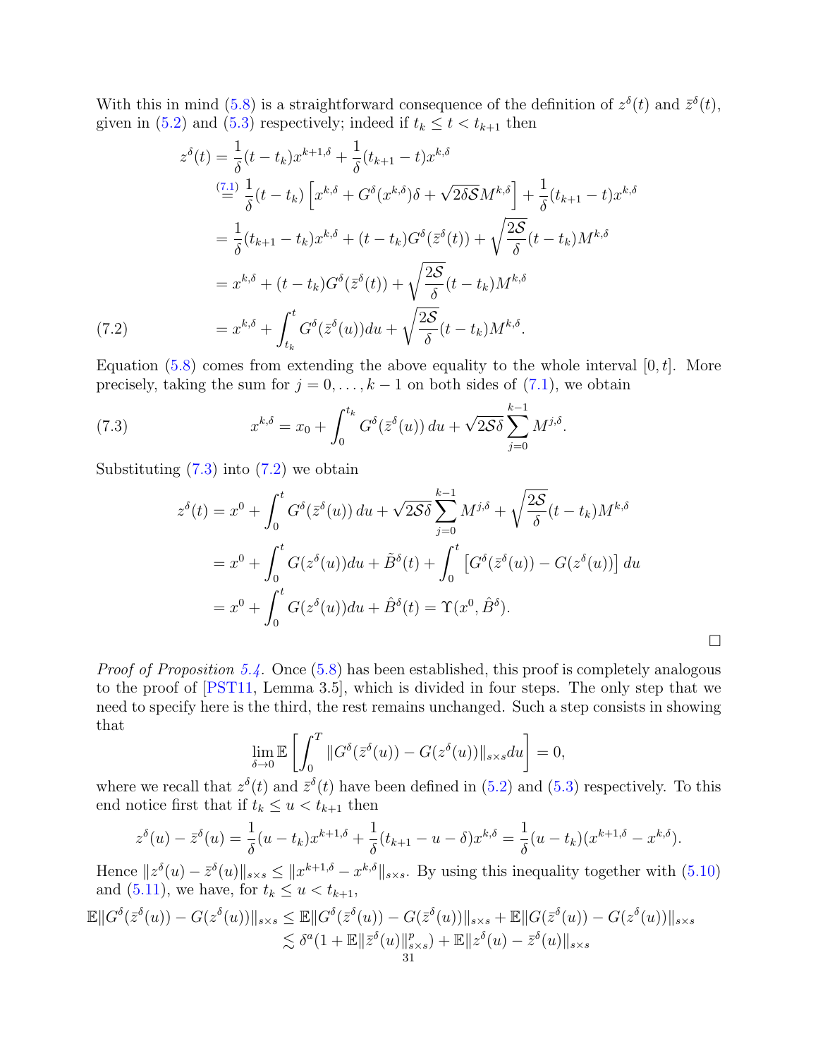With this in mind (5.8) is a straightforward consequence of the definition of $z^\delta(t)$ and $\bar{z}^\delta(t)$, given in (5.2) and (5.3) respectively; indeed if $t_k \le t < t_{k+1}$ then

$$
\begin{aligned}
z^\delta(t) &= \frac{1}{\delta}(t-t_k)x^{k+1,\delta} + \frac{1}{\delta}(t_{k+1}-t)x^{k,\delta} \\
&\overset{(7.1)}{=} \frac{1}{\delta}(t-t_k)\left[x^{k,\delta} + G^\delta(x^{k,\delta})\delta + \sqrt{2\delta\mathcal{S}}M^{k,\delta}\right] + \frac{1}{\delta}(t_{k+1}-t)x^{k,\delta} \\
&= \frac{1}{\delta}(t_{k+1}-t_k)x^{k,\delta} + (t-t_k)G^\delta(\bar{z}^\delta(t)) + \sqrt{\frac{2\mathcal{S}}{\delta}}(t-t_k)M^{k,\delta} \\
&= x^{k,\delta} + (t-t_k)G^\delta(\bar{z}^\delta(t)) + \sqrt{\frac{2\mathcal{S}}{\delta}}(t-t_k)M^{k,\delta} \\
&= x^{k,\delta} + \int_{t_k}^t G^\delta(\bar{z}^\delta(u))du + \sqrt{\frac{2\mathcal{S}}{\delta}}(t-t_k)M^{k,\delta}. \qquad (7.2)
\end{aligned}
$$

Equation (5.8) comes from extending the above equality to the whole interval $[0,t]$. More precisely, taking the sum for $j = 0, \dots, k-1$ on both sides of (7.1), we obtain

$$
x^{k,\delta} = x_0 + \int_0^{t_k} G^\delta(\bar{z}^\delta(u))\,du + \sqrt{2\mathcal{S}\delta}\sum_{j=0}^{k-1} M^{j,\delta}. \qquad (7.3)
$$

Substituting (7.3) into (7.2) we obtain

$$
\begin{aligned}
z^\delta(t) &= x^0 + \int_0^t G^\delta(\bar{z}^\delta(u))\,du + \sqrt{2\mathcal{S}\delta}\sum_{j=0}^{k-1} M^{j,\delta} + \sqrt{\frac{2\mathcal{S}}{\delta}}(t-t_k)M^{k,\delta} \\
&= x^0 + \int_0^t G(z^\delta(u))du + \tilde{B}^\delta(t) + \int_0^t \left[G^\delta(\bar{z}^\delta(u)) - G(z^\delta(u))\right]du \\
&= x^0 + \int_0^t G(z^\delta(u))du + \hat{B}^\delta(t) = \Upsilon(x^0, \hat{B}^\delta).
\end{aligned}
$$

□

*Proof of Proposition 5.4.* Once (5.8) has been established, this proof is completely analogous to the proof of [PST11, Lemma 3.5], which is divided in four steps. The only step that we need to specify here is the third, the rest remains unchanged. Such a step consists in showing that

$$
\lim_{\delta\to 0}\mathbb{E}\left[\int_0^T \|G^\delta(\bar{z}^\delta(u)) - G(z^\delta(u))\|_{s\times s}du\right] = 0,
$$

where we recall that $z^\delta(t)$ and $\bar{z}^\delta(t)$ have been defined in (5.2) and (5.3) respectively. To this end notice first that if $t_k \le u < t_{k+1}$ then

$$
z^\delta(u) - \bar{z}^\delta(u) = \frac{1}{\delta}(u-t_k)x^{k+1,\delta} + \frac{1}{\delta}(t_{k+1}-u-\delta)x^{k,\delta} = \frac{1}{\delta}(u-t_k)(x^{k+1,\delta} - x^{k,\delta}).
$$

Hence $\|z^\delta(u) - \bar{z}^\delta(u)\|_{s\times s} \le \|x^{k+1,\delta} - x^{k,\delta}\|_{s\times s}$. By using this inequality together with (5.10) and (5.11), we have, for $t_k \le u < t_{k+1}$,

$$
\begin{aligned}
\mathbb{E}\|G^\delta(\bar{z}^\delta(u)) - G(z^\delta(u))\|_{s\times s} &\le \mathbb{E}\|G^\delta(\bar{z}^\delta(u)) - G(\bar{z}^\delta(u))\|_{s\times s} + \mathbb{E}\|G(\bar{z}^\delta(u)) - G(z^\delta(u))\|_{s\times s} \\
&\lesssim \delta^a(1 + \mathbb{E}\|\bar{z}^\delta(u)\|_{s\times s}^p) + \mathbb{E}\|z^\delta(u) - \bar{z}^\delta(u)\|_{s\times s}
\end{aligned}
$$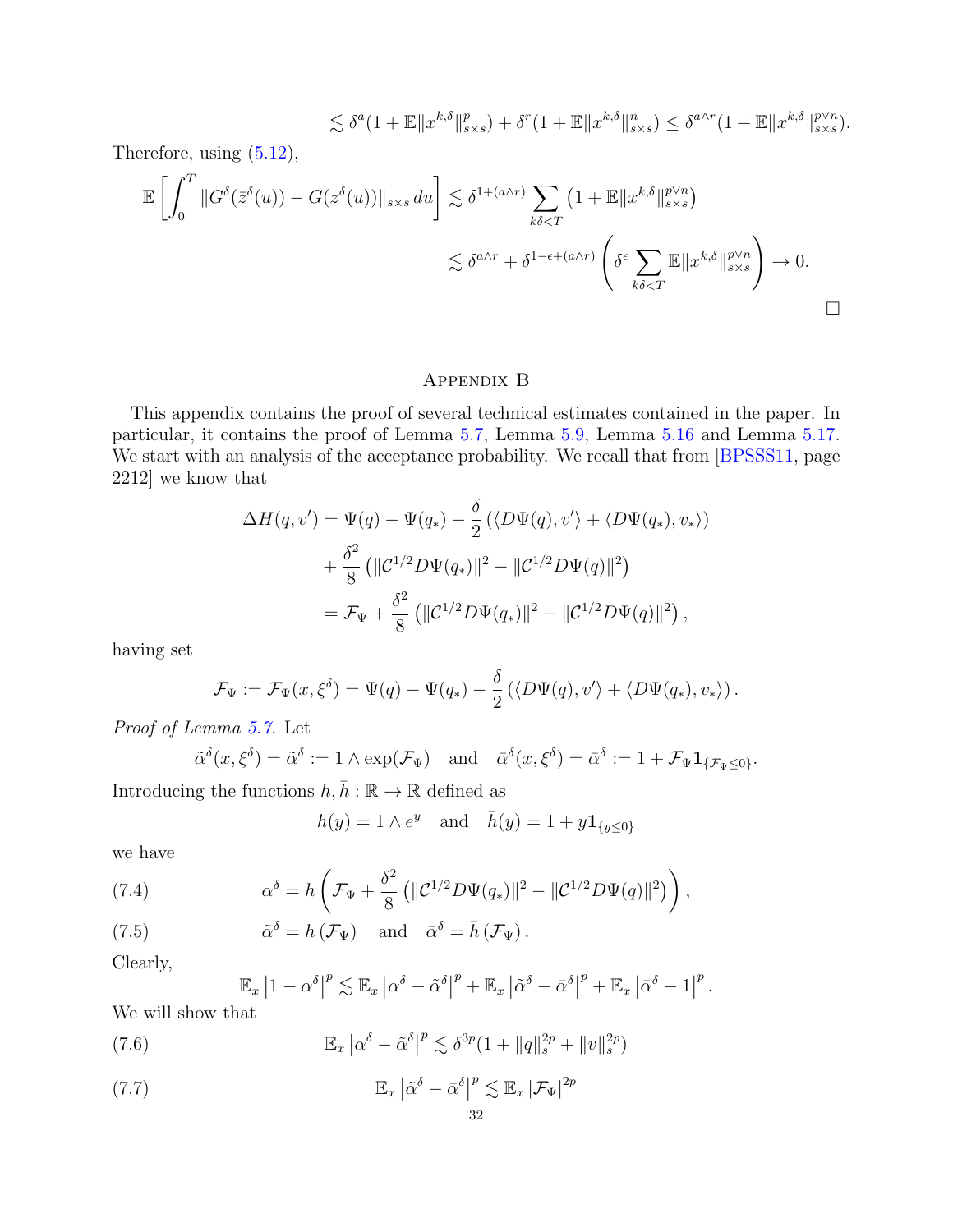$$\lesssim \delta^a(1+\mathbb{E}\|x^{k,\delta}\|^p_{s\times s}) + \delta^r(1+\mathbb{E}\|x^{k,\delta}\|^n_{s\times s}) \le \delta^{a\wedge r}(1+\mathbb{E}\|x^{k,\delta}\|^{p\vee n}_{s\times s}).$$

Therefore, using (5.12),

$$\mathbb{E}\left[\int_0^T \|G^\delta(\bar{z}^\delta(u)) - G(z^\delta(u))\|_{s\times s}\, du\right] \lesssim \delta^{1+(a\wedge r)} \sum_{k\delta<T}\left(1+\mathbb{E}\|x^{k,\delta}\|^{p\vee n}_{s\times s}\right)$$

$$\lesssim \delta^{a\wedge r} + \delta^{1-\epsilon+(a\wedge r)}\left(\delta^\epsilon \sum_{k\delta<T} \mathbb{E}\|x^{k,\delta}\|^{p\vee n}_{s\times s}\right) \to 0.$$

□

## Appendix B

This appendix contains the proof of several technical estimates contained in the paper. In particular, it contains the proof of Lemma 5.7, Lemma 5.9, Lemma 5.16 and Lemma 5.17. We start with an analysis of the acceptance probability. We recall that from [BPSSS11, page 2212] we know that

$$\begin{aligned}
\Delta H(q,v') &= \Psi(q) - \Psi(q_*) - \frac{\delta}{2}\left(\langle D\Psi(q), v'\rangle + \langle D\Psi(q_*), v_*\rangle\right) \\
&\quad + \frac{\delta^2}{8}\left(\|\mathcal{C}^{1/2}D\Psi(q_*)\|^2 - \|\mathcal{C}^{1/2}D\Psi(q)\|^2\right) \\
&= \mathcal{F}_\Psi + \frac{\delta^2}{8}\left(\|\mathcal{C}^{1/2}D\Psi(q_*)\|^2 - \|\mathcal{C}^{1/2}D\Psi(q)\|^2\right),
\end{aligned}$$

having set

$$\mathcal{F}_\Psi := \mathcal{F}_\Psi(x,\xi^\delta) = \Psi(q) - \Psi(q_*) - \frac{\delta}{2}\left(\langle D\Psi(q), v'\rangle + \langle D\Psi(q_*), v_*\rangle\right).$$

*Proof of Lemma 5.7.* Let

$$\tilde{\alpha}^\delta(x,\xi^\delta) = \tilde{\alpha}^\delta := 1\wedge \exp(\mathcal{F}_\Psi) \quad \text{and} \quad \bar{\alpha}^\delta(x,\xi^\delta) = \bar{\alpha}^\delta := 1 + \mathcal{F}_\Psi \mathbf{1}_{\{\mathcal{F}_\Psi\le 0\}}.$$

Introducing the functions $h, \bar{h} : \mathbb{R}\to\mathbb{R}$ defined as

$$h(y) = 1\wedge e^y \quad \text{and} \quad \bar{h}(y) = 1 + y\mathbf{1}_{\{y\le 0\}}$$

we have

$$\alpha^\delta = h\left(\mathcal{F}_\Psi + \frac{\delta^2}{8}\left(\|\mathcal{C}^{1/2}D\Psi(q_*)\|^2 - \|\mathcal{C}^{1/2}D\Psi(q)\|^2\right)\right), \tag{7.4}$$

$$\tilde{\alpha}^\delta = h\left(\mathcal{F}_\Psi\right) \quad \text{and} \quad \bar{\alpha}^\delta = \bar{h}\left(\mathcal{F}_\Psi\right). \tag{7.5}$$

Clearly,

$$\mathbb{E}_x\left|1-\alpha^\delta\right|^p \lesssim \mathbb{E}_x\left|\alpha^\delta - \tilde{\alpha}^\delta\right|^p + \mathbb{E}_x\left|\tilde{\alpha}^\delta - \bar{\alpha}^\delta\right|^p + \mathbb{E}_x\left|\bar{\alpha}^\delta - 1\right|^p.$$

We will show that

$$\mathbb{E}_x\left|\alpha^\delta - \tilde{\alpha}^\delta\right|^p \lesssim \delta^{3p}(1+\|q\|_s^{2p} + \|v\|_s^{2p}) \tag{7.6}$$

$$\mathbb{E}_x\left|\tilde{\alpha}^\delta - \bar{\alpha}^\delta\right|^p \lesssim \mathbb{E}_x\left|\mathcal{F}_\Psi\right|^{2p} \tag{7.7}$$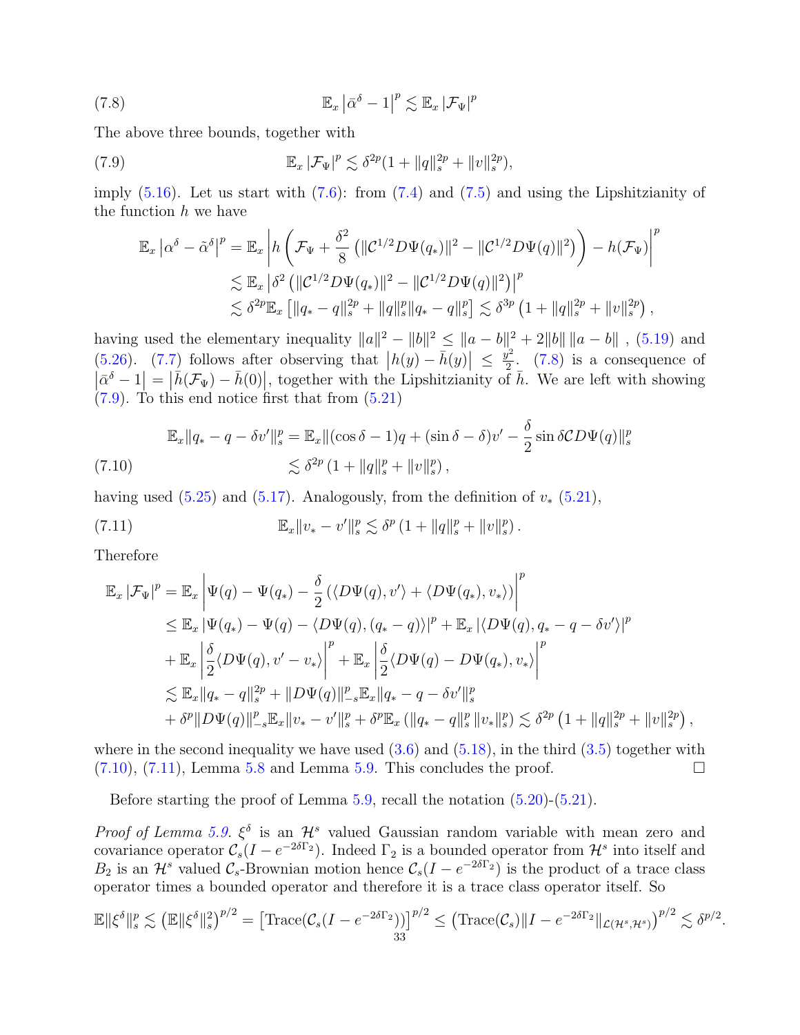$$
\mathbb{E}_x \left|\bar{\alpha}^\delta - 1\right|^p \lesssim \mathbb{E}_x \left|\mathcal{F}_\Psi\right|^p \tag{7.8}
$$

The above three bounds, together with

$$
\mathbb{E}_x \left|\mathcal{F}_\Psi\right|^p \lesssim \delta^{2p}(1 + \|q\|_s^{2p} + \|v\|_s^{2p}), \tag{7.9}
$$

imply (5.16). Let us start with (7.6): from (7.4) and (7.5) and using the Lipshitzianity of the function $h$ we have

$$
\begin{aligned}
\mathbb{E}_x \left|\alpha^\delta - \tilde{\alpha}^\delta\right|^p &= \mathbb{E}_x \left| h\left(\mathcal{F}_\Psi + \frac{\delta^2}{8}\left(\|\mathcal{C}^{1/2}D\Psi(q_*)\|^2 - \|\mathcal{C}^{1/2}D\Psi(q)\|^2\right)\right) - h(\mathcal{F}_\Psi)\right|^p \\
&\lesssim \mathbb{E}_x \left|\delta^2\left(\|\mathcal{C}^{1/2}D\Psi(q_*)\|^2 - \|\mathcal{C}^{1/2}D\Psi(q)\|^2\right)\right|^p \\
&\lesssim \delta^{2p}\mathbb{E}_x\left[\|q_* - q\|_s^{2p} + \|q\|_s^p\|q_* - q\|_s^p\right] \lesssim \delta^{3p}\left(1 + \|q\|_s^{2p} + \|v\|_s^{2p}\right),
\end{aligned}
$$

having used the elementary inequality $\|a\|^2 - \|b\|^2 \leq \|a-b\|^2 + 2\|b\|\,\|a-b\|$ , (5.19) and (5.26). (7.7) follows after observing that $\left|h(y) - \bar{h}(y)\right| \leq \frac{y^2}{2}$. (7.8) is a consequence of $\left|\bar{\alpha}^\delta - 1\right| = \left|\bar{h}(\mathcal{F}_\Psi) - \bar{h}(0)\right|$, together with the Lipshitzianity of $\bar{h}$. We are left with showing (7.9). To this end notice first that from (5.21)

$$
\begin{aligned}
\mathbb{E}_x\|q_* - q - \delta v'\|_s^p &= \mathbb{E}_x\|(\cos\delta - 1)q + (\sin\delta - \delta)v' - \frac{\delta}{2}\sin\delta\,\mathcal{C}D\Psi(q)\|_s^p \\
&\lesssim \delta^{2p}\left(1 + \|q\|_s^p + \|v\|_s^p\right),
\end{aligned} \tag{7.10}
$$

having used (5.25) and (5.17). Analogously, from the definition of $v_*$ (5.21),

$$
\mathbb{E}_x\|v_* - v'\|_s^p \lesssim \delta^p\left(1 + \|q\|_s^p + \|v\|_s^p\right). \tag{7.11}
$$

Therefore

$$
\begin{aligned}
\mathbb{E}_x \left|\mathcal{F}_\Psi\right|^p &= \mathbb{E}_x \left|\Psi(q) - \Psi(q_*) - \frac{\delta}{2}\left(\langle D\Psi(q), v'\rangle + \langle D\Psi(q_*), v_*\rangle\right)\right|^p \\
&\leq \mathbb{E}_x\left|\Psi(q_*) - \Psi(q) - \langle D\Psi(q), (q_* - q)\rangle\right|^p + \mathbb{E}_x\left|\langle D\Psi(q), q_* - q - \delta v'\rangle\right|^p \\
&+ \mathbb{E}_x\left|\frac{\delta}{2}\langle D\Psi(q), v' - v_*\rangle\right|^p + \mathbb{E}_x\left|\frac{\delta}{2}\langle D\Psi(q) - D\Psi(q_*), v_*\rangle\right|^p \\
&\lesssim \mathbb{E}_x\|q_* - q\|_s^{2p} + \|D\Psi(q)\|_{-s}^p\mathbb{E}_x\|q_* - q - \delta v'\|_s^p \\
&+ \delta^p\|D\Psi(q)\|_{-s}^p\mathbb{E}_x\|v_* - v'\|_s^p + \delta^p\mathbb{E}_x\left(\|q_* - q\|_s^p\,\|v_*\|_s^p\right) \lesssim \delta^{2p}\left(1 + \|q\|_s^{2p} + \|v\|_s^{2p}\right),
\end{aligned}
$$

where in the second inequality we have used (3.6) and (5.18), in the third (3.5) together with (7.10), (7.11), Lemma 5.8 and Lemma 5.9. This concludes the proof. □

Before starting the proof of Lemma 5.9, recall the notation (5.20)-(5.21).

*Proof of Lemma 5.9.* $\xi^\delta$ is an $\mathcal{H}^s$ valued Gaussian random variable with mean zero and covariance operator $\mathcal{C}_s(I - e^{-2\delta\Gamma_2})$. Indeed $\Gamma_2$ is a bounded operator from $\mathcal{H}^s$ into itself and $B_2$ is an $\mathcal{H}^s$ valued $\mathcal{C}_s$-Brownian motion hence $\mathcal{C}_s(I - e^{-2\delta\Gamma_2})$ is the product of a trace class operator times a bounded operator and therefore it is a trace class operator itself. So

$$
\mathbb{E}\|\xi^\delta\|_s^p \lesssim \left(\mathbb{E}\|\xi^\delta\|_s^2\right)^{p/2} = \left[\mathrm{Trace}(\mathcal{C}_s(I - e^{-2\delta\Gamma_2}))\right]^{p/2} \leq \left(\mathrm{Trace}(\mathcal{C}_s)\|I - e^{-2\delta\Gamma_2}\|_{\mathcal{L}(\mathcal{H}^s,\mathcal{H}^s)}\right)^{p/2} \lesssim \delta^{p/2}.
$$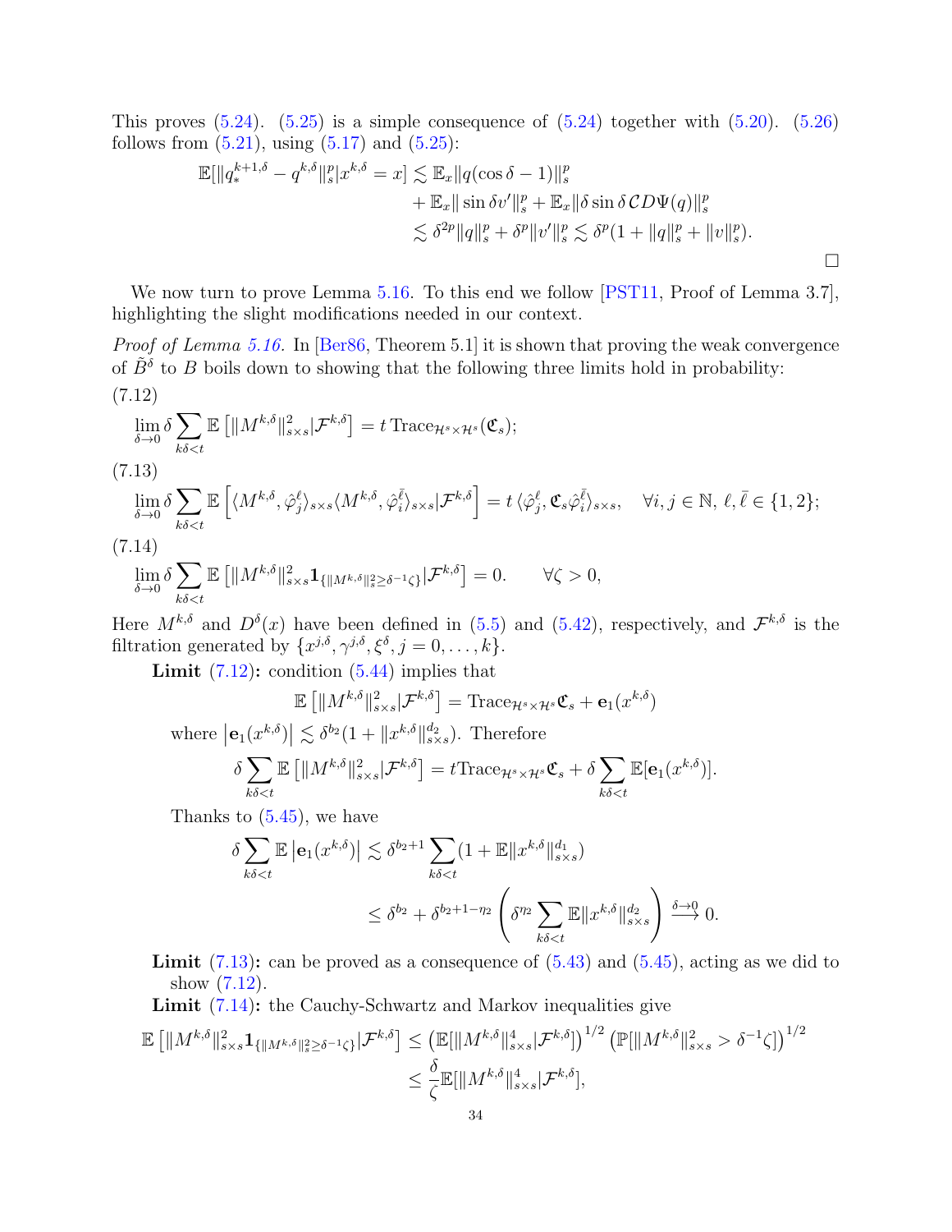This proves (5.24). (5.25) is a simple consequence of (5.24) together with (5.20). (5.26) follows from (5.21), using (5.17) and (5.25):

$$
\begin{aligned}
\mathbb{E}[\|q_*^{k+1,\delta} - q^{k,\delta}\|_s^p | x^{k,\delta} = x] &\lesssim \mathbb{E}_x \|q(\cos\delta - 1)\|_s^p \\
&\quad + \mathbb{E}_x \|\sin\delta v'\|_s^p + \mathbb{E}_x \|\delta \sin\delta\, \mathcal{C} D\Psi(q)\|_s^p \\
&\lesssim \delta^{2p}\|q\|_s^p + \delta^p \|v'\|_s^p \lesssim \delta^p(1 + \|q\|_s^p + \|v\|_s^p).
\end{aligned}
$$

□

We now turn to prove Lemma 5.16. To this end we follow [PST11, Proof of Lemma 3.7], highlighting the slight modifications needed in our context.

*Proof of Lemma 5.16.* In [Ber86, Theorem 5.1] it is shown that proving the weak convergence of $\tilde{B}^\delta$ to $B$ boils down to showing that the following three limits hold in probability:

(7.12)
$$
\lim_{\delta\to 0} \delta \sum_{k\delta < t} \mathbb{E}\left[\|M^{k,\delta}\|_{s\times s}^2 | \mathcal{F}^{k,\delta}\right] = t\,\mathrm{Trace}_{\mathcal{H}^s\times\mathcal{H}^s}(\mathfrak{C}_s);
$$

(7.13)
$$
\lim_{\delta\to 0} \delta \sum_{k\delta < t} \mathbb{E}\left[\langle M^{k,\delta}, \hat{\varphi}_j^{\ell}\rangle_{s\times s} \langle M^{k,\delta}, \hat{\varphi}_i^{\bar{\ell}}\rangle_{s\times s} | \mathcal{F}^{k,\delta}\right] = t\,\langle \hat{\varphi}_j^{\ell}, \mathfrak{C}_s \hat{\varphi}_i^{\bar{\ell}}\rangle_{s\times s}, \quad \forall i,j\in\mathbb{N},\ \ell,\bar{\ell}\in\{1,2\};
$$

(7.14)
$$
\lim_{\delta\to 0} \delta \sum_{k\delta < t} \mathbb{E}\left[\|M^{k,\delta}\|_{s\times s}^2 \mathbf{1}_{\{\|M^{k,\delta}\|_s^2 \geq \delta^{-1}\zeta\}} | \mathcal{F}^{k,\delta}\right] = 0. \qquad \forall \zeta > 0,
$$

Here $M^{k,\delta}$ and $D^\delta(x)$ have been defined in (5.5) and (5.42), respectively, and $\mathcal{F}^{k,\delta}$ is the filtration generated by $\{x^{j,\delta}, \gamma^{j,\delta}, \xi^\delta, j = 0,\dots,k\}$.

**Limit (7.12):** condition (5.44) implies that

$$
\mathbb{E}\left[\|M^{k,\delta}\|_{s\times s}^2 | \mathcal{F}^{k,\delta}\right] = \mathrm{Trace}_{\mathcal{H}^s\times\mathcal{H}^s}\mathfrak{C}_s + \mathbf{e}_1(x^{k,\delta})
$$

where $\left|\mathbf{e}_1(x^{k,\delta})\right| \lesssim \delta^{b_2}(1 + \|x^{k,\delta}\|_{s\times s}^{d_2})$. Therefore

$$
\delta \sum_{k\delta < t} \mathbb{E}\left[\|M^{k,\delta}\|_{s\times s}^2 | \mathcal{F}^{k,\delta}\right] = t\mathrm{Trace}_{\mathcal{H}^s\times\mathcal{H}^s}\mathfrak{C}_s + \delta \sum_{k\delta < t} \mathbb{E}[\mathbf{e}_1(x^{k,\delta})].
$$

Thanks to (5.45), we have

$$
\begin{aligned}
\delta \sum_{k\delta < t} \mathbb{E}\left|\mathbf{e}_1(x^{k,\delta})\right| &\lesssim \delta^{b_2+1} \sum_{k\delta < t} (1 + \mathbb{E}\|x^{k,\delta}\|_{s\times s}^{d_1}) \\
&\leq \delta^{b_2} + \delta^{b_2+1-\eta_2}\left(\delta^{\eta_2} \sum_{k\delta < t} \mathbb{E}\|x^{k,\delta}\|_{s\times s}^{d_2}\right) \xrightarrow{\delta\to 0} 0.
\end{aligned}
$$

**Limit (7.13):** can be proved as a consequence of (5.43) and (5.45), acting as we did to show (7.12).

**Limit (7.14):** the Cauchy-Schwartz and Markov inequalities give

$$
\begin{aligned}
\mathbb{E}\left[\|M^{k,\delta}\|_{s\times s}^2 \mathbf{1}_{\{\|M^{k,\delta}\|_s^2 \geq \delta^{-1}\zeta\}} | \mathcal{F}^{k,\delta}\right] &\leq \left(\mathbb{E}[\|M^{k,\delta}\|_{s\times s}^4 | \mathcal{F}^{k,\delta}]\right)^{1/2} \left(\mathbb{P}[\|M^{k,\delta}\|_{s\times s}^2 > \delta^{-1}\zeta]\right)^{1/2} \\
&\leq \frac{\delta}{\zeta} \mathbb{E}[\|M^{k,\delta}\|_{s\times s}^4 | \mathcal{F}^{k,\delta}],
\end{aligned}
$$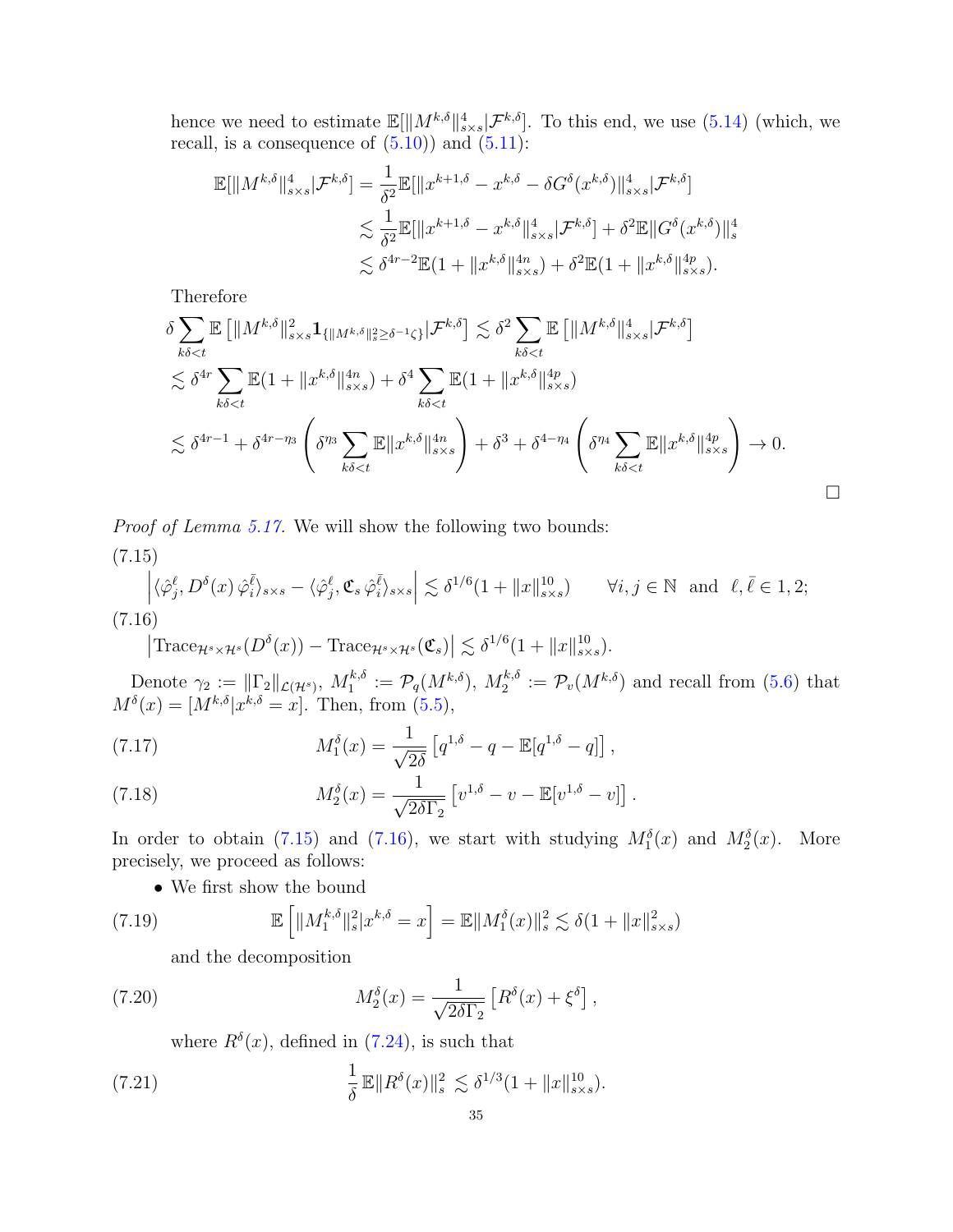hence we need to estimate $\mathbb{E}[\|M^{k,\delta}\|^4_{s\times s}|\mathcal{F}^{k,\delta}]$. To this end, we use (5.14) (which, we recall, is a consequence of (5.10)) and (5.11):

$$
\begin{aligned}
\mathbb{E}[\|M^{k,\delta}\|^4_{s\times s}|\mathcal{F}^{k,\delta}] &= \frac{1}{\delta^2}\mathbb{E}[\|x^{k+1,\delta}-x^{k,\delta}-\delta G^\delta(x^{k,\delta})\|^4_{s\times s}|\mathcal{F}^{k,\delta}]\\
&\lesssim \frac{1}{\delta^2}\mathbb{E}[\|x^{k+1,\delta}-x^{k,\delta}\|^4_{s\times s}|\mathcal{F}^{k,\delta}] + \delta^2\mathbb{E}\|G^\delta(x^{k,\delta})\|^4_s\\
&\lesssim \delta^{4r-2}\mathbb{E}(1+\|x^{k,\delta}\|^{4n}_{s\times s}) + \delta^2\mathbb{E}(1+\|x^{k,\delta}\|^{4p}_{s\times s}).
\end{aligned}
$$

Therefore

$$
\begin{aligned}
&\delta\sum_{k\delta<t}\mathbb{E}\left[\|M^{k,\delta}\|^2_{s\times s}\mathbf{1}_{\{\|M^{k,\delta}\|^2_s\geq\delta^{-1}\zeta\}}|\mathcal{F}^{k,\delta}\right] \lesssim \delta^2\sum_{k\delta<t}\mathbb{E}\left[\|M^{k,\delta}\|^4_{s\times s}|\mathcal{F}^{k,\delta}\right]\\
&\lesssim \delta^{4r}\sum_{k\delta<t}\mathbb{E}(1+\|x^{k,\delta}\|^{4n}_{s\times s}) + \delta^4\sum_{k\delta<t}\mathbb{E}(1+\|x^{k,\delta}\|^{4p}_{s\times s})\\
&\lesssim \delta^{4r-1} + \delta^{4r-\eta_3}\left(\delta^{\eta_3}\sum_{k\delta<t}\mathbb{E}\|x^{k,\delta}\|^{4n}_{s\times s}\right) + \delta^3 + \delta^{4-\eta_4}\left(\delta^{\eta_4}\sum_{k\delta<t}\mathbb{E}\|x^{k,\delta}\|^{4p}_{s\times s}\right) \to 0.
\end{aligned}
$$

□

*Proof of Lemma 5.17.* We will show the following two bounds:

(7.15)
$$
\left|\langle\hat\varphi^\ell_j, D^\delta(x)\,\hat\varphi^{\bar\ell}_i\rangle_{s\times s} - \langle\hat\varphi^\ell_j, \mathfrak{C}_s\,\hat\varphi^{\bar\ell}_i\rangle_{s\times s}\right| \lesssim \delta^{1/6}(1+\|x\|^{10}_{s\times s}) \qquad \forall i,j\in\mathbb{N} \text{ and } \ell,\bar\ell\in 1,2;
$$

(7.16)
$$
\left|\mathrm{Trace}_{\mathcal{H}^s\times\mathcal{H}^s}(D^\delta(x)) - \mathrm{Trace}_{\mathcal{H}^s\times\mathcal{H}^s}(\mathfrak{C}_s)\right| \lesssim \delta^{1/6}(1+\|x\|^{10}_{s\times s}).
$$

Denote $\gamma_2 := \|\Gamma_2\|_{\mathcal{L}(\mathcal{H}^s)}$, $M_1^{k,\delta} := \mathcal{P}_q(M^{k,\delta})$, $M_2^{k,\delta} := \mathcal{P}_v(M^{k,\delta})$ and recall from (5.6) that $M^\delta(x) = [M^{k,\delta}|x^{k,\delta}=x]$. Then, from (5.5),

$$
M_1^\delta(x) = \frac{1}{\sqrt{2\delta}}\left[q^{1,\delta}-q-\mathbb{E}[q^{1,\delta}-q]\right], \tag{7.17}
$$

$$
M_2^\delta(x) = \frac{1}{\sqrt{2\delta\Gamma_2}}\left[v^{1,\delta}-v-\mathbb{E}[v^{1,\delta}-v]\right]. \tag{7.18}
$$

In order to obtain (7.15) and (7.16), we start with studying $M_1^\delta(x)$ and $M_2^\delta(x)$. More precisely, we proceed as follows:

- We first show the bound

$$
\mathbb{E}\left[\|M_1^{k,\delta}\|^2_s|x^{k,\delta}=x\right] = \mathbb{E}\|M_1^\delta(x)\|^2_s \lesssim \delta(1+\|x\|^2_{s\times s}) \tag{7.19}
$$

  and the decomposition

$$
M_2^\delta(x) = \frac{1}{\sqrt{2\delta\Gamma_2}}\left[R^\delta(x)+\xi^\delta\right], \tag{7.20}
$$

  where $R^\delta(x)$, defined in (7.24), is such that

$$
\frac{1}{\delta}\,\mathbb{E}\|R^\delta(x)\|^2_s \lesssim \delta^{1/3}(1+\|x\|^{10}_{s\times s}). \tag{7.21}
$$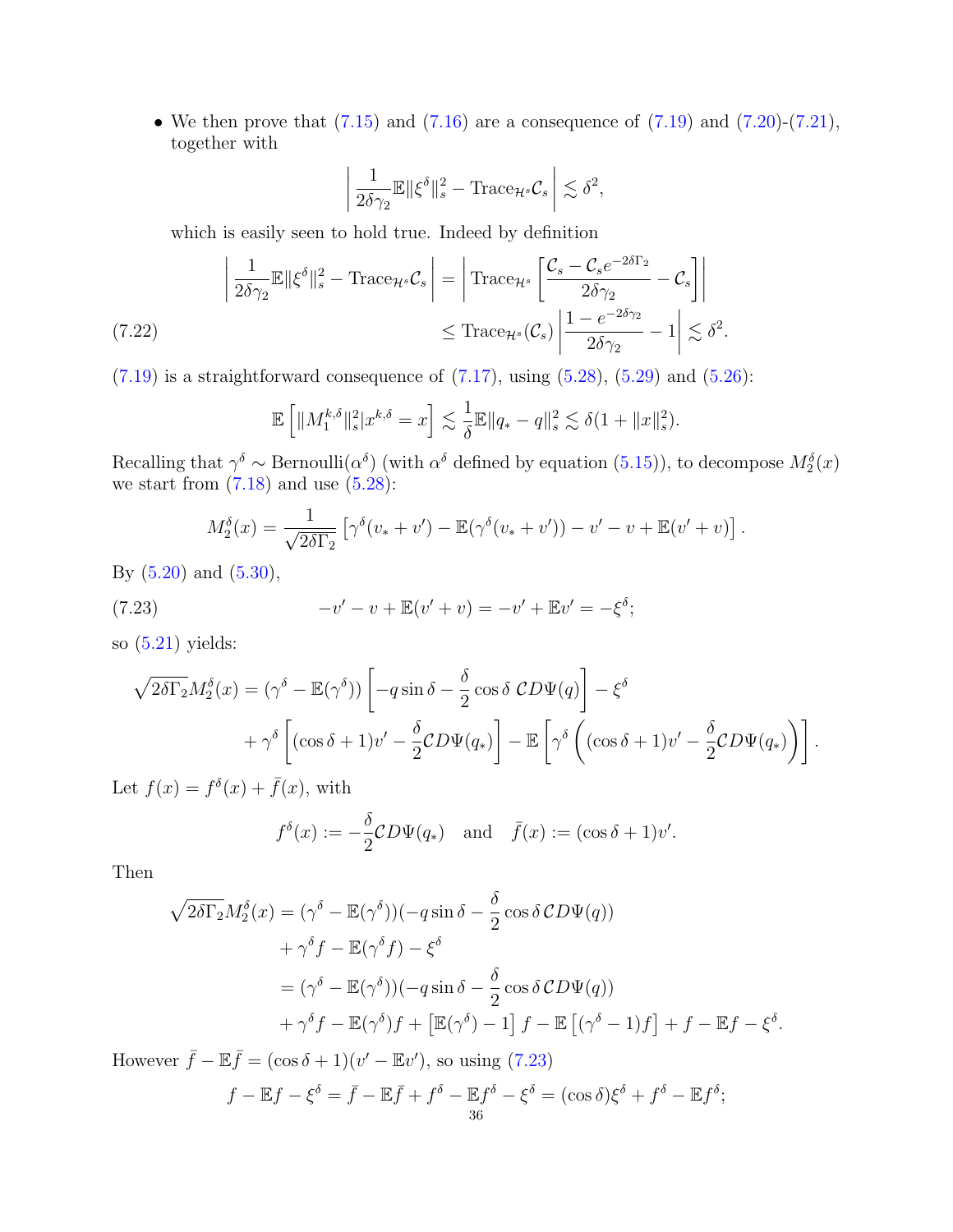- We then prove that (7.15) and (7.16) are a consequence of (7.19) and (7.20)-(7.21), together with

$$\left| \frac{1}{2\delta\gamma_2}\mathbb{E}\|\xi^\delta\|_s^2 - \mathrm{Trace}_{\mathcal{H}^s}\mathcal{C}_s \right| \lesssim \delta^2,$$

  which is easily seen to hold true. Indeed by definition

$$\begin{aligned}
\left| \frac{1}{2\delta\gamma_2}\mathbb{E}\|\xi^\delta\|_s^2 - \mathrm{Trace}_{\mathcal{H}^s}\mathcal{C}_s \right| &= \left| \mathrm{Trace}_{\mathcal{H}^s}\left[ \frac{\mathcal{C}_s - \mathcal{C}_s e^{-2\delta\Gamma_2}}{2\delta\gamma_2} - \mathcal{C}_s \right] \right| \\
&\leq \mathrm{Trace}_{\mathcal{H}^s}(\mathcal{C}_s)\left| \frac{1-e^{-2\delta\gamma_2}}{2\delta\gamma_2} - 1 \right| \lesssim \delta^2. \qquad (7.22)
\end{aligned}$$

(7.19) is a straightforward consequence of (7.17), using (5.28), (5.29) and (5.26):

$$\mathbb{E}\left[ \|M_1^{k,\delta}\|_s^2 | x^{k,\delta} = x \right] \lesssim \frac{1}{\delta}\mathbb{E}\|q_* - q\|_s^2 \lesssim \delta(1 + \|x\|_s^2).$$

Recalling that $\gamma^\delta \sim \mathrm{Bernoulli}(\alpha^\delta)$ (with $\alpha^\delta$ defined by equation (5.15)), to decompose $M_2^\delta(x)$ we start from (7.18) and use (5.28):

$$M_2^\delta(x) = \frac{1}{\sqrt{2\delta\Gamma_2}}\left[ \gamma^\delta(v_* + v') - \mathbb{E}(\gamma^\delta(v_* + v')) - v' - v + \mathbb{E}(v' + v) \right].$$

By (5.20) and (5.30),

$$-v' - v + \mathbb{E}(v' + v) = -v' + \mathbb{E}v' = -\xi^\delta; \qquad (7.23)$$

so (5.21) yields:

$$\begin{aligned}
\sqrt{2\delta\Gamma_2}M_2^\delta(x) &= (\gamma^\delta - \mathbb{E}(\gamma^\delta))\left[ -q\sin\delta - \frac{\delta}{2}\cos\delta\ \mathcal{C}D\Psi(q) \right] - \xi^\delta \\
&\quad + \gamma^\delta\left[ (\cos\delta + 1)v' - \frac{\delta}{2}\mathcal{C}D\Psi(q_*) \right] - \mathbb{E}\left[ \gamma^\delta\left( (\cos\delta + 1)v' - \frac{\delta}{2}\mathcal{C}D\Psi(q_*) \right) \right].
\end{aligned}$$

Let $f(x) = f^\delta(x) + \bar{f}(x)$, with

$$f^\delta(x) := -\frac{\delta}{2}\mathcal{C}D\Psi(q_*) \quad \text{and} \quad \bar{f}(x) := (\cos\delta + 1)v'.$$

Then

$$\begin{aligned}
\sqrt{2\delta\Gamma_2}M_2^\delta(x) &= (\gamma^\delta - \mathbb{E}(\gamma^\delta))(-q\sin\delta - \frac{\delta}{2}\cos\delta\,\mathcal{C}D\Psi(q)) \\
&\quad + \gamma^\delta f - \mathbb{E}(\gamma^\delta f) - \xi^\delta \\
&= (\gamma^\delta - \mathbb{E}(\gamma^\delta))(-q\sin\delta - \frac{\delta}{2}\cos\delta\,\mathcal{C}D\Psi(q)) \\
&\quad + \gamma^\delta f - \mathbb{E}(\gamma^\delta)f + \left[ \mathbb{E}(\gamma^\delta) - 1 \right] f - \mathbb{E}\left[ (\gamma^\delta - 1)f \right] + f - \mathbb{E}f - \xi^\delta.
\end{aligned}$$

However $\bar{f} - \mathbb{E}\bar{f} = (\cos\delta + 1)(v' - \mathbb{E}v')$, so using (7.23)

$$f - \mathbb{E}f - \xi^\delta = \bar{f} - \mathbb{E}\bar{f} + f^\delta - \mathbb{E}f^\delta - \xi^\delta = (\cos\delta)\xi^\delta + f^\delta - \mathbb{E}f^\delta;$$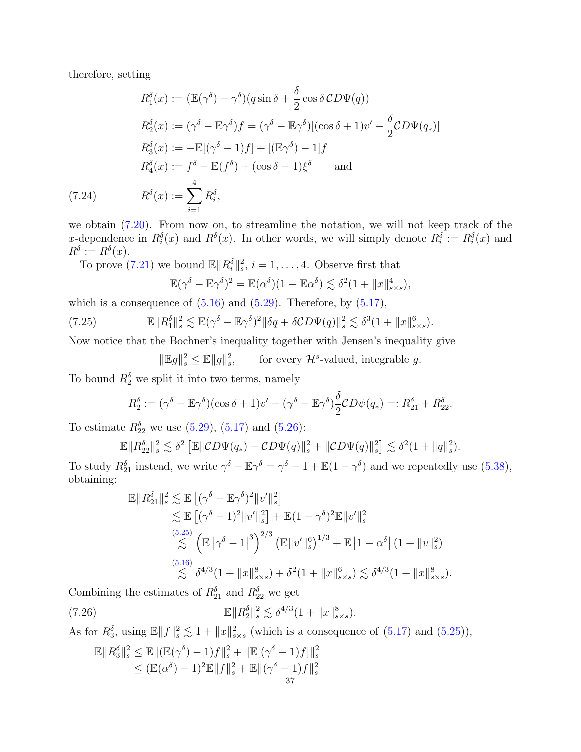therefore, setting

$$
\begin{aligned}
R_1^\delta(x) &:= (\mathbb{E}(\gamma^\delta) - \gamma^\delta)(q \sin\delta + \frac{\delta}{2}\cos\delta\, \mathcal{C}D\Psi(q)) \\
R_2^\delta(x) &:= (\gamma^\delta - \mathbb{E}\gamma^\delta) f = (\gamma^\delta - \mathbb{E}\gamma^\delta)[(\cos\delta + 1)v' - \frac{\delta}{2}\mathcal{C}D\Psi(q_*)] \\
R_3^\delta(x) &:= -\mathbb{E}[(\gamma^\delta - 1)f] + [(\mathbb{E}\gamma^\delta) - 1]f \\
R_4^\delta(x) &:= f^\delta - \mathbb{E}(f^\delta) + (\cos\delta - 1)\xi^\delta \qquad \text{and}
\end{aligned}
$$

$$
R^\delta(x) := \sum_{i=1}^4 R_i^\delta, \tag{7.24}
$$

we obtain (7.20). From now on, to streamline the notation, we will not keep track of the $x$-dependence in $R_i^\delta(x)$ and $R^\delta(x)$. In other words, we will simply denote $R_i^\delta := R_i^\delta(x)$ and $R^\delta := R^\delta(x)$.

To prove (7.21) we bound $\mathbb{E}\|R_i^\delta\|_s^2$, $i = 1, \dots, 4$. Observe first that

$$
\mathbb{E}(\gamma^\delta - \mathbb{E}\gamma^\delta)^2 = \mathbb{E}(\alpha^\delta)(1 - \mathbb{E}\alpha^\delta) \lesssim \delta^2(1 + \|x\|_{s\times s}^4),
$$

which is a consequence of (5.16) and (5.29). Therefore, by (5.17),

$$
\mathbb{E}\|R_1^\delta\|_s^2 \lesssim \mathbb{E}(\gamma^\delta - \mathbb{E}\gamma^\delta)^2 \|\delta q + \delta \mathcal{C}D\Psi(q)\|_s^2 \lesssim \delta^3(1 + \|x\|_{s\times s}^6). \tag{7.25}
$$

Now notice that the Bochner's inequality together with Jensen's inequality give

$$
\|\mathbb{E}g\|_s^2 \le \mathbb{E}\|g\|_s^2, \qquad \text{for every } \mathcal{H}^s\text{-valued, integrable } g.
$$

To bound $R_2^\delta$ we split it into two terms, namely

$$
R_2^\delta := (\gamma^\delta - \mathbb{E}\gamma^\delta)(\cos\delta + 1)v' - (\gamma^\delta - \mathbb{E}\gamma^\delta)\frac{\delta}{2}\mathcal{C}D\psi(q_*) =: R_{21}^\delta + R_{22}^\delta.
$$

To estimate $R_{22}^\delta$ we use (5.29), (5.17) and (5.26):

$$
\mathbb{E}\|R_{22}^\delta\|_s^2 \lesssim \delta^2\left[\mathbb{E}\|\mathcal{C}D\Psi(q_*) - \mathcal{C}D\Psi(q)\|_s^2 + \|\mathcal{C}D\Psi(q)\|_s^2\right] \lesssim \delta^2(1 + \|q\|_s^2).
$$

To study $R_{21}^\delta$ instead, we write $\gamma^\delta - \mathbb{E}\gamma^\delta = \gamma^\delta - 1 + \mathbb{E}(1 - \gamma^\delta)$ and we repeatedly use (5.38), obtaining:

$$
\begin{aligned}
\mathbb{E}\|R_{21}^\delta\|_s^2 &\lesssim \mathbb{E}\left[(\gamma^\delta - \mathbb{E}\gamma^\delta)^2\|v'\|_s^2\right] \\
&\lesssim \mathbb{E}\left[(\gamma^\delta - 1)^2\|v'\|_s^2\right] + \mathbb{E}(1 - \gamma^\delta)^2\mathbb{E}\|v'\|_s^2 \\
&\overset{(5.25)}{\lesssim} \left(\mathbb{E}\left|\gamma^\delta - 1\right|^3\right)^{2/3}\left(\mathbb{E}\|v'\|_s^6\right)^{1/3} + \mathbb{E}\left|1 - \alpha^\delta\right|(1 + \|v\|_s^2) \\
&\overset{(5.16)}{\lesssim} \delta^{4/3}(1 + \|x\|_{s\times s}^8) + \delta^2(1 + \|x\|_{s\times s}^6) \lesssim \delta^{4/3}(1 + \|x\|_{s\times s}^8).
\end{aligned}
$$

Combining the estimates of $R_{21}^\delta$ and $R_{22}^\delta$ we get

$$
\mathbb{E}\|R_2^\delta\|_s^2 \lesssim \delta^{4/3}(1 + \|x\|_{s\times s}^8). \tag{7.26}
$$

As for $R_3^\delta$, using $\mathbb{E}\|f\|_s^2 \lesssim 1 + \|x\|_{s\times s}^2$ (which is a consequence of (5.17) and (5.25)),

$$
\begin{aligned}
\mathbb{E}\|R_3^\delta\|_s^2 &\le \mathbb{E}\|(\mathbb{E}(\gamma^\delta) - 1)f\|_s^2 + \|\mathbb{E}[(\gamma^\delta - 1)f]\|_s^2 \\
&\le (\mathbb{E}(\alpha^\delta) - 1)^2\mathbb{E}\|f\|_s^2 + \mathbb{E}\|(\gamma^\delta - 1)f\|_s^2
\end{aligned}
$$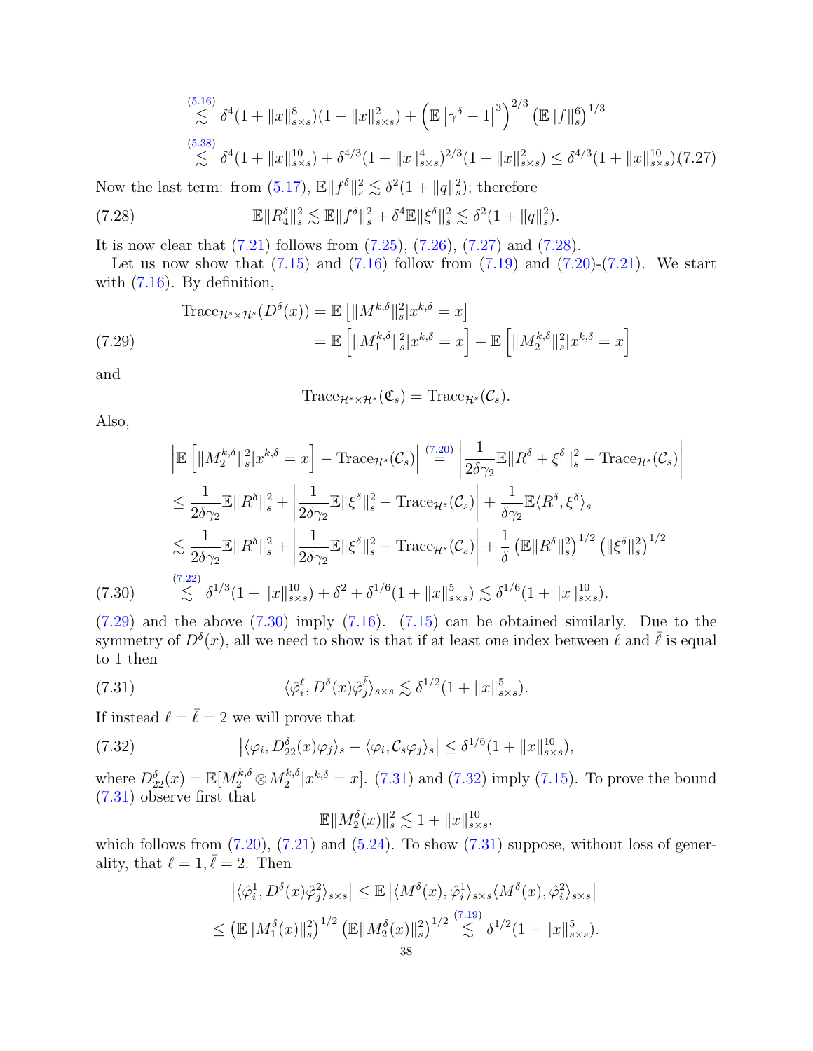$$
\stackrel{(5.16)}{\lesssim} \delta^4(1+\|x\|_{s\times s}^8)(1+\|x\|_{s\times s}^2) + \left(\mathbb{E}\left|\gamma^\delta - 1\right|^3\right)^{2/3}\left(\mathbb{E}\|f\|_s^6\right)^{1/3}
$$

$$
\stackrel{(5.38)}{\lesssim} \delta^4(1+\|x\|_{s\times s}^{10}) + \delta^{4/3}(1+\|x\|_{s\times s}^4)^{2/3}(1+\|x\|_{s\times s}^2) \le \delta^{4/3}(1+\|x\|_{s\times s}^{10}) \quad (7.27)
$$

Now the last term: from (5.17), $\mathbb{E}\|f^\delta\|_s^2 \lesssim \delta^2(1+\|q\|_s^2)$; therefore

$$
\mathbb{E}\|R_4^\delta\|_s^2 \lesssim \mathbb{E}\|f^\delta\|_s^2 + \delta^4\mathbb{E}\|\xi^\delta\|_s^2 \lesssim \delta^2(1+\|q\|_s^2). \tag{7.28}
$$

It is now clear that (7.21) follows from (7.25), (7.26), (7.27) and (7.28).

Let us now show that (7.15) and (7.16) follow from (7.19) and (7.20)-(7.21). We start with (7.16). By definition,

$$
\begin{aligned}
\mathrm{Trace}_{\mathcal{H}^s\times\mathcal{H}^s}(D^\delta(x)) &= \mathbb{E}\left[\|M^{k,\delta}\|_s^2 | x^{k,\delta}=x\right] \\
&= \mathbb{E}\left[\|M_1^{k,\delta}\|_s^2 | x^{k,\delta}=x\right] + \mathbb{E}\left[\|M_2^{k,\delta}\|_s^2 | x^{k,\delta}=x\right]
\end{aligned} \tag{7.29}
$$

and

$$
\mathrm{Trace}_{\mathcal{H}^s\times\mathcal{H}^s}(\mathfrak{C}_s) = \mathrm{Trace}_{\mathcal{H}^s}(\mathcal{C}_s).
$$

Also,

$$
\begin{aligned}
&\left|\mathbb{E}\left[\|M_2^{k,\delta}\|_s^2 | x^{k,\delta}=x\right] - \mathrm{Trace}_{\mathcal{H}^s}(\mathcal{C}_s)\right| \stackrel{(7.20)}{=} \left|\frac{1}{2\delta\gamma_2}\mathbb{E}\|R^\delta + \xi^\delta\|_s^2 - \mathrm{Trace}_{\mathcal{H}^s}(\mathcal{C}_s)\right| \\
&\le \frac{1}{2\delta\gamma_2}\mathbb{E}\|R^\delta\|_s^2 + \left|\frac{1}{2\delta\gamma_2}\mathbb{E}\|\xi^\delta\|_s^2 - \mathrm{Trace}_{\mathcal{H}^s}(\mathcal{C}_s)\right| + \frac{1}{\delta\gamma_2}\mathbb{E}\langle R^\delta, \xi^\delta\rangle_s \\
&\lesssim \frac{1}{2\delta\gamma_2}\mathbb{E}\|R^\delta\|_s^2 + \left|\frac{1}{2\delta\gamma_2}\mathbb{E}\|\xi^\delta\|_s^2 - \mathrm{Trace}_{\mathcal{H}^s}(\mathcal{C}_s)\right| + \frac{1}{\delta}\left(\mathbb{E}\|R^\delta\|_s^2\right)^{1/2}\left(\|\xi^\delta\|_s^2\right)^{1/2} \\
&\stackrel{(7.22)}{\lesssim} \delta^{1/3}(1+\|x\|_{s\times s}^{10}) + \delta^2 + \delta^{1/6}(1+\|x\|_{s\times s}^5) \lesssim \delta^{1/6}(1+\|x\|_{s\times s}^{10}).
\end{aligned} \tag{7.30}
$$

(7.29) and the above (7.30) imply (7.16). (7.15) can be obtained similarly. Due to the symmetry of $D^\delta(x)$, all we need to show is that if at least one index between $\ell$ and $\bar{\ell}$ is equal to 1 then

$$
\langle \hat{\varphi}_i^\ell, D^\delta(x)\hat{\varphi}_j^{\bar{\ell}}\rangle_{s\times s} \lesssim \delta^{1/2}(1+\|x\|_{s\times s}^5). \tag{7.31}
$$

If instead $\ell=\bar{\ell}=2$ we will prove that

$$
\left|\langle \varphi_i, D_{22}^\delta(x)\varphi_j\rangle_s - \langle \varphi_i, \mathcal{C}_s\varphi_j\rangle_s\right| \le \delta^{1/6}(1+\|x\|_{s\times s}^{10}), \tag{7.32}
$$

where $D_{22}^\delta(x) = \mathbb{E}[M_2^{k,\delta}\otimes M_2^{k,\delta}|x^{k,\delta}=x]$. (7.31) and (7.32) imply (7.15). To prove the bound (7.31) observe first that

$$
\mathbb{E}\|M_2^\delta(x)\|_s^2 \lesssim 1+\|x\|_{s\times s}^{10},
$$

which follows from (7.20), (7.21) and (5.24). To show (7.31) suppose, without loss of generality, that $\ell=1, \bar{\ell}=2$. Then

$$
\begin{aligned}
\left|\langle \hat{\varphi}_i^1, D^\delta(x)\hat{\varphi}_j^2\rangle_{s\times s}\right| &\le \mathbb{E}\left|\langle M^\delta(x), \hat{\varphi}_i^1\rangle_{s\times s}\langle M^\delta(x), \hat{\varphi}_i^2\rangle_{s\times s}\right| \\
&\le \left(\mathbb{E}\|M_1^\delta(x)\|_s^2\right)^{1/2}\left(\mathbb{E}\|M_2^\delta(x)\|_s^2\right)^{1/2} \stackrel{(7.19)}{\lesssim} \delta^{1/2}(1+\|x\|_{s\times s}^5).
\end{aligned}
$$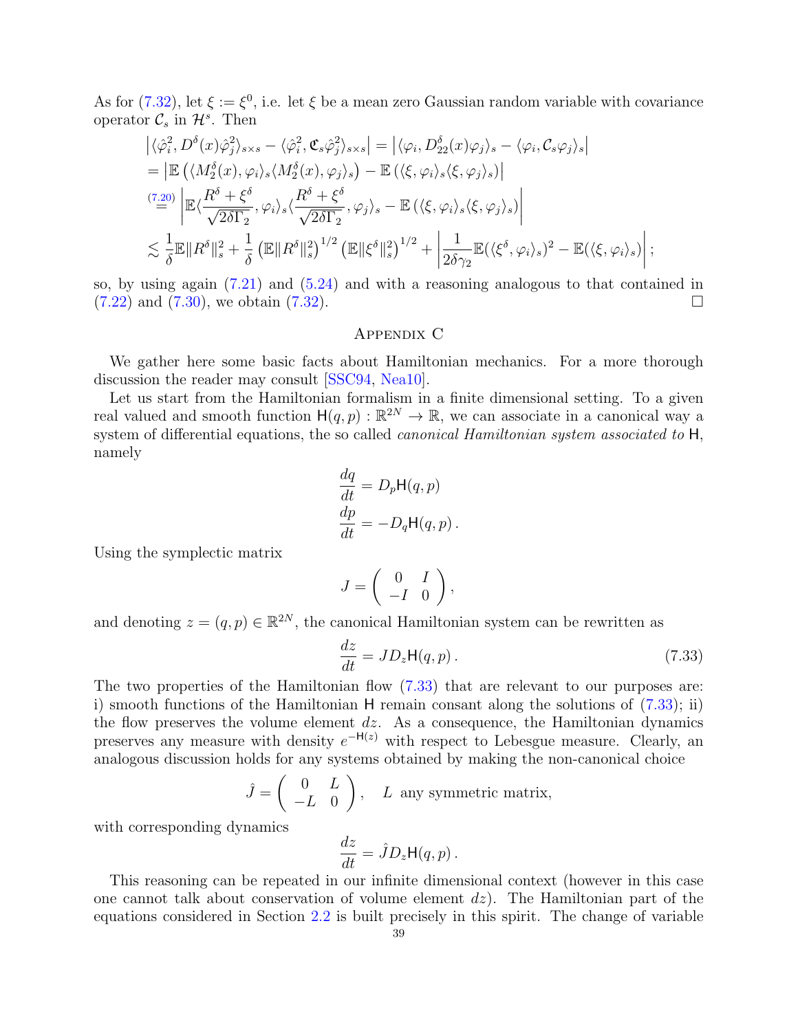As for (7.32), let $\xi := \xi^0$, i.e. let $\xi$ be a mean zero Gaussian random variable with covariance operator $\mathcal{C}_s$ in $\mathcal{H}^s$. Then

$$
\begin{aligned}
&\left|\langle \hat{\varphi}_i^2, D^\delta(x)\hat{\varphi}_j^2\rangle_{s\times s} - \langle \hat{\varphi}_i^2, \mathfrak{C}_s\hat{\varphi}_j^2\rangle_{s\times s}\right| = \left|\langle \varphi_i, D^\delta_{22}(x)\varphi_j\rangle_s - \langle \varphi_i, \mathcal{C}_s\varphi_j\rangle_s\right| \\
&= \left|\mathbb{E}\left(\langle M_2^\delta(x), \varphi_i\rangle_s \langle M_2^\delta(x), \varphi_j\rangle_s\right) - \mathbb{E}\left(\langle \xi, \varphi_i\rangle_s\langle \xi, \varphi_j\rangle_s\right)\right| \\
&\overset{(7.20)}{=} \left|\mathbb{E}\langle \frac{R^\delta + \xi^\delta}{\sqrt{2\delta\Gamma_2}}, \varphi_i\rangle_s \langle \frac{R^\delta + \xi^\delta}{\sqrt{2\delta\Gamma_2}}, \varphi_j\rangle_s - \mathbb{E}\left(\langle \xi, \varphi_i\rangle_s\langle \xi, \varphi_j\rangle_s\right)\right| \\
&\lesssim \frac{1}{\delta}\mathbb{E}\|R^\delta\|_s^2 + \frac{1}{\delta}\left(\mathbb{E}\|R^\delta\|_s^2\right)^{1/2}\left(\mathbb{E}\|\xi^\delta\|_s^2\right)^{1/2} + \left|\frac{1}{2\delta\gamma_2}\mathbb{E}(\langle \xi^\delta, \varphi_i\rangle_s)^2 - \mathbb{E}(\langle \xi, \varphi_i\rangle_s)\right|;
\end{aligned}
$$

so, by using again (7.21) and (5.24) and with a reasoning analogous to that contained in (7.22) and (7.30), we obtain (7.32). $\square$

## Appendix C

We gather here some basic facts about Hamiltonian mechanics. For a more thorough discussion the reader may consult [SSC94, Nea10].

Let us start from the Hamiltonian formalism in a finite dimensional setting. To a given real valued and smooth function $\mathsf{H}(q,p) : \mathbb{R}^{2N} \to \mathbb{R}$, we can associate in a canonical way a system of differential equations, the so called *canonical Hamiltonian system associated to* $\mathsf{H}$, namely

$$
\begin{aligned}
\frac{dq}{dt} &= D_p\mathsf{H}(q,p) \\
\frac{dp}{dt} &= -D_q\mathsf{H}(q,p)\,.
\end{aligned}
$$

Using the symplectic matrix

$$
J = \begin{pmatrix} 0 & I \\ -I & 0 \end{pmatrix},
$$

and denoting $z = (q,p) \in \mathbb{R}^{2N}$, the canonical Hamiltonian system can be rewritten as

$$
\frac{dz}{dt} = JD_z\mathsf{H}(q,p)\,. \tag{7.33}
$$

The two properties of the Hamiltonian flow (7.33) that are relevant to our purposes are: i) smooth functions of the Hamiltonian $\mathsf{H}$ remain consant along the solutions of (7.33); ii) the flow preserves the volume element $dz$. As a consequence, the Hamiltonian dynamics preserves any measure with density $e^{-\mathsf{H}(z)}$ with respect to Lebesgue measure. Clearly, an analogous discussion holds for any systems obtained by making the non-canonical choice

$$
\hat{J} = \begin{pmatrix} 0 & L \\ -L & 0 \end{pmatrix}, \quad L \text{ any symmetric matrix,}
$$

with corresponding dynamics

$$
\frac{dz}{dt} = \hat{J}D_z\mathsf{H}(q,p)\,.
$$

This reasoning can be repeated in our infinite dimensional context (however in this case one cannot talk about conservation of volume element $dz$). The Hamiltonian part of the equations considered in Section 2.2 is built precisely in this spirit. The change of variable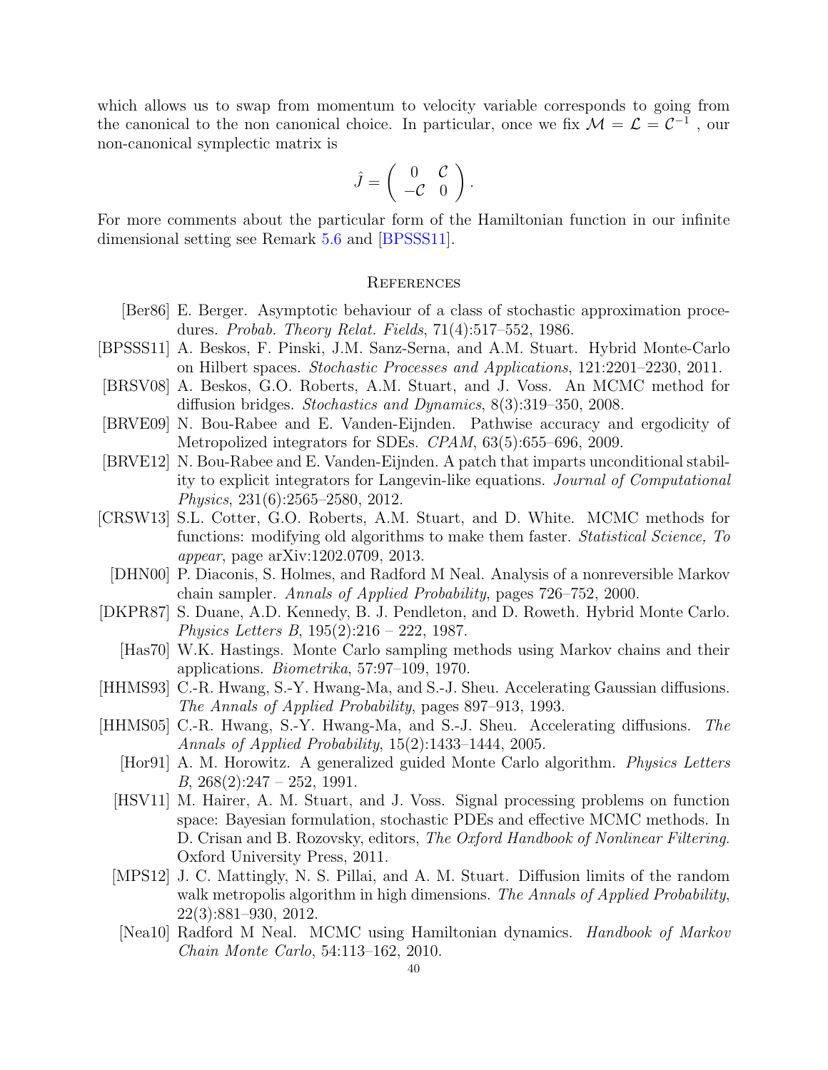which allows us to swap from momentum to velocity variable corresponds to going from the canonical to the non canonical choice. In particular, once we fix $\mathcal{M} = \mathcal{L} = \mathcal{C}^{-1}$ , our non-canonical symplectic matrix is

$$\hat{J} = \begin{pmatrix} 0 & \mathcal{C} \\ -\mathcal{C} & 0 \end{pmatrix}.$$

For more comments about the particular form of the Hamiltonian function in our infinite dimensional setting see Remark 5.6 and [BPSSS11].

## References

[Ber86] E. Berger. Asymptotic behaviour of a class of stochastic approximation procedures. *Probab. Theory Relat. Fields*, 71(4):517–552, 1986.

[BPSSS11] A. Beskos, F. Pinski, J.M. Sanz-Serna, and A.M. Stuart. Hybrid Monte-Carlo on Hilbert spaces. *Stochastic Processes and Applications*, 121:2201–2230, 2011.

[BRSV08] A. Beskos, G.O. Roberts, A.M. Stuart, and J. Voss. An MCMC method for diffusion bridges. *Stochastics and Dynamics*, 8(3):319–350, 2008.

[BRVE09] N. Bou-Rabee and E. Vanden-Eijnden. Pathwise accuracy and ergodicity of Metropolized integrators for SDEs. *CPAM*, 63(5):655–696, 2009.

[BRVE12] N. Bou-Rabee and E. Vanden-Eijnden. A patch that imparts unconditional stability to explicit integrators for Langevin-like equations. *Journal of Computational Physics*, 231(6):2565–2580, 2012.

[CRSW13] S.L. Cotter, G.O. Roberts, A.M. Stuart, and D. White. MCMC methods for functions: modifying old algorithms to make them faster. *Statistical Science, To appear*, page arXiv:1202.0709, 2013.

[DHN00] P. Diaconis, S. Holmes, and Radford M Neal. Analysis of a nonreversible Markov chain sampler. *Annals of Applied Probability*, pages 726–752, 2000.

[DKPR87] S. Duane, A.D. Kennedy, B. J. Pendleton, and D. Roweth. Hybrid Monte Carlo. *Physics Letters B*, 195(2):216 – 222, 1987.

[Has70] W.K. Hastings. Monte Carlo sampling methods using Markov chains and their applications. *Biometrika*, 57:97–109, 1970.

[HHMS93] C.-R. Hwang, S.-Y. Hwang-Ma, and S.-J. Sheu. Accelerating Gaussian diffusions. *The Annals of Applied Probability*, pages 897–913, 1993.

[HHMS05] C.-R. Hwang, S.-Y. Hwang-Ma, and S.-J. Sheu. Accelerating diffusions. *The Annals of Applied Probability*, 15(2):1433–1444, 2005.

[Hor91] A. M. Horowitz. A generalized guided Monte Carlo algorithm. *Physics Letters B*, 268(2):247 – 252, 1991.

[HSV11] M. Hairer, A. M. Stuart, and J. Voss. Signal processing problems on function space: Bayesian formulation, stochastic PDEs and effective MCMC methods. In D. Crisan and B. Rozovsky, editors, *The Oxford Handbook of Nonlinear Filtering*. Oxford University Press, 2011.

[MPS12] J. C. Mattingly, N. S. Pillai, and A. M. Stuart. Diffusion limits of the random walk metropolis algorithm in high dimensions. *The Annals of Applied Probability*, 22(3):881–930, 2012.

[Nea10] Radford M Neal. MCMC using Hamiltonian dynamics. *Handbook of Markov Chain Monte Carlo*, 54:113–162, 2010.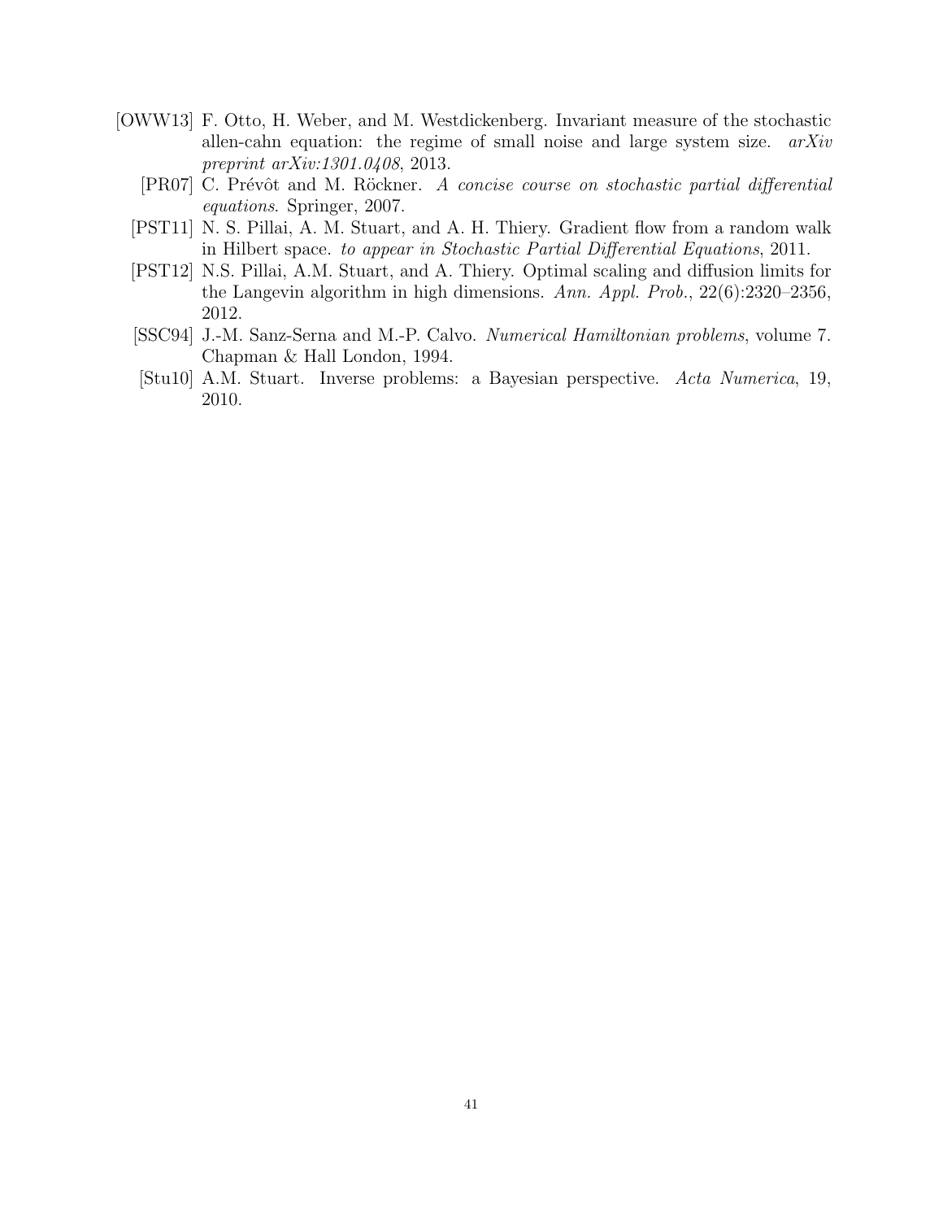[OWW13] F. Otto, H. Weber, and M. Westdickenberg. Invariant measure of the stochastic allen-cahn equation: the regime of small noise and large system size. *arXiv preprint arXiv:1301.0408*, 2013.

[PR07] C. Prévôt and M. Röckner. *A concise course on stochastic partial differential equations*. Springer, 2007.

[PST11] N. S. Pillai, A. M. Stuart, and A. H. Thiery. Gradient flow from a random walk in Hilbert space. *to appear in Stochastic Partial Differential Equations*, 2011.

[PST12] N.S. Pillai, A.M. Stuart, and A. Thiery. Optimal scaling and diffusion limits for the Langevin algorithm in high dimensions. *Ann. Appl. Prob.*, 22(6):2320–2356, 2012.

[SSC94] J.-M. Sanz-Serna and M.-P. Calvo. *Numerical Hamiltonian problems*, volume 7. Chapman & Hall London, 1994.

[Stu10] A.M. Stuart. Inverse problems: a Bayesian perspective. *Acta Numerica*, 19, 2010.